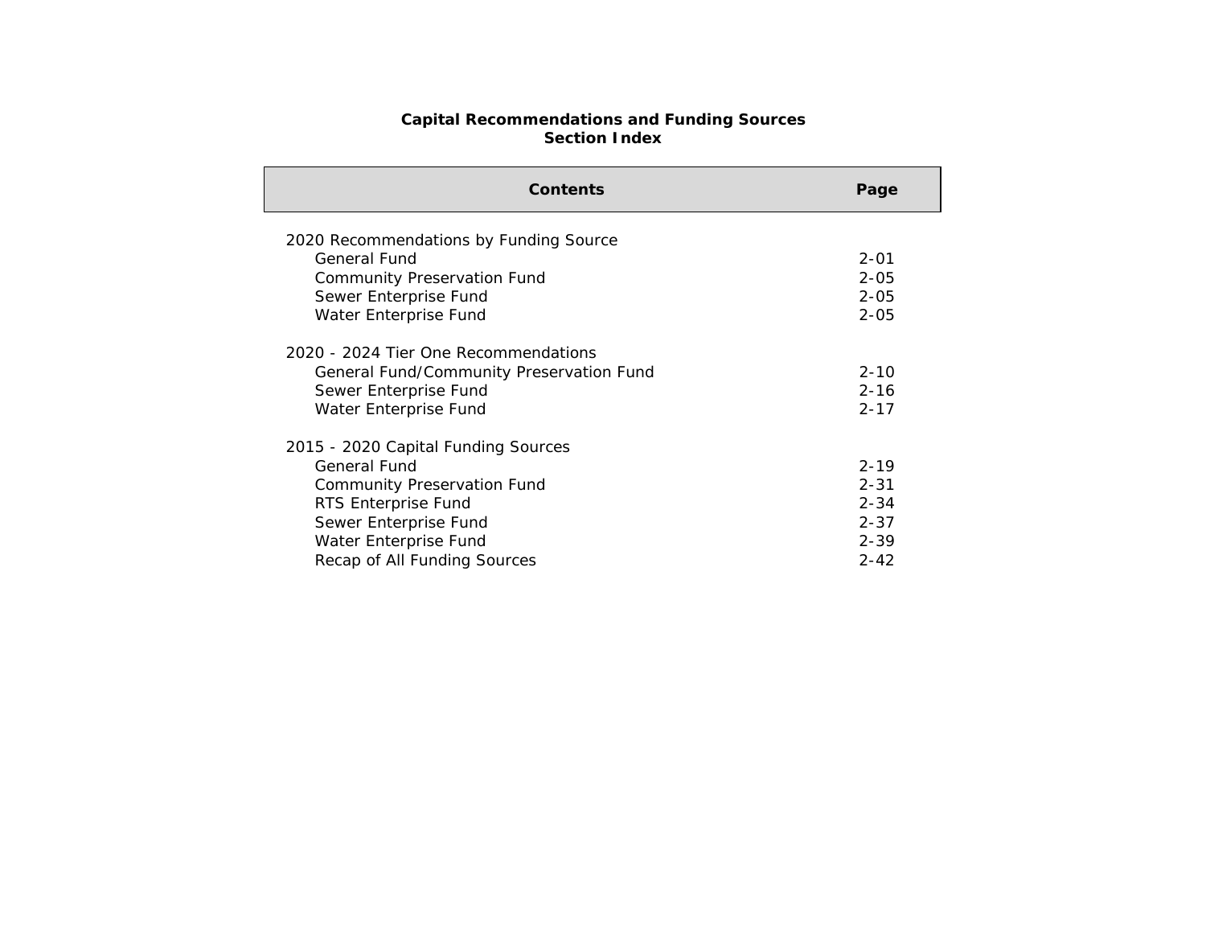# Capital Recommendations and Funding Sources
## Section Index

| Contents | Page |
| --- | --- |
| **2020 Recommendations by Funding Source** | |
| General Fund | 2-01 |
| Community Preservation Fund | 2-05 |
| Sewer Enterprise Fund | 2-05 |
| Water Enterprise Fund | 2-05 |
| **2020 - 2024 Tier One Recommendations** | |
| General Fund/Community Preservation Fund | 2-10 |
| Sewer Enterprise Fund | 2-16 |
| Water Enterprise Fund | 2-17 |
| **2015 - 2020 Capital Funding Sources** | |
| General Fund | 2-19 |
| Community Preservation Fund | 2-31 |
| RTS Enterprise Fund | 2-34 |
| Sewer Enterprise Fund | 2-37 |
| Water Enterprise Fund | 2-39 |
| Recap of All Funding Sources | 2-42 |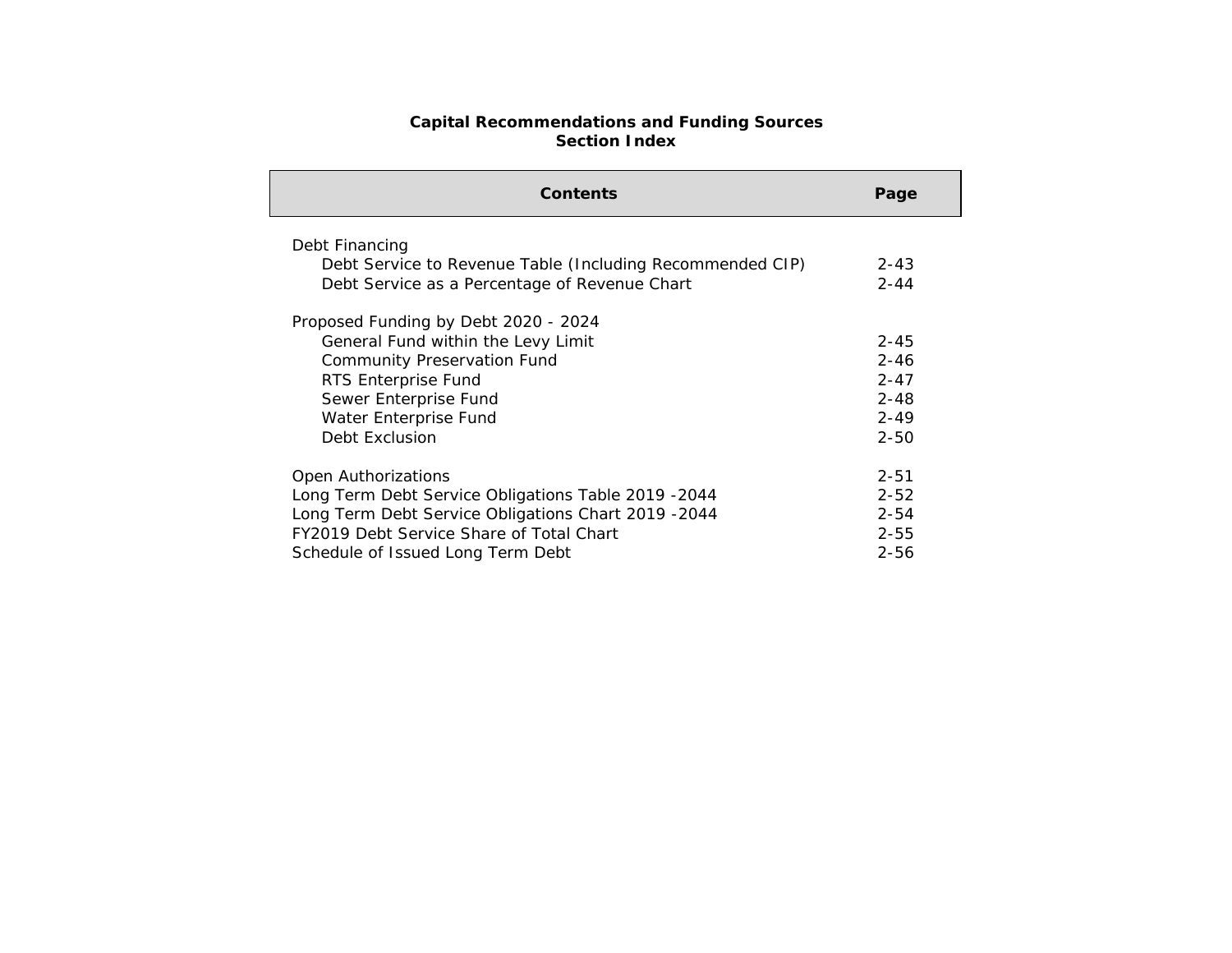## Capital Recommendations and Funding Sources
## Section Index

| Contents | Page |
|---|---|
| Debt Financing | |
| Debt Service to Revenue Table (Including Recommended CIP) | 2-43 |
| Debt Service as a Percentage of Revenue Chart | 2-44 |
| | |
| Proposed Funding by Debt 2020 - 2024 | |
| General Fund within the Levy Limit | 2-45 |
| Community Preservation Fund | 2-46 |
| RTS Enterprise Fund | 2-47 |
| Sewer Enterprise Fund | 2-48 |
| Water Enterprise Fund | 2-49 |
| Debt Exclusion | 2-50 |
| | |
| Open Authorizations | 2-51 |
| Long Term Debt Service Obligations Table 2019 -2044 | 2-52 |
| Long Term Debt Service Obligations Chart 2019 -2044 | 2-54 |
| FY2019 Debt Service Share of Total Chart | 2-55 |
| Schedule of Issued Long Term Debt | 2-56 |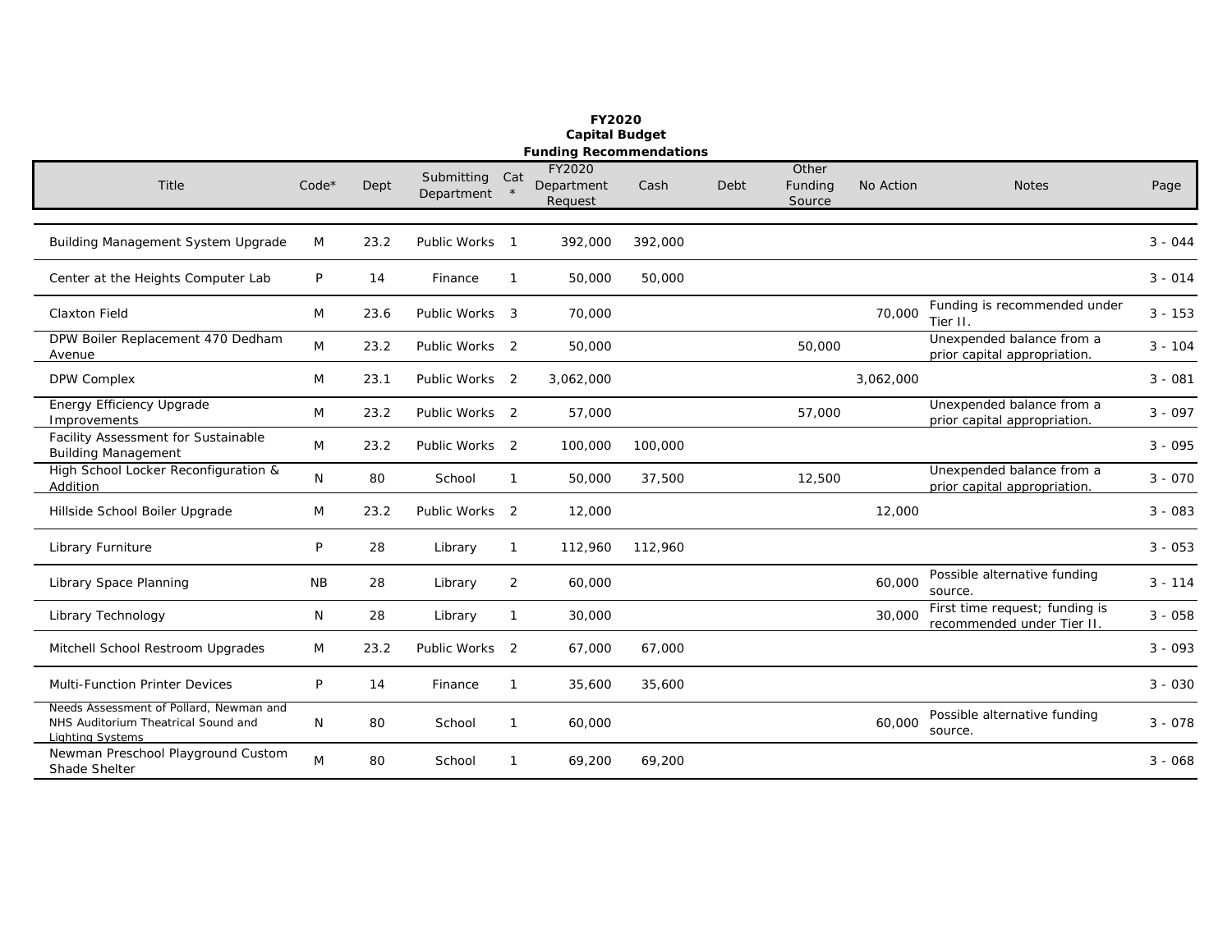**FY2020**
**Capital Budget**
**Funding Recommendations**

| Title | Code* | Dept | Submitting Department | Cat * | FY2020 Department Request | Cash | Debt | Other Funding Source | No Action | Notes | Page |
|---|---|---|---|---|---|---|---|---|---|---|---|
| Building Management System Upgrade | M | 23.2 | Public Works | 1 | 392,000 | 392,000 | | | | | 3 - 044 |
| Center at the Heights Computer Lab | P | 14 | Finance | 1 | 50,000 | 50,000 | | | | | 3 - 014 |
| Claxton Field | M | 23.6 | Public Works | 3 | 70,000 | | | | 70,000 | Funding is recommended under Tier II. | 3 - 153 |
| DPW Boiler Replacement 470 Dedham Avenue | M | 23.2 | Public Works | 2 | 50,000 | | | 50,000 | | Unexpended balance from a prior capital appropriation. | 3 - 104 |
| DPW Complex | M | 23.1 | Public Works | 2 | 3,062,000 | | | | 3,062,000 | | 3 - 081 |
| Energy Efficiency Upgrade Improvements | M | 23.2 | Public Works | 2 | 57,000 | | | 57,000 | | Unexpended balance from a prior capital appropriation. | 3 - 097 |
| Facility Assessment for Sustainable Building Management | M | 23.2 | Public Works | 2 | 100,000 | 100,000 | | | | | 3 - 095 |
| High School Locker Reconfiguration & Addition | N | 80 | School | 1 | 50,000 | 37,500 | | 12,500 | | Unexpended balance from a prior capital appropriation. | 3 - 070 |
| Hillside School Boiler Upgrade | M | 23.2 | Public Works | 2 | 12,000 | | | | 12,000 | | 3 - 083 |
| Library Furniture | P | 28 | Library | 1 | 112,960 | 112,960 | | | | | 3 - 053 |
| Library Space Planning | NB | 28 | Library | 2 | 60,000 | | | | 60,000 | Possible alternative funding source. | 3 - 114 |
| Library Technology | N | 28 | Library | 1 | 30,000 | | | | 30,000 | First time request; funding is recommended under Tier II. | 3 - 058 |
| Mitchell School Restroom Upgrades | M | 23.2 | Public Works | 2 | 67,000 | 67,000 | | | | | 3 - 093 |
| Multi-Function Printer Devices | P | 14 | Finance | 1 | 35,600 | 35,600 | | | | | 3 - 030 |
| Needs Assessment of Pollard, Newman and NHS Auditorium Theatrical Sound and Lighting Systems | N | 80 | School | 1 | 60,000 | | | | 60,000 | Possible alternative funding source. | 3 - 078 |
| Newman Preschool Playground Custom Shade Shelter | M | 80 | School | 1 | 69,200 | 69,200 | | | | | 3 - 068 |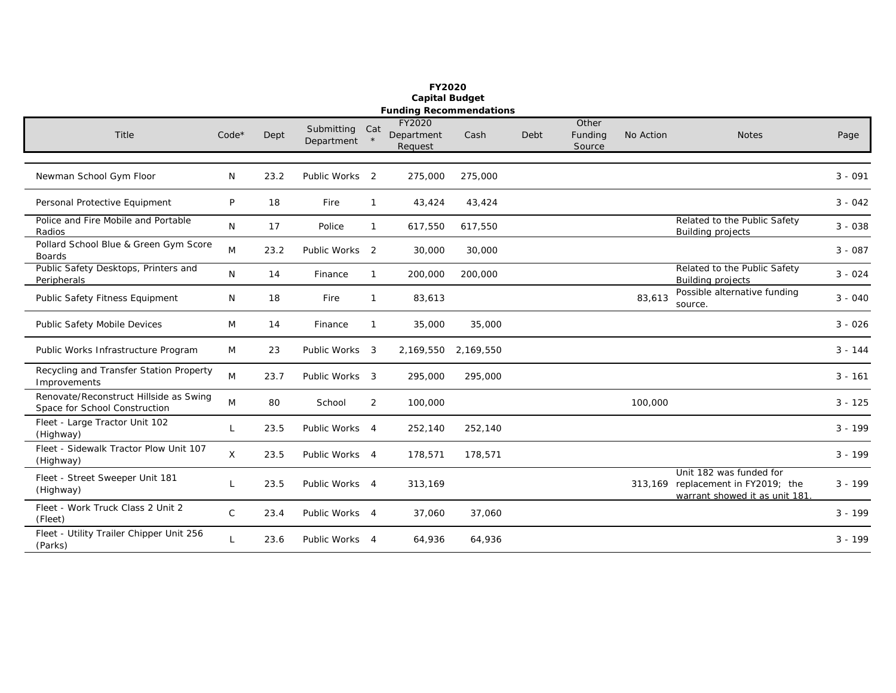**FY2020**
**Capital Budget**
**Funding Recommendations**

| Title | Code* | Dept | Submitting Department | Cat * | FY2020 Department Request | Cash | Debt | Other Funding Source | No Action | Notes | Page |
|---|---|---|---|---|---|---|---|---|---|---|---|
| Newman School Gym Floor | N | 23.2 | Public Works | 2 | 275,000 | 275,000 | | | | | 3 - 091 |
| Personal Protective Equipment | P | 18 | Fire | 1 | 43,424 | 43,424 | | | | | 3 - 042 |
| Police and Fire Mobile and Portable Radios | N | 17 | Police | 1 | 617,550 | 617,550 | | | | Related to the Public Safety Building projects | 3 - 038 |
| Pollard School Blue & Green Gym Score Boards | M | 23.2 | Public Works | 2 | 30,000 | 30,000 | | | | | 3 - 087 |
| Public Safety Desktops, Printers and Peripherals | N | 14 | Finance | 1 | 200,000 | 200,000 | | | | Related to the Public Safety Building projects | 3 - 024 |
| Public Safety Fitness Equipment | N | 18 | Fire | 1 | 83,613 | | | | 83,613 | Possible alternative funding source. | 3 - 040 |
| Public Safety Mobile Devices | M | 14 | Finance | 1 | 35,000 | 35,000 | | | | | 3 - 026 |
| Public Works Infrastructure Program | M | 23 | Public Works | 3 | 2,169,550 | 2,169,550 | | | | | 3 - 144 |
| Recycling and Transfer Station Property Improvements | M | 23.7 | Public Works | 3 | 295,000 | 295,000 | | | | | 3 - 161 |
| Renovate/Reconstruct Hillside as Swing Space for School Construction | M | 80 | School | 2 | 100,000 | | | | 100,000 | | 3 - 125 |
| Fleet - Large Tractor Unit 102 (Highway) | L | 23.5 | Public Works | 4 | 252,140 | 252,140 | | | | | 3 - 199 |
| Fleet - Sidewalk Tractor Plow Unit 107 (Highway) | X | 23.5 | Public Works | 4 | 178,571 | 178,571 | | | | | 3 - 199 |
| Fleet - Street Sweeper Unit 181 (Highway) | L | 23.5 | Public Works | 4 | 313,169 | | | | 313,169 | Unit 182 was funded for replacement in FY2019; the warrant showed it as unit 181. | 3 - 199 |
| Fleet - Work Truck Class 2 Unit 2 (Fleet) | C | 23.4 | Public Works | 4 | 37,060 | 37,060 | | | | | 3 - 199 |
| Fleet - Utility Trailer Chipper Unit 256 (Parks) | L | 23.6 | Public Works | 4 | 64,936 | 64,936 | | | | | 3 - 199 |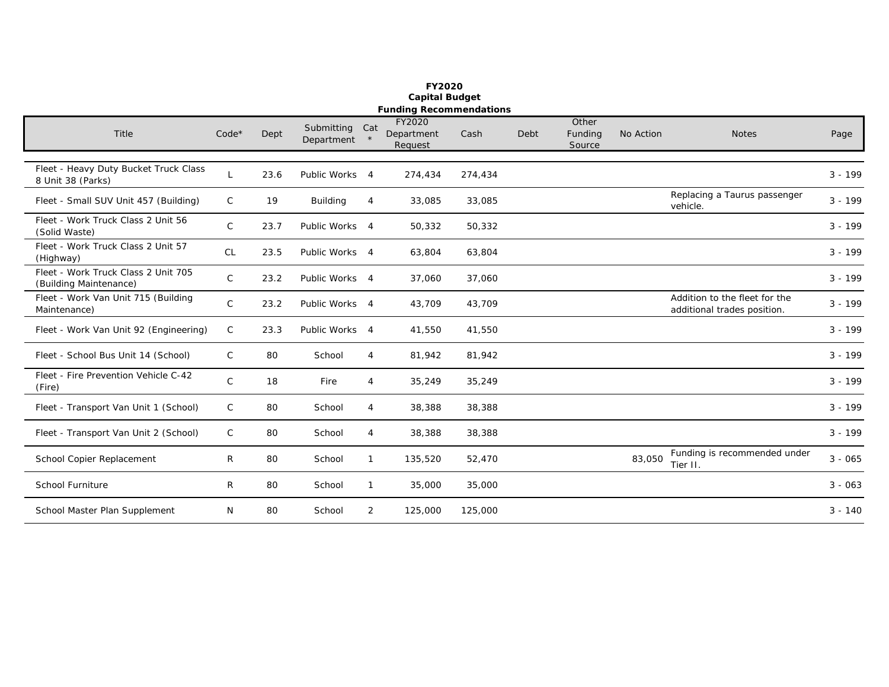**FY2020**
**Capital Budget**
**Funding Recommendations**

| Title | Code* | Dept | Submitting Department | Cat * | FY2020 Department Request | Cash | Debt | Other Funding Source | No Action | Notes | Page |
|---|---|---|---|---|---|---|---|---|---|---|---|
| Fleet - Heavy Duty Bucket Truck Class 8 Unit 38 (Parks) | L | 23.6 | Public Works | 4 | 274,434 | 274,434 | | | | | 3 - 199 |
| Fleet - Small SUV Unit 457 (Building) | C | 19 | Building | 4 | 33,085 | 33,085 | | | | Replacing a Taurus passenger vehicle. | 3 - 199 |
| Fleet - Work Truck Class 2 Unit 56 (Solid Waste) | C | 23.7 | Public Works | 4 | 50,332 | 50,332 | | | | | 3 - 199 |
| Fleet - Work Truck Class 2 Unit 57 (Highway) | CL | 23.5 | Public Works | 4 | 63,804 | 63,804 | | | | | 3 - 199 |
| Fleet - Work Truck Class 2 Unit 705 (Building Maintenance) | C | 23.2 | Public Works | 4 | 37,060 | 37,060 | | | | | 3 - 199 |
| Fleet - Work Van Unit 715 (Building Maintenance) | C | 23.2 | Public Works | 4 | 43,709 | 43,709 | | | | Addition to the fleet for the additional trades position. | 3 - 199 |
| Fleet - Work Van Unit 92 (Engineering) | C | 23.3 | Public Works | 4 | 41,550 | 41,550 | | | | | 3 - 199 |
| Fleet - School Bus Unit 14 (School) | C | 80 | School | 4 | 81,942 | 81,942 | | | | | 3 - 199 |
| Fleet - Fire Prevention Vehicle C-42 (Fire) | C | 18 | Fire | 4 | 35,249 | 35,249 | | | | | 3 - 199 |
| Fleet - Transport Van Unit 1 (School) | C | 80 | School | 4 | 38,388 | 38,388 | | | | | 3 - 199 |
| Fleet - Transport Van Unit 2 (School) | C | 80 | School | 4 | 38,388 | 38,388 | | | | | 3 - 199 |
| School Copier Replacement | R | 80 | School | 1 | 135,520 | 52,470 | | | 83,050 | Funding is recommended under Tier II. | 3 - 065 |
| School Furniture | R | 80 | School | 1 | 35,000 | 35,000 | | | | | 3 - 063 |
| School Master Plan Supplement | N | 80 | School | 2 | 125,000 | 125,000 | | | | | 3 - 140 |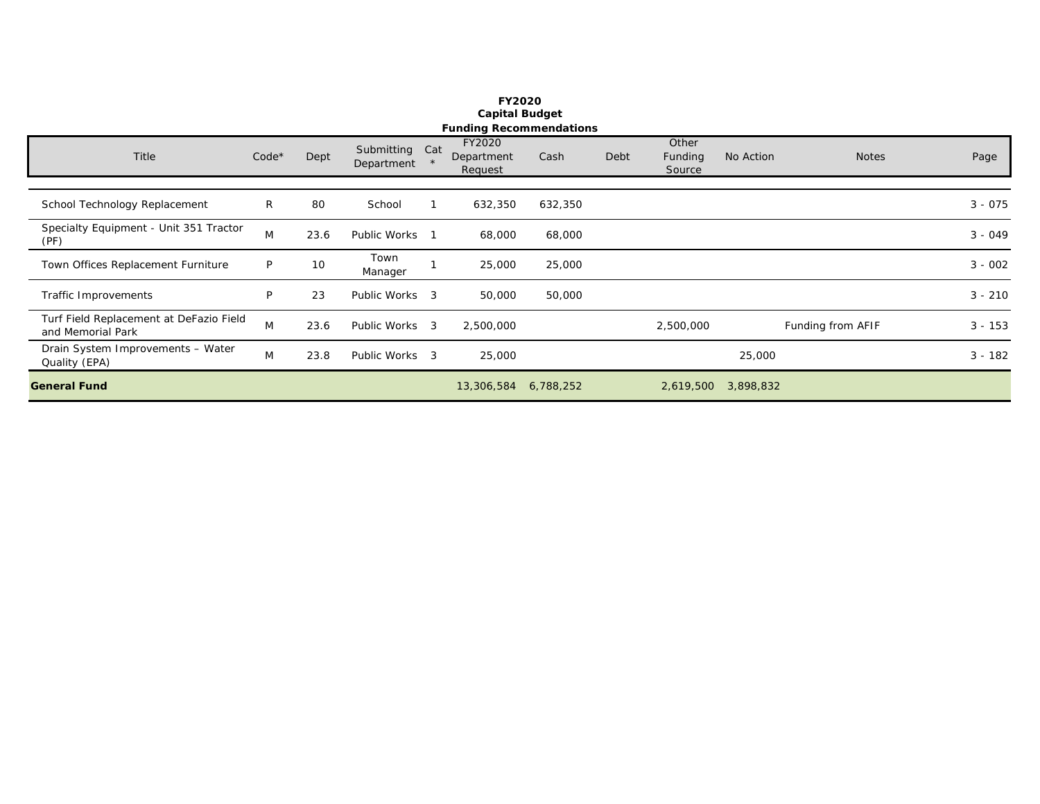**FY2020**
**Capital Budget**
**Funding Recommendations**

| Title | Code* | Dept | Submitting Department | Cat * | FY2020 Department Request | Cash | Debt | Other Funding Source | No Action | Notes | Page |
|---|---|---|---|---|---|---|---|---|---|---|---|
| School Technology Replacement | R | 80 | School | 1 | 632,350 | 632,350 | | | | | 3 - 075 |
| Specialty Equipment - Unit 351 Tractor (PF) | M | 23.6 | Public Works | 1 | 68,000 | 68,000 | | | | | 3 - 049 |
| Town Offices Replacement Furniture | P | 10 | Town Manager | 1 | 25,000 | 25,000 | | | | | 3 - 002 |
| Traffic Improvements | P | 23 | Public Works | 3 | 50,000 | 50,000 | | | | | 3 - 210 |
| Turf Field Replacement at DeFazio Field and Memorial Park | M | 23.6 | Public Works | 3 | 2,500,000 | | | 2,500,000 | | Funding from AFIF | 3 - 153 |
| Drain System Improvements – Water Quality (EPA) | M | 23.8 | Public Works | 3 | 25,000 | | | | 25,000 | | 3 - 182 |
| **General Fund** | | | | | 13,306,584 | 6,788,252 | | 2,619,500 | 3,898,832 | | |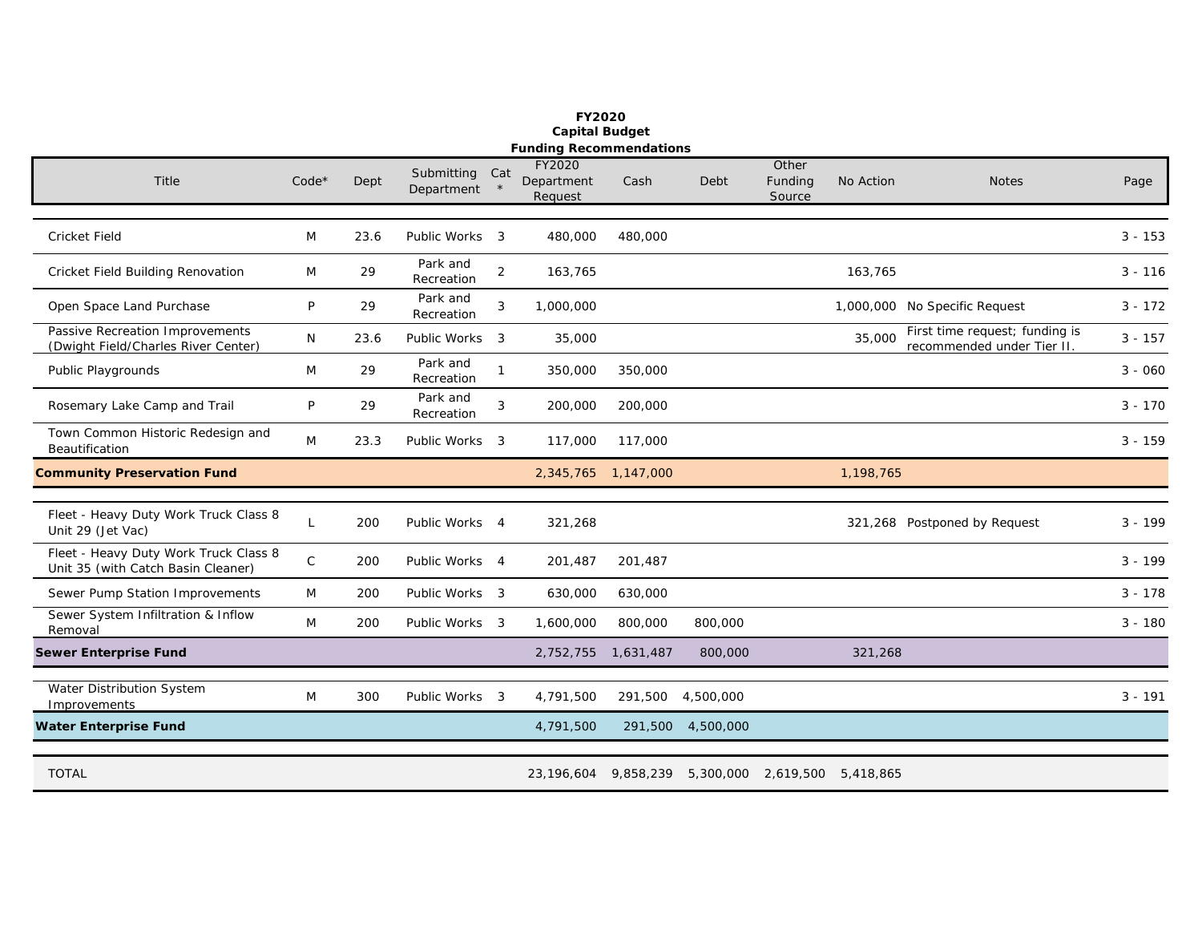**FY2020**
**Capital Budget**
**Funding Recommendations**

| Title | Code* | Dept | Submitting Department | Cat * | FY2020 Department Request | Cash | Debt | Other Funding Source | No Action | Notes | Page |
|---|---|---|---|---|---|---|---|---|---|---|---|
| Cricket Field | M | 23.6 | Public Works | 3 | 480,000 | 480,000 | | | | | 3 - 153 |
| Cricket Field Building Renovation | M | 29 | Park and Recreation | 2 | 163,765 | | | | 163,765 | | 3 - 116 |
| Open Space Land Purchase | P | 29 | Park and Recreation | 3 | 1,000,000 | | | | 1,000,000 | No Specific Request | 3 - 172 |
| Passive Recreation Improvements (Dwight Field/Charles River Center) | N | 23.6 | Public Works | 3 | 35,000 | | | | 35,000 | First time request; funding is recommended under Tier II. | 3 - 157 |
| Public Playgrounds | M | 29 | Park and Recreation | 1 | 350,000 | 350,000 | | | | | 3 - 060 |
| Rosemary Lake Camp and Trail | P | 29 | Park and Recreation | 3 | 200,000 | 200,000 | | | | | 3 - 170 |
| Town Common Historic Redesign and Beautification | M | 23.3 | Public Works | 3 | 117,000 | 117,000 | | | | | 3 - 159 |
| **Community Preservation Fund** | | | | | 2,345,765 | 1,147,000 | | | 1,198,765 | | |
| Fleet - Heavy Duty Work Truck Class 8 Unit 29 (Jet Vac) | L | 200 | Public Works | 4 | 321,268 | | | | 321,268 | Postponed by Request | 3 - 199 |
| Fleet - Heavy Duty Work Truck Class 8 Unit 35 (with Catch Basin Cleaner) | C | 200 | Public Works | 4 | 201,487 | 201,487 | | | | | 3 - 199 |
| Sewer Pump Station Improvements | M | 200 | Public Works | 3 | 630,000 | 630,000 | | | | | 3 - 178 |
| Sewer System Infiltration & Inflow Removal | M | 200 | Public Works | 3 | 1,600,000 | 800,000 | 800,000 | | | | 3 - 180 |
| **Sewer Enterprise Fund** | | | | | 2,752,755 | 1,631,487 | 800,000 | | 321,268 | | |
| Water Distribution System Improvements | M | 300 | Public Works | 3 | 4,791,500 | 291,500 | 4,500,000 | | | | 3 - 191 |
| **Water Enterprise Fund** | | | | | 4,791,500 | 291,500 | 4,500,000 | | | | |
| TOTAL | | | | | 23,196,604 | 9,858,239 | 5,300,000 | 2,619,500 | 5,418,865 | | |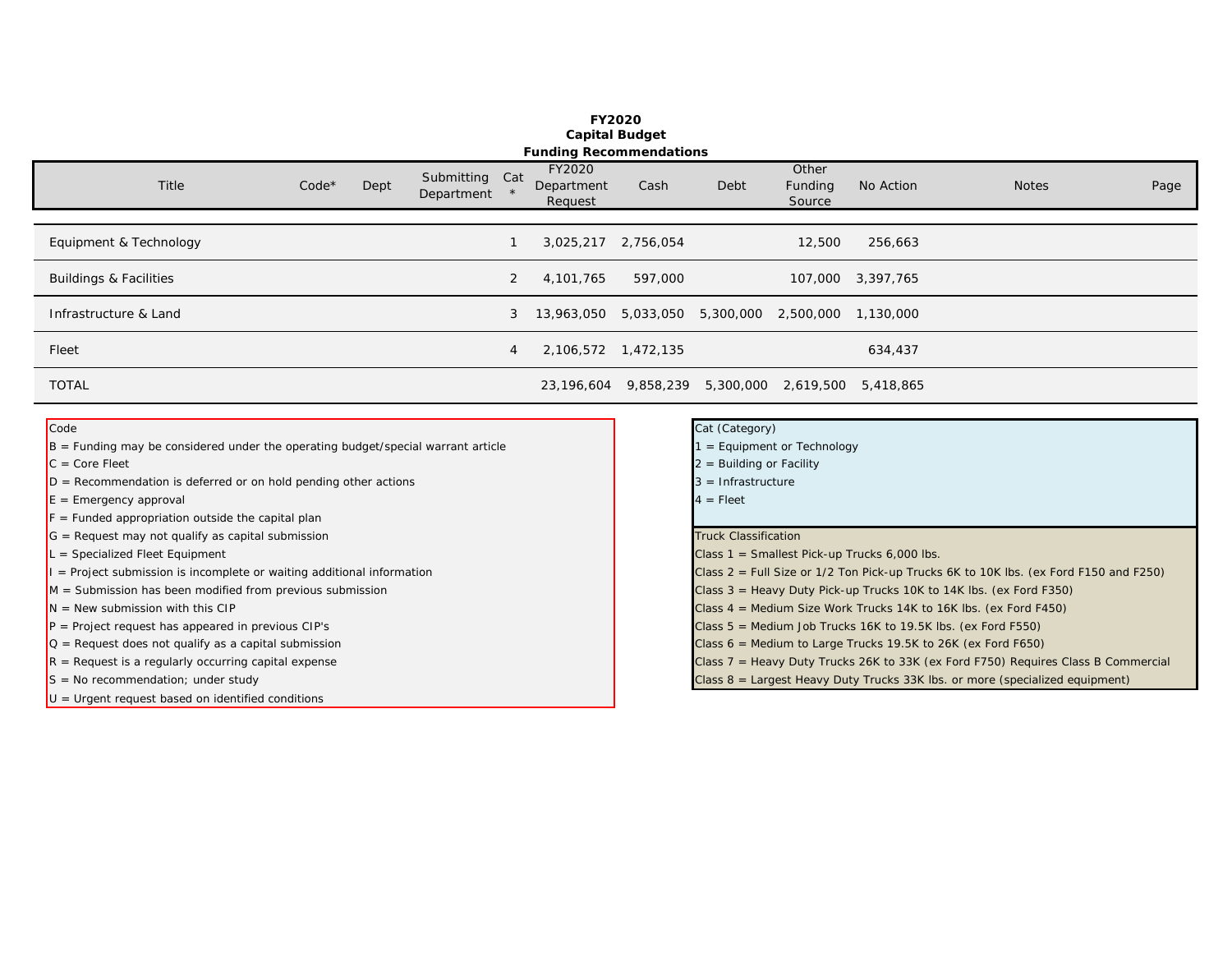# FY2020
## Capital Budget
### Funding Recommendations

| Title | Code* | Dept | Submitting Department | Cat * | FY2020 Department Request | Cash | Debt | Other Funding Source | No Action | Notes | Page |
|---|---|---|---|---|---|---|---|---|---|---|---|
| Equipment & Technology | | | | 1 | 3,025,217 | 2,756,054 | | 12,500 | 256,663 | | |
| Buildings & Facilities | | | | 2 | 4,101,765 | 597,000 | | 107,000 | 3,397,765 | | |
| Infrastructure & Land | | | | 3 | 13,963,050 | 5,033,050 | 5,300,000 | 2,500,000 | 1,130,000 | | |
| Fleet | | | | 4 | 2,106,572 | 1,472,135 | | | 634,437 | | |
| TOTAL | | | | | 23,196,604 | 9,858,239 | 5,300,000 | 2,619,500 | 5,418,865 | | |

Code
- B = Funding may be considered under the operating budget/special warrant article
- C = Core Fleet
- D = Recommendation is deferred or on hold pending other actions
- E = Emergency approval
- F = Funded appropriation outside the capital plan
- G = Request may not qualify as capital submission
- L = Specialized Fleet Equipment
- I = Project submission is incomplete or waiting additional information
- M = Submission has been modified from previous submission
- N = New submission with this CIP
- P = Project request has appeared in previous CIP's
- Q = Request does not qualify as a capital submission
- R = Request is a regularly occurring capital expense
- S = No recommendation; under study
- U = Urgent request based on identified conditions

Cat (Category)
- 1 = Equipment or Technology
- 2 = Building or Facility
- 3 = Infrastructure
- 4 = Fleet

Truck Classification
- Class 1 = Smallest Pick-up Trucks 6,000 lbs.
- Class 2 = Full Size or 1/2 Ton Pick-up Trucks 6K to 10K lbs. (ex Ford F150 and F250)
- Class 3 = Heavy Duty Pick-up Trucks 10K to 14K lbs. (ex Ford F350)
- Class 4 = Medium Size Work Trucks 14K to 16K lbs. (ex Ford F450)
- Class 5 = Medium Job Trucks 16K to 19.5K lbs. (ex Ford F550)
- Class 6 = Medium to Large Trucks 19.5K to 26K (ex Ford F650)
- Class 7 = Heavy Duty Trucks 26K to 33K (ex Ford F750) Requires Class B Commercial
- Class 8 = Largest Heavy Duty Trucks 33K lbs. or more (specialized equipment)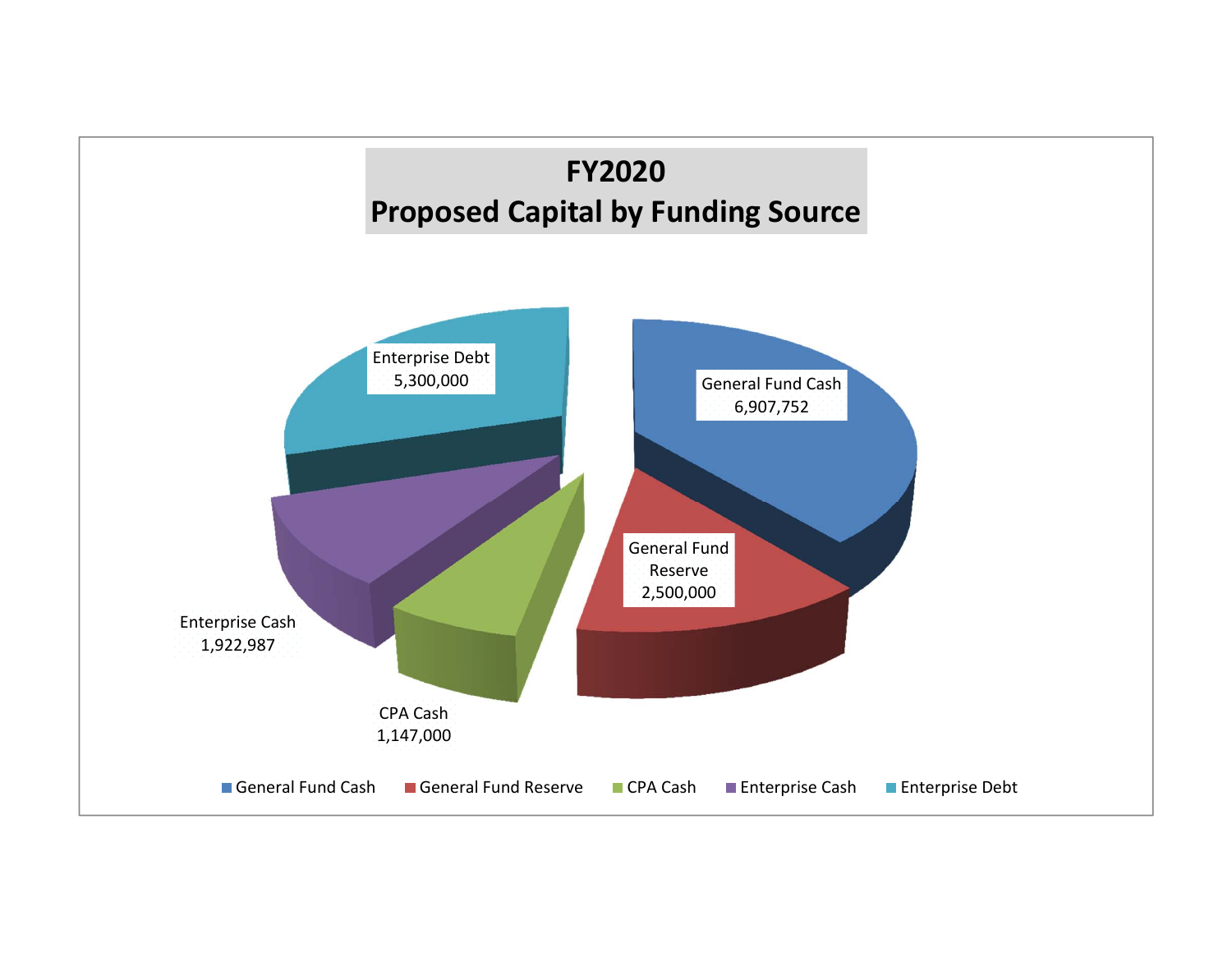**FY2020**
**Proposed Capital by Funding Source**

Enterprise Debt
5,300,000

General Fund Cash
6,907,752

General Fund Reserve
2,500,000

Enterprise Cash
1,922,987

CPA Cash
1,147,000

General Fund Cash | General Fund Reserve | CPA Cash | Enterprise Cash | Enterprise Debt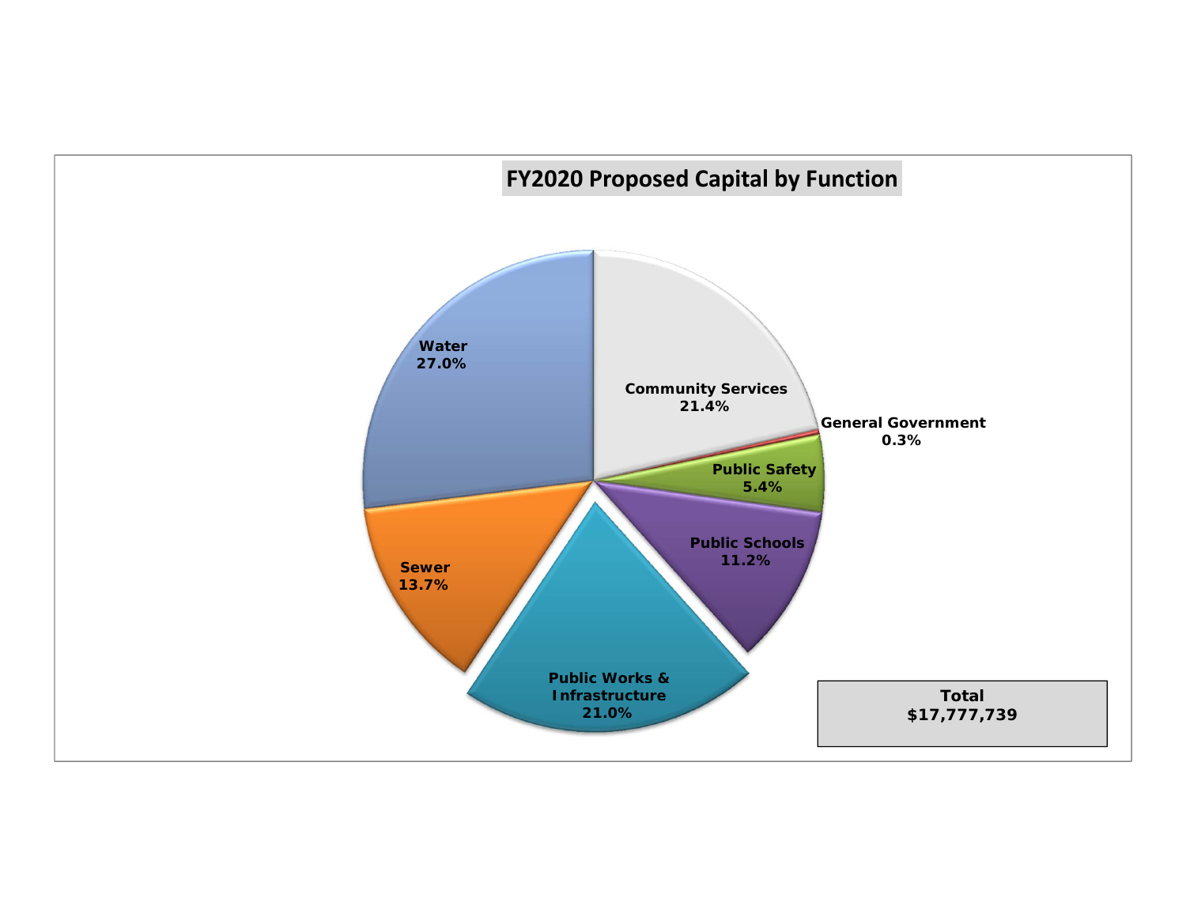# FY2020 Proposed Capital by Function

Water
27.0%

Community Services
21.4%

General Government
0.3%

Public Safety
5.4%

Public Schools
11.2%

Public Works & Infrastructure
21.0%

Sewer
13.7%

**Total**
**$17,777,739**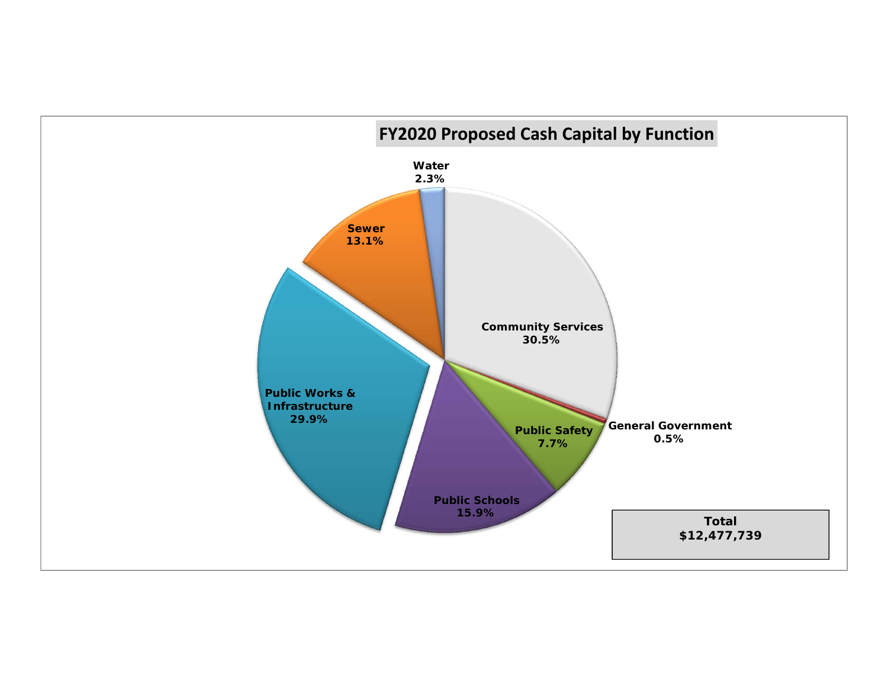FY2020 Proposed Cash Capital by Function

Water
2.3%

Sewer
13.1%

Community Services
30.5%

Public Works & Infrastructure
29.9%

General Government
0.5%

Public Safety
7.7%

Public Schools
15.9%

Total
$12,477,739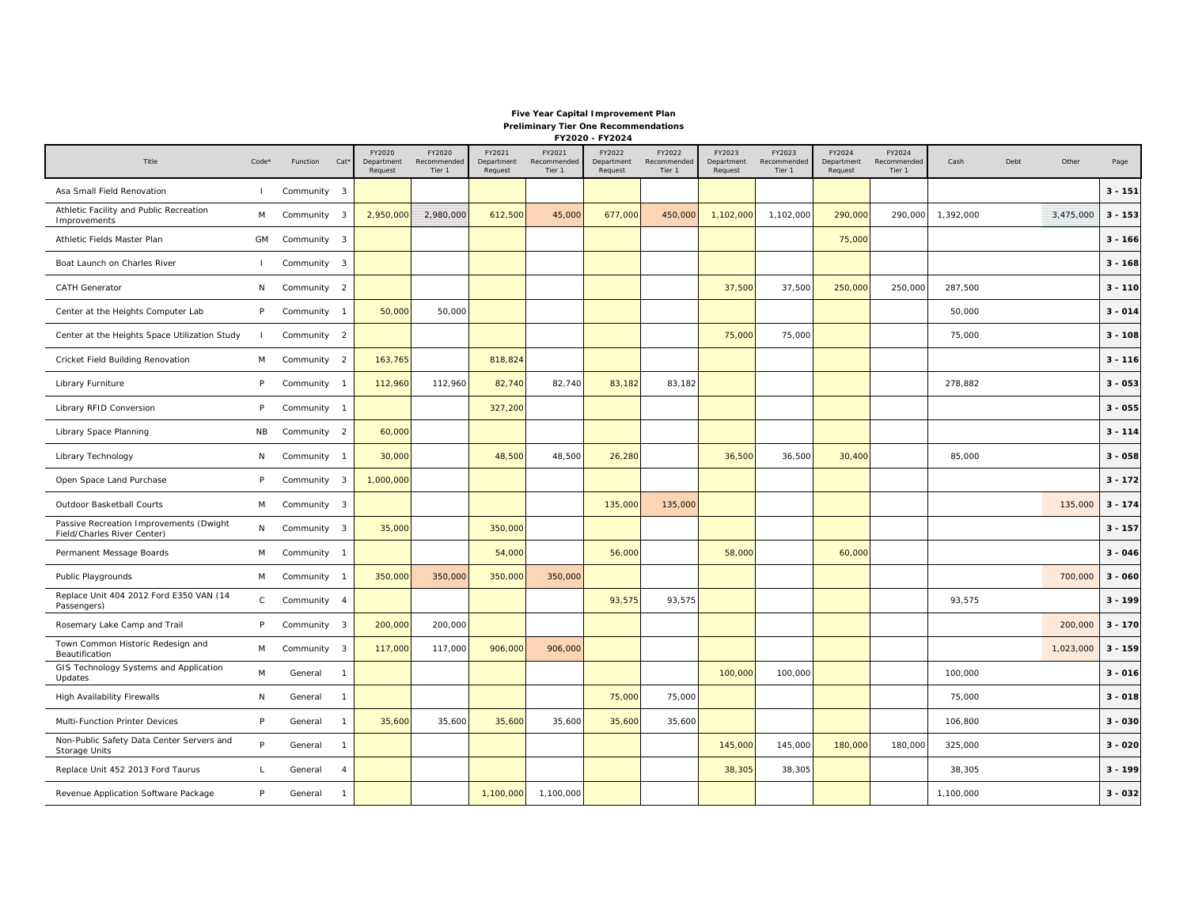**Five Year Capital Improvement Plan**
**Preliminary Tier One Recommendations**
**FY2020 - FY2024**

| Title | Code* | Function | Cat* | FY2020 Department Request | FY2020 Recommended Tier 1 | FY2021 Department Request | FY2021 Recommended Tier 1 | FY2022 Department Request | FY2022 Recommended Tier 1 | FY2023 Department Request | FY2023 Recommended Tier 1 | FY2024 Department Request | FY2024 Recommended Tier 1 | Cash | Debt | Other | Page |
|---|---|---|---|---|---|---|---|---|---|---|---|---|---|---|---|---|---|
| Asa Small Field Renovation | I | Community | 3 | | | | | | | | | | | | | | 3 - 151 |
| Athletic Facility and Public Recreation Improvements | M | Community | 3 | 2,950,000 | 2,980,000 | 612,500 | 45,000 | 677,000 | 450,000 | 1,102,000 | 1,102,000 | 290,000 | 290,000 | 1,392,000 | | 3,475,000 | 3 - 153 |
| Athletic Fields Master Plan | GM | Community | 3 | | | | | | | | | 75,000 | | | | | 3 - 166 |
| Boat Launch on Charles River | I | Community | 3 | | | | | | | | | | | | | | 3 - 168 |
| CATH Generator | N | Community | 2 | | | | | | | 37,500 | 37,500 | 250,000 | 250,000 | 287,500 | | | 3 - 110 |
| Center at the Heights Computer Lab | P | Community | 1 | 50,000 | 50,000 | | | | | | | | | 50,000 | | | 3 - 014 |
| Center at the Heights Space Utilization Study | I | Community | 2 | | | | | | | 75,000 | 75,000 | | | 75,000 | | | 3 - 108 |
| Cricket Field Building Renovation | M | Community | 2 | 163,765 | | 818,824 | | | | | | | | | | | 3 - 116 |
| Library Furniture | P | Community | 1 | 112,960 | 112,960 | 82,740 | 82,740 | 83,182 | 83,182 | | | | | 278,882 | | | 3 - 053 |
| Library RFID Conversion | P | Community | 1 | | | 327,200 | | | | | | | | | | | 3 - 055 |
| Library Space Planning | NB | Community | 2 | 60,000 | | | | | | | | | | | | | 3 - 114 |
| Library Technology | N | Community | 1 | 30,000 | | 48,500 | 48,500 | 26,280 | | 36,500 | 36,500 | 30,400 | | 85,000 | | | 3 - 058 |
| Open Space Land Purchase | P | Community | 3 | 1,000,000 | | | | | | | | | | | | | 3 - 172 |
| Outdoor Basketball Courts | M | Community | 3 | | | | | 135,000 | 135,000 | | | | | | | 135,000 | 3 - 174 |
| Passive Recreation Improvements (Dwight Field/Charles River Center) | N | Community | 3 | 35,000 | | 350,000 | | | | | | | | | | | 3 - 157 |
| Permanent Message Boards | M | Community | 1 | | | 54,000 | | 56,000 | | 58,000 | | 60,000 | | | | | 3 - 046 |
| Public Playgrounds | M | Community | 1 | 350,000 | 350,000 | 350,000 | 350,000 | | | | | | | | | 700,000 | 3 - 060 |
| Replace Unit 404 2012 Ford E350 VAN (14 Passengers) | C | Community | 4 | | | | | 93,575 | 93,575 | | | | | 93,575 | | | 3 - 199 |
| Rosemary Lake Camp and Trail | P | Community | 3 | 200,000 | 200,000 | | | | | | | | | | | 200,000 | 3 - 170 |
| Town Common Historic Redesign and Beautification | M | Community | 3 | 117,000 | 117,000 | 906,000 | 906,000 | | | | | | | | | 1,023,000 | 3 - 159 |
| GIS Technology Systems and Application Updates | M | General | 1 | | | | | | | 100,000 | 100,000 | | | 100,000 | | | 3 - 016 |
| High Availability Firewalls | N | General | 1 | | | | | 75,000 | 75,000 | | | | | 75,000 | | | 3 - 018 |
| Multi-Function Printer Devices | P | General | 1 | 35,600 | 35,600 | 35,600 | 35,600 | 35,600 | 35,600 | | | | | 106,800 | | | 3 - 030 |
| Non-Public Safety Data Center Servers and Storage Units | P | General | 1 | | | | | | | 145,000 | 145,000 | 180,000 | 180,000 | 325,000 | | | 3 - 020 |
| Replace Unit 452 2013 Ford Taurus | L | General | 4 | | | | | | | 38,305 | 38,305 | | | 38,305 | | | 3 - 199 |
| Revenue Application Software Package | P | General | 1 | | | 1,100,000 | 1,100,000 | | | | | | | 1,100,000 | | | 3 - 032 |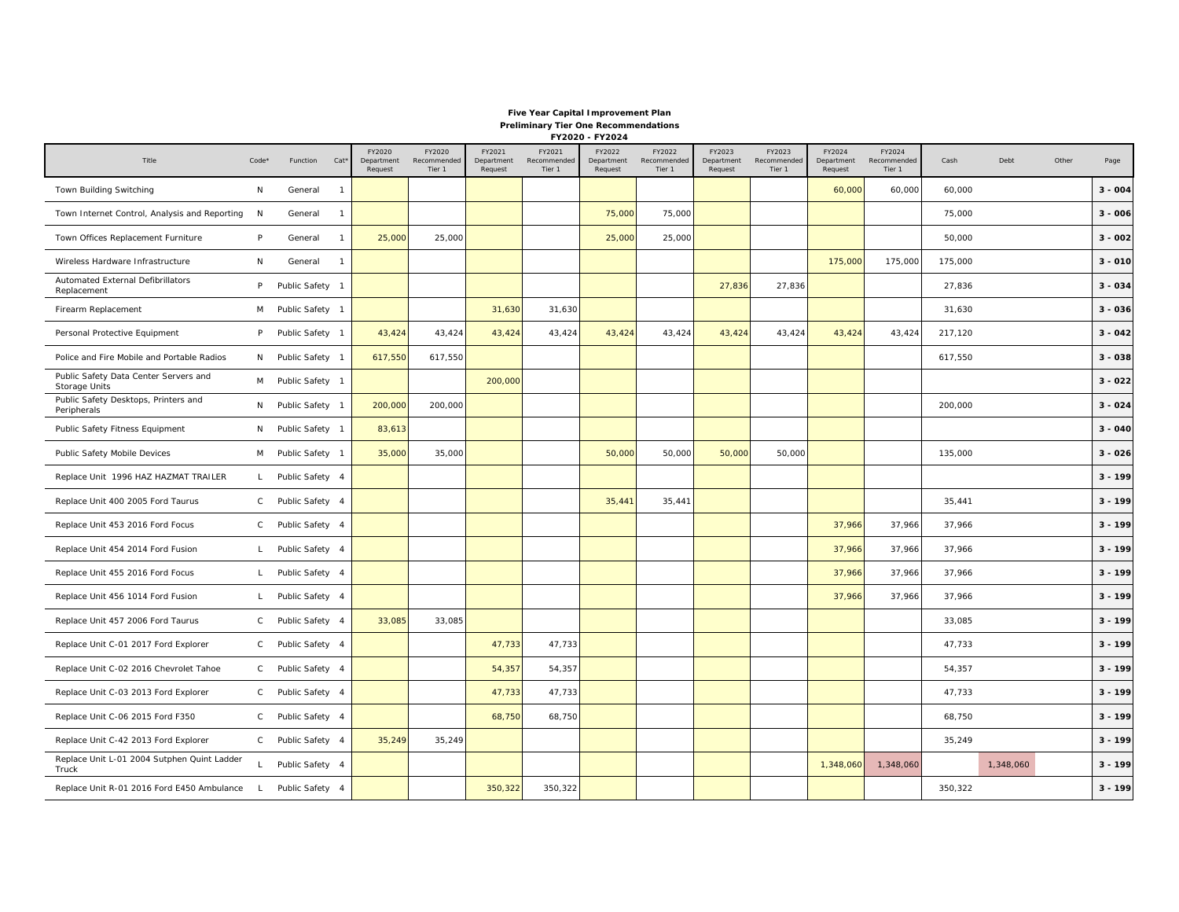**Five Year Capital Improvement Plan**
**Preliminary Tier One Recommendations**
**FY2020 - FY2024**

| Title | Code* | Function | Cat* | FY2020 Department Request | FY2020 Recommended Tier 1 | FY2021 Department Request | FY2021 Recommended Tier 1 | FY2022 Department Request | FY2022 Recommended Tier 1 | FY2023 Department Request | FY2023 Recommended Tier 1 | FY2024 Department Request | FY2024 Recommended Tier 1 | Cash | Debt | Other | Page |
|---|---|---|---|---|---|---|---|---|---|---|---|---|---|---|---|---|---|
| Town Building Switching | N | General | 1 | | | | | | | | | 60,000 | 60,000 | 60,000 | | | 3 - 004 |
| Town Internet Control, Analysis and Reporting | N | General | 1 | | | | | 75,000 | 75,000 | | | | | 75,000 | | | 3 - 006 |
| Town Offices Replacement Furniture | P | General | 1 | 25,000 | 25,000 | | | 25,000 | 25,000 | | | | | 50,000 | | | 3 - 002 |
| Wireless Hardware Infrastructure | N | General | 1 | | | | | | | | | 175,000 | 175,000 | 175,000 | | | 3 - 010 |
| Automated External Defibrillators Replacement | P | Public Safety | 1 | | | | | | | 27,836 | 27,836 | | | 27,836 | | | 3 - 034 |
| Firearm Replacement | M | Public Safety | 1 | | | 31,630 | 31,630 | | | | | | | 31,630 | | | 3 - 036 |
| Personal Protective Equipment | P | Public Safety | 1 | 43,424 | 43,424 | 43,424 | 43,424 | 43,424 | 43,424 | 43,424 | 43,424 | 43,424 | 43,424 | 217,120 | | | 3 - 042 |
| Police and Fire Mobile and Portable Radios | N | Public Safety | 1 | 617,550 | 617,550 | | | | | | | | | 617,550 | | | 3 - 038 |
| Public Safety Data Center Servers and Storage Units | M | Public Safety | 1 | | | 200,000 | | | | | | | | | | | 3 - 022 |
| Public Safety Desktops, Printers and Peripherals | N | Public Safety | 1 | 200,000 | 200,000 | | | | | | | | | 200,000 | | | 3 - 024 |
| Public Safety Fitness Equipment | N | Public Safety | 1 | 83,613 | | | | | | | | | | | | | 3 - 040 |
| Public Safety Mobile Devices | M | Public Safety | 1 | 35,000 | 35,000 | | | 50,000 | 50,000 | 50,000 | 50,000 | | | 135,000 | | | 3 - 026 |
| Replace Unit 1996 HAZ HAZMAT TRAILER | L | Public Safety | 4 | | | | | | | | | | | | | | 3 - 199 |
| Replace Unit 400 2005 Ford Taurus | C | Public Safety | 4 | | | | | 35,441 | 35,441 | | | | | 35,441 | | | 3 - 199 |
| Replace Unit 453 2016 Ford Focus | C | Public Safety | 4 | | | | | | | | | 37,966 | 37,966 | 37,966 | | | 3 - 199 |
| Replace Unit 454 2014 Ford Fusion | L | Public Safety | 4 | | | | | | | | | 37,966 | 37,966 | 37,966 | | | 3 - 199 |
| Replace Unit 455 2016 Ford Focus | L | Public Safety | 4 | | | | | | | | | 37,966 | 37,966 | 37,966 | | | 3 - 199 |
| Replace Unit 456 1014 Ford Fusion | L | Public Safety | 4 | | | | | | | | | 37,966 | 37,966 | 37,966 | | | 3 - 199 |
| Replace Unit 457 2006 Ford Taurus | C | Public Safety | 4 | 33,085 | 33,085 | | | | | | | | | 33,085 | | | 3 - 199 |
| Replace Unit C-01 2017 Ford Explorer | C | Public Safety | 4 | | | 47,733 | 47,733 | | | | | | | 47,733 | | | 3 - 199 |
| Replace Unit C-02 2016 Chevrolet Tahoe | C | Public Safety | 4 | | | 54,357 | 54,357 | | | | | | | 54,357 | | | 3 - 199 |
| Replace Unit C-03 2013 Ford Explorer | C | Public Safety | 4 | | | 47,733 | 47,733 | | | | | | | 47,733 | | | 3 - 199 |
| Replace Unit C-06 2015 Ford F350 | C | Public Safety | 4 | | | 68,750 | 68,750 | | | | | | | 68,750 | | | 3 - 199 |
| Replace Unit C-42 2013 Ford Explorer | C | Public Safety | 4 | 35,249 | 35,249 | | | | | | | | | 35,249 | | | 3 - 199 |
| Replace Unit L-01 2004 Sutphen Quint Ladder Truck | L | Public Safety | 4 | | | | | | | | | 1,348,060 | 1,348,060 | | 1,348,060 | | 3 - 199 |
| Replace Unit R-01 2016 Ford E450 Ambulance | L | Public Safety | 4 | | | 350,322 | 350,322 | | | | | | | 350,322 | | | 3 - 199 |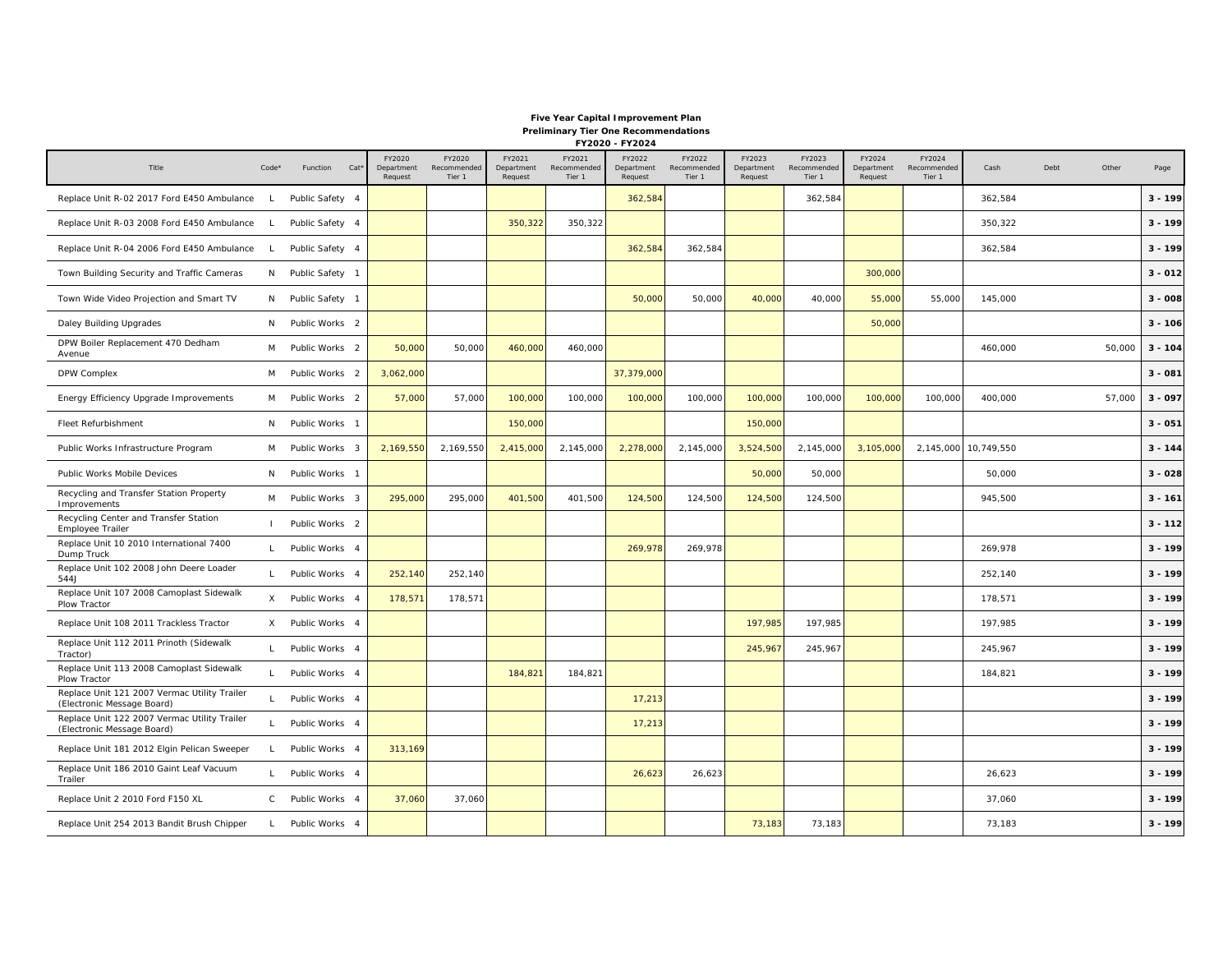**Five Year Capital Improvement Plan**
**Preliminary Tier One Recommendations**
**FY2020 - FY2024**

| Title | Code* | Function | Cat* | FY2020 Department Request | FY2020 Recommended Tier 1 | FY2021 Department Request | FY2021 Recommended Tier 1 | FY2022 Department Request | FY2022 Recommended Tier 1 | FY2023 Department Request | FY2023 Recommended Tier 1 | FY2024 Department Request | FY2024 Recommended Tier 1 | Cash | Debt | Other | Page |
|---|---|---|---|---|---|---|---|---|---|---|---|---|---|---|---|---|---|
| Replace Unit R-02 2017 Ford E450 Ambulance | L | Public Safety | 4 | | | | | 362,584 | | | 362,584 | | | 362,584 | | | 3 - 199 |
| Replace Unit R-03 2008 Ford E450 Ambulance | L | Public Safety | 4 | | | 350,322 | 350,322 | | | | | | | 350,322 | | | 3 - 199 |
| Replace Unit R-04 2006 Ford E450 Ambulance | L | Public Safety | 4 | | | | | 362,584 | 362,584 | | | | | 362,584 | | | 3 - 199 |
| Town Building Security and Traffic Cameras | N | Public Safety | 1 | | | | | | | | | 300,000 | | | | | 3 - 012 |
| Town Wide Video Projection and Smart TV | N | Public Safety | 1 | | | | | 50,000 | 50,000 | 40,000 | 40,000 | 55,000 | 55,000 | 145,000 | | | 3 - 008 |
| Daley Building Upgrades | N | Public Works | 2 | | | | | | | | | 50,000 | | | | | 3 - 106 |
| DPW Boiler Replacement 470 Dedham Avenue | M | Public Works | 2 | 50,000 | 50,000 | 460,000 | 460,000 | | | | | | | 460,000 | | 50,000 | 3 - 104 |
| DPW Complex | M | Public Works | 2 | 3,062,000 | | | | 37,379,000 | | | | | | | | | 3 - 081 |
| Energy Efficiency Upgrade Improvements | M | Public Works | 2 | 57,000 | 57,000 | 100,000 | 100,000 | 100,000 | 100,000 | 100,000 | 100,000 | 100,000 | 100,000 | 400,000 | | 57,000 | 3 - 097 |
| Fleet Refurbishment | N | Public Works | 1 | | | 150,000 | | | | 150,000 | | | | | | | 3 - 051 |
| Public Works Infrastructure Program | M | Public Works | 3 | 2,169,550 | 2,169,550 | 2,415,000 | 2,145,000 | 2,278,000 | 2,145,000 | 3,524,500 | 2,145,000 | 3,105,000 | 2,145,000 | 10,749,550 | | | 3 - 144 |
| Public Works Mobile Devices | N | Public Works | 1 | | | | | | | 50,000 | 50,000 | | | 50,000 | | | 3 - 028 |
| Recycling and Transfer Station Property Improvements | M | Public Works | 3 | 295,000 | 295,000 | 401,500 | 401,500 | 124,500 | 124,500 | 124,500 | 124,500 | | | 945,500 | | | 3 - 161 |
| Recycling Center and Transfer Station Employee Trailer | I | Public Works | 2 | | | | | | | | | | | | | | 3 - 112 |
| Replace Unit 10 2010 International 7400 Dump Truck | L | Public Works | 4 | | | | | 269,978 | 269,978 | | | | | 269,978 | | | 3 - 199 |
| Replace Unit 102 2008 John Deere Loader 544J | L | Public Works | 4 | 252,140 | 252,140 | | | | | | | | | 252,140 | | | 3 - 199 |
| Replace Unit 107 2008 Camoplast Sidewalk Plow Tractor | X | Public Works | 4 | 178,571 | 178,571 | | | | | | | | | 178,571 | | | 3 - 199 |
| Replace Unit 108 2011 Trackless Tractor | X | Public Works | 4 | | | | | | | 197,985 | 197,985 | | | 197,985 | | | 3 - 199 |
| Replace Unit 112 2011 Prinoth (Sidewalk Tractor) | L | Public Works | 4 | | | | | | | 245,967 | 245,967 | | | 245,967 | | | 3 - 199 |
| Replace Unit 113 2008 Camoplast Sidewalk Plow Tractor | L | Public Works | 4 | | | 184,821 | 184,821 | | | | | | | 184,821 | | | 3 - 199 |
| Replace Unit 121 2007 Vermac Utility Trailer (Electronic Message Board) | L | Public Works | 4 | | | | | 17,213 | | | | | | | | | 3 - 199 |
| Replace Unit 122 2007 Vermac Utility Trailer (Electronic Message Board) | L | Public Works | 4 | | | | | 17,213 | | | | | | | | | 3 - 199 |
| Replace Unit 181 2012 Elgin Pelican Sweeper | L | Public Works | 4 | 313,169 | | | | | | | | | | | | | 3 - 199 |
| Replace Unit 186 2010 Gaint Leaf Vacuum Trailer | L | Public Works | 4 | | | | | 26,623 | 26,623 | | | | | 26,623 | | | 3 - 199 |
| Replace Unit 2 2010 Ford F150 XL | C | Public Works | 4 | 37,060 | 37,060 | | | | | | | | | 37,060 | | | 3 - 199 |
| Replace Unit 254 2013 Bandit Brush Chipper | L | Public Works | 4 | | | | | | | 73,183 | 73,183 | | | 73,183 | | | 3 - 199 |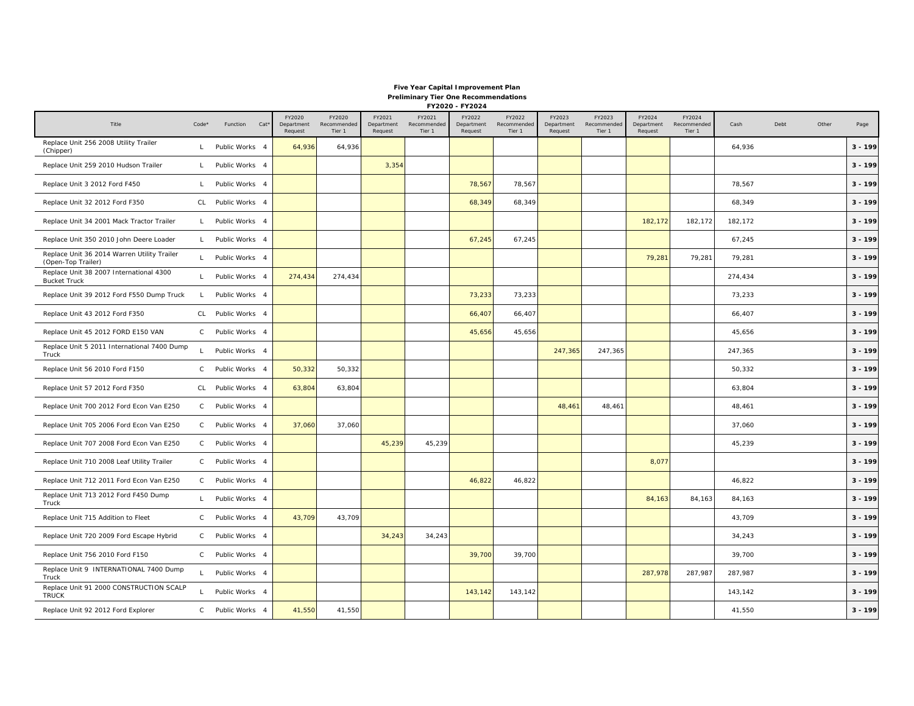**Five Year Capital Improvement Plan**
**Preliminary Tier One Recommendations**
**FY2020 - FY2024**

| Title | Code* | Function | Cat* | FY2020 Department Request | FY2020 Recommended Tier 1 | FY2021 Department Request | FY2021 Recommended Tier 1 | FY2022 Department Request | FY2022 Recommended Tier 1 | FY2023 Department Request | FY2023 Recommended Tier 1 | FY2024 Department Request | FY2024 Recommended Tier 1 | Cash | Debt | Other | Page |
|---|---|---|---|---|---|---|---|---|---|---|---|---|---|---|---|---|---|
| Replace Unit 256 2008 Utility Trailer (Chipper) | L | Public Works | 4 | 64,936 | 64,936 | | | | | | | | | 64,936 | | | 3 - 199 |
| Replace Unit 259 2010 Hudson Trailer | L | Public Works | 4 | | | 3,354 | | | | | | | | | | | 3 - 199 |
| Replace Unit 3 2012 Ford F450 | L | Public Works | 4 | | | | | 78,567 | 78,567 | | | | | 78,567 | | | 3 - 199 |
| Replace Unit 32 2012 Ford F350 | CL | Public Works | 4 | | | | | 68,349 | 68,349 | | | | | 68,349 | | | 3 - 199 |
| Replace Unit 34 2001 Mack Tractor Trailer | L | Public Works | 4 | | | | | | | | | 182,172 | 182,172 | 182,172 | | | 3 - 199 |
| Replace Unit 350 2010 John Deere Loader | L | Public Works | 4 | | | | | 67,245 | 67,245 | | | | | 67,245 | | | 3 - 199 |
| Replace Unit 36 2014 Warren Utility Trailer (Open-Top Trailer) | L | Public Works | 4 | | | | | | | | | 79,281 | 79,281 | 79,281 | | | 3 - 199 |
| Replace Unit 38 2007 International 4300 Bucket Truck | L | Public Works | 4 | 274,434 | 274,434 | | | | | | | | | 274,434 | | | 3 - 199 |
| Replace Unit 39 2012 Ford F550 Dump Truck | L | Public Works | 4 | | | | | 73,233 | 73,233 | | | | | 73,233 | | | 3 - 199 |
| Replace Unit 43 2012 Ford F350 | CL | Public Works | 4 | | | | | 66,407 | 66,407 | | | | | 66,407 | | | 3 - 199 |
| Replace Unit 45 2012 FORD E150 VAN | C | Public Works | 4 | | | | | 45,656 | 45,656 | | | | | 45,656 | | | 3 - 199 |
| Replace Unit 5 2011 International 7400 Dump Truck | L | Public Works | 4 | | | | | | | 247,365 | 247,365 | | | 247,365 | | | 3 - 199 |
| Replace Unit 56 2010 Ford F150 | C | Public Works | 4 | 50,332 | 50,332 | | | | | | | | | 50,332 | | | 3 - 199 |
| Replace Unit 57 2012 Ford F350 | CL | Public Works | 4 | 63,804 | 63,804 | | | | | | | | | 63,804 | | | 3 - 199 |
| Replace Unit 700 2012 Ford Econ Van E250 | C | Public Works | 4 | | | | | | | 48,461 | 48,461 | | | 48,461 | | | 3 - 199 |
| Replace Unit 705 2006 Ford Econ Van E250 | C | Public Works | 4 | 37,060 | 37,060 | | | | | | | | | 37,060 | | | 3 - 199 |
| Replace Unit 707 2008 Ford Econ Van E250 | C | Public Works | 4 | | | 45,239 | 45,239 | | | | | | | 45,239 | | | 3 - 199 |
| Replace Unit 710 2008 Leaf Utility Trailer | C | Public Works | 4 | | | | | | | | | 8,077 | | | | | 3 - 199 |
| Replace Unit 712 2011 Ford Econ Van E250 | C | Public Works | 4 | | | | | 46,822 | 46,822 | | | | | 46,822 | | | 3 - 199 |
| Replace Unit 713 2012 Ford F450 Dump Truck | L | Public Works | 4 | | | | | | | | | 84,163 | 84,163 | 84,163 | | | 3 - 199 |
| Replace Unit 715 Addition to Fleet | C | Public Works | 4 | 43,709 | 43,709 | | | | | | | | | 43,709 | | | 3 - 199 |
| Replace Unit 720 2009 Ford Escape Hybrid | C | Public Works | 4 | | | 34,243 | 34,243 | | | | | | | 34,243 | | | 3 - 199 |
| Replace Unit 756 2010 Ford F150 | C | Public Works | 4 | | | | | 39,700 | 39,700 | | | | | 39,700 | | | 3 - 199 |
| Replace Unit 9 INTERNATIONAL 7400 Dump Truck | L | Public Works | 4 | | | | | | | | | 287,978 | 287,987 | 287,987 | | | 3 - 199 |
| Replace Unit 91 2000 CONSTRUCTION SCALP TRUCK | L | Public Works | 4 | | | | | 143,142 | 143,142 | | | | | 143,142 | | | 3 - 199 |
| Replace Unit 92 2012 Ford Explorer | C | Public Works | 4 | 41,550 | 41,550 | | | | | | | | | 41,550 | | | 3 - 199 |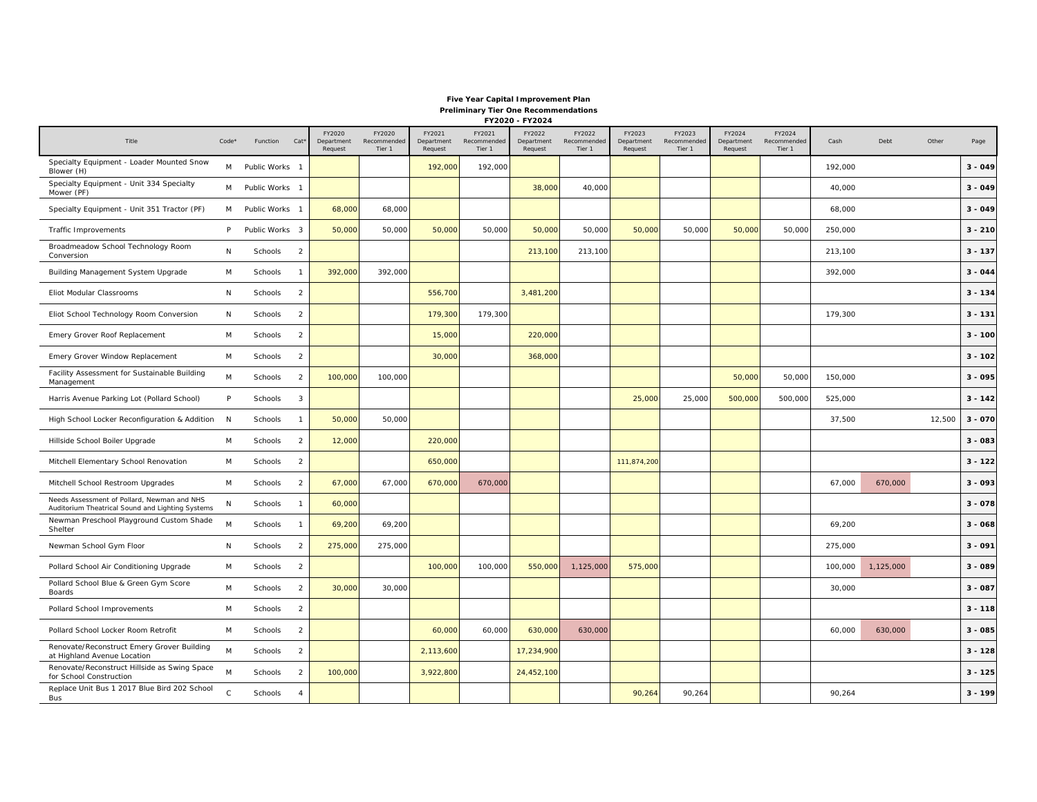**Five Year Capital Improvement Plan**
**Preliminary Tier One Recommendations**
**FY2020 - FY2024**

| Title | Code* | Function | Cat* | FY2020 Department Request | FY2020 Recommended Tier 1 | FY2021 Department Request | FY2021 Recommended Tier 1 | FY2022 Department Request | FY2022 Recommended Tier 1 | FY2023 Department Request | FY2023 Recommended Tier 1 | FY2024 Department Request | FY2024 Recommended Tier 1 | Cash | Debt | Other | Page |
|---|---|---|---|---|---|---|---|---|---|---|---|---|---|---|---|---|---|
| Specialty Equipment - Loader Mounted Snow Blower (H) | M | Public Works | 1 | | | 192,000 | 192,000 | | | | | | | 192,000 | | | 3 - 049 |
| Specialty Equipment - Unit 334 Specialty Mower (PF) | M | Public Works | 1 | | | | | 38,000 | 40,000 | | | | | 40,000 | | | 3 - 049 |
| Specialty Equipment - Unit 351 Tractor (PF) | M | Public Works | 1 | 68,000 | 68,000 | | | | | | | | | 68,000 | | | 3 - 049 |
| Traffic Improvements | P | Public Works | 3 | 50,000 | 50,000 | 50,000 | 50,000 | 50,000 | 50,000 | 50,000 | 50,000 | 50,000 | 50,000 | 250,000 | | | 3 - 210 |
| Broadmeadow School Technology Room Conversion | N | Schools | 2 | | | | | 213,100 | 213,100 | | | | | 213,100 | | | 3 - 137 |
| Building Management System Upgrade | M | Schools | 1 | 392,000 | 392,000 | | | | | | | | | 392,000 | | | 3 - 044 |
| Eliot Modular Classrooms | N | Schools | 2 | | | 556,700 | | 3,481,200 | | | | | | | | | 3 - 134 |
| Eliot School Technology Room Conversion | N | Schools | 2 | | | 179,300 | 179,300 | | | | | | | 179,300 | | | 3 - 131 |
| Emery Grover Roof Replacement | M | Schools | 2 | | | 15,000 | | 220,000 | | | | | | | | | 3 - 100 |
| Emery Grover Window Replacement | M | Schools | 2 | | | 30,000 | | 368,000 | | | | | | | | | 3 - 102 |
| Facility Assessment for Sustainable Building Management | M | Schools | 2 | 100,000 | 100,000 | | | | | | | 50,000 | 50,000 | 150,000 | | | 3 - 095 |
| Harris Avenue Parking Lot (Pollard School) | P | Schools | 3 | | | | | | | 25,000 | 25,000 | 500,000 | 500,000 | 525,000 | | | 3 - 142 |
| High School Locker Reconfiguration & Addition | N | Schools | 1 | 50,000 | 50,000 | | | | | | | | | 37,500 | | 12,500 | 3 - 070 |
| Hillside School Boiler Upgrade | M | Schools | 2 | 12,000 | | 220,000 | | | | | | | | | | | 3 - 083 |
| Mitchell Elementary School Renovation | M | Schools | 2 | | | 650,000 | | | | 111,874,200 | | | | | | | 3 - 122 |
| Mitchell School Restroom Upgrades | M | Schools | 2 | 67,000 | 67,000 | 670,000 | 670,000 | | | | | | | 67,000 | 670,000 | | 3 - 093 |
| Needs Assessment of Pollard, Newman and NHS Auditorium Theatrical Sound and Lighting Systems | N | Schools | 1 | 60,000 | | | | | | | | | | | | | 3 - 078 |
| Newman Preschool Playground Custom Shade Shelter | M | Schools | 1 | 69,200 | 69,200 | | | | | | | | | 69,200 | | | 3 - 068 |
| Newman School Gym Floor | N | Schools | 2 | 275,000 | 275,000 | | | | | | | | | 275,000 | | | 3 - 091 |
| Pollard School Air Conditioning Upgrade | M | Schools | 2 | | | 100,000 | 100,000 | 550,000 | 1,125,000 | 575,000 | | | | 100,000 | 1,125,000 | | 3 - 089 |
| Pollard School Blue & Green Gym Score Boards | M | Schools | 2 | 30,000 | 30,000 | | | | | | | | | 30,000 | | | 3 - 087 |
| Pollard School Improvements | M | Schools | 2 | | | | | | | | | | | | | | 3 - 118 |
| Pollard School Locker Room Retrofit | M | Schools | 2 | | | 60,000 | 60,000 | 630,000 | 630,000 | | | | | 60,000 | 630,000 | | 3 - 085 |
| Renovate/Reconstruct Emery Grover Building at Highland Avenue Location | M | Schools | 2 | | | 2,113,600 | | 17,234,900 | | | | | | | | | 3 - 128 |
| Renovate/Reconstruct Hillside as Swing Space for School Construction | M | Schools | 2 | 100,000 | | 3,922,800 | | 24,452,100 | | | | | | | | | 3 - 125 |
| Replace Unit Bus 1 2017 Blue Bird 202 School Bus | C | Schools | 4 | | | | | | | 90,264 | 90,264 | | | 90,264 | | | 3 - 199 |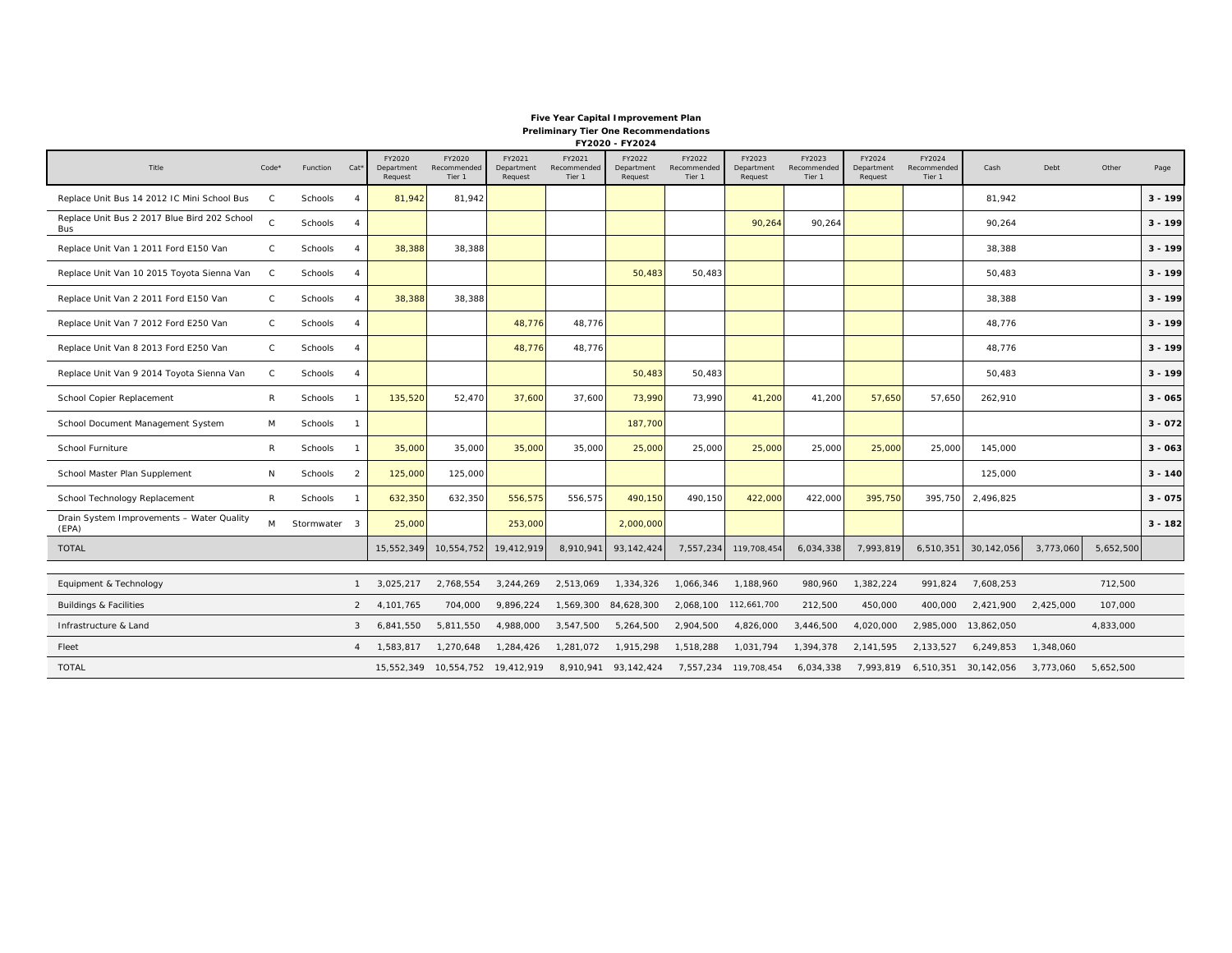**Five Year Capital Improvement Plan**
**Preliminary Tier One Recommendations**
**FY2020 - FY2024**

| Title | Code* | Function | Cat* | FY2020 Department Request | FY2020 Recommended Tier 1 | FY2021 Department Request | FY2021 Recommended Tier 1 | FY2022 Department Request | FY2022 Recommended Tier 1 | FY2023 Department Request | FY2023 Recommended Tier 1 | FY2024 Department Request | FY2024 Recommended Tier 1 | Cash | Debt | Other | Page |
|---|---|---|---|---|---|---|---|---|---|---|---|---|---|---|---|---|---|
| Replace Unit Bus 14 2012 IC Mini School Bus | C | Schools | 4 | 81,942 | 81,942 | | | | | | | | | 81,942 | | | 3 - 199 |
| Replace Unit Bus 2 2017 Blue Bird 202 School Bus | C | Schools | 4 | | | | | | | 90,264 | 90,264 | | | 90,264 | | | 3 - 199 |
| Replace Unit Van 1 2011 Ford E150 Van | C | Schools | 4 | 38,388 | 38,388 | | | | | | | | | 38,388 | | | 3 - 199 |
| Replace Unit Van 10 2015 Toyota Sienna Van | C | Schools | 4 | | | | | 50,483 | 50,483 | | | | | 50,483 | | | 3 - 199 |
| Replace Unit Van 2 2011 Ford E150 Van | C | Schools | 4 | 38,388 | 38,388 | | | | | | | | | 38,388 | | | 3 - 199 |
| Replace Unit Van 7 2012 Ford E250 Van | C | Schools | 4 | | | 48,776 | 48,776 | | | | | | | 48,776 | | | 3 - 199 |
| Replace Unit Van 8 2013 Ford E250 Van | C | Schools | 4 | | | 48,776 | 48,776 | | | | | | | 48,776 | | | 3 - 199 |
| Replace Unit Van 9 2014 Toyota Sienna Van | C | Schools | 4 | | | | | 50,483 | 50,483 | | | | | 50,483 | | | 3 - 199 |
| School Copier Replacement | R | Schools | 1 | 135,520 | 52,470 | 37,600 | 37,600 | 73,990 | 73,990 | 41,200 | 41,200 | 57,650 | 57,650 | 262,910 | | | 3 - 065 |
| School Document Management System | M | Schools | 1 | | | | | 187,700 | | | | | | | | | 3 - 072 |
| School Furniture | R | Schools | 1 | 35,000 | 35,000 | 35,000 | 35,000 | 25,000 | 25,000 | 25,000 | 25,000 | 25,000 | 25,000 | 145,000 | | | 3 - 063 |
| School Master Plan Supplement | N | Schools | 2 | 125,000 | 125,000 | | | | | | | | | 125,000 | | | 3 - 140 |
| School Technology Replacement | R | Schools | 1 | 632,350 | 632,350 | 556,575 | 556,575 | 490,150 | 490,150 | 422,000 | 422,000 | 395,750 | 395,750 | 2,496,825 | | | 3 - 075 |
| Drain System Improvements – Water Quality (EPA) | M | Stormwater | 3 | 25,000 | | 253,000 | | 2,000,000 | | | | | | | | | 3 - 182 |
| TOTAL | | | | 15,552,349 | 10,554,752 | 19,412,919 | 8,910,941 | 93,142,424 | 7,557,234 | 119,708,454 | 6,034,338 | 7,993,819 | 6,510,351 | 30,142,056 | 3,773,060 | 5,652,500 | |

| | | | | | | | | | | | | | | |
|---|---|---|---|---|---|---|---|---|---|---|---|---|---|---|
| Equipment & Technology | 1 | 3,025,217 | 2,768,554 | 3,244,269 | 2,513,069 | 1,334,326 | 1,066,346 | 1,188,960 | 980,960 | 1,382,224 | 991,824 | 7,608,253 | | 712,500 |
| Buildings & Facilities | 2 | 4,101,765 | 704,000 | 9,896,224 | 1,569,300 | 84,628,300 | 2,068,100 | 112,661,700 | 212,500 | 450,000 | 400,000 | 2,421,900 | 2,425,000 | 107,000 |
| Infrastructure & Land | 3 | 6,841,550 | 5,811,550 | 4,988,000 | 3,547,500 | 5,264,500 | 2,904,500 | 4,826,000 | 3,446,500 | 4,020,000 | 2,985,000 | 13,862,050 | | 4,833,000 |
| Fleet | 4 | 1,583,817 | 1,270,648 | 1,284,426 | 1,281,072 | 1,915,298 | 1,518,288 | 1,031,794 | 1,394,378 | 2,141,595 | 2,133,527 | 6,249,853 | 1,348,060 | |
| TOTAL | | 15,552,349 | 10,554,752 | 19,412,919 | 8,910,941 | 93,142,424 | 7,557,234 | 119,708,454 | 6,034,338 | 7,993,819 | 6,510,351 | 30,142,056 | 3,773,060 | 5,652,500 |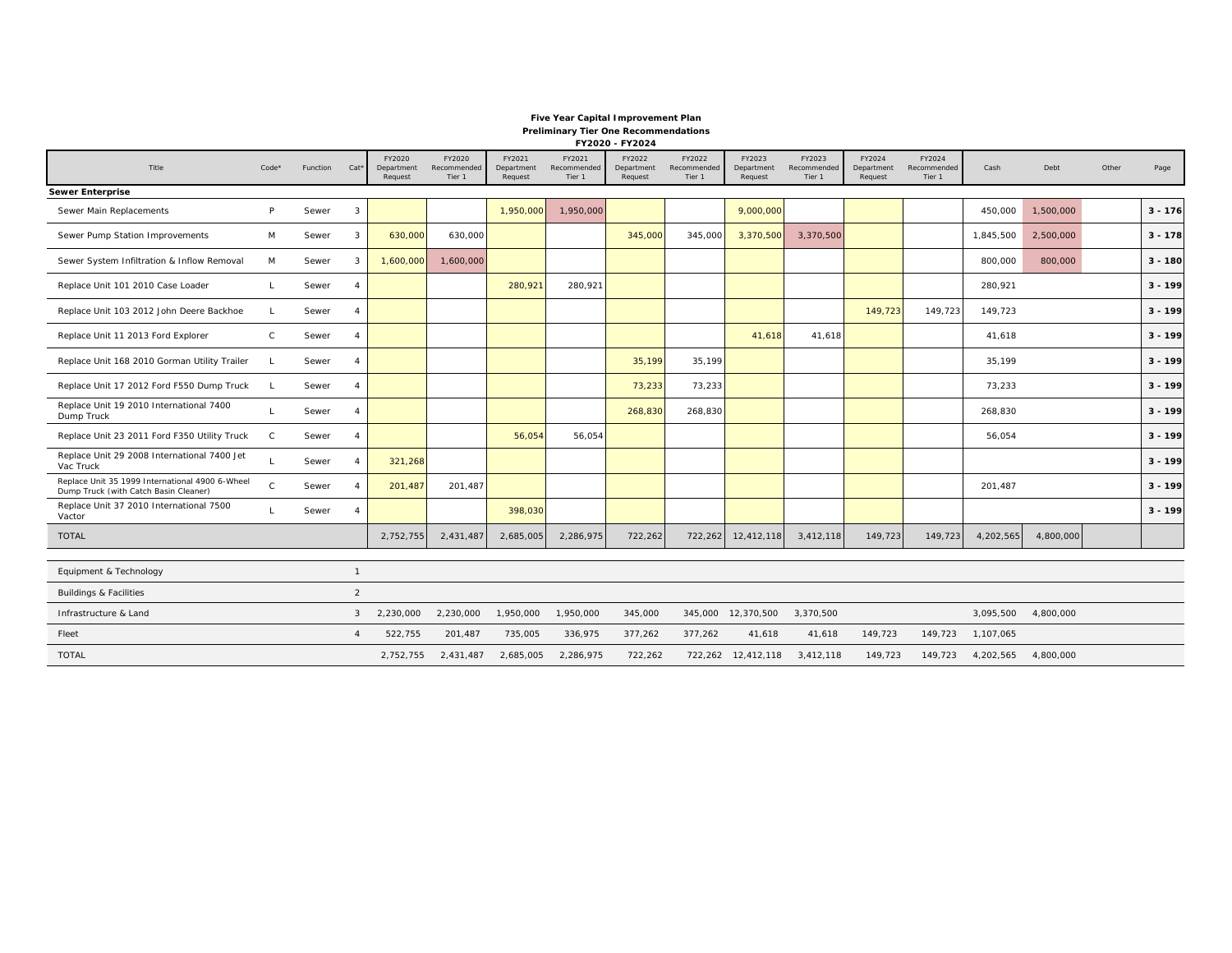**Five Year Capital Improvement Plan**
**Preliminary Tier One Recommendations**
**FY2020 - FY2024**

| Title | Code* | Function | Cat* | FY2020 Department Request | FY2020 Recommended Tier 1 | FY2021 Department Request | FY2021 Recommended Tier 1 | FY2022 Department Request | FY2022 Recommended Tier 1 | FY2023 Department Request | FY2023 Recommended Tier 1 | FY2024 Department Request | FY2024 Recommended Tier 1 | Cash | Debt | Other | Page |
|---|---|---|---|---|---|---|---|---|---|---|---|---|---|---|---|---|---|
| **Sewer Enterprise** | | | | | | | | | | | | | | | | | |
| Sewer Main Replacements | P | Sewer | 3 | | | 1,950,000 | 1,950,000 | | | 9,000,000 | | | | 450,000 | 1,500,000 | | 3 - 176 |
| Sewer Pump Station Improvements | M | Sewer | 3 | 630,000 | 630,000 | | | 345,000 | 345,000 | 3,370,500 | 3,370,500 | | | 1,845,500 | 2,500,000 | | 3 - 178 |
| Sewer System Infiltration & Inflow Removal | M | Sewer | 3 | 1,600,000 | 1,600,000 | | | | | | | | | 800,000 | 800,000 | | 3 - 180 |
| Replace Unit 101 2010 Case Loader | L | Sewer | 4 | | | 280,921 | 280,921 | | | | | | | 280,921 | | | 3 - 199 |
| Replace Unit 103 2012 John Deere Backhoe | L | Sewer | 4 | | | | | | | | | 149,723 | 149,723 | 149,723 | | | 3 - 199 |
| Replace Unit 11 2013 Ford Explorer | C | Sewer | 4 | | | | | | | 41,618 | 41,618 | | | 41,618 | | | 3 - 199 |
| Replace Unit 168 2010 Gorman Utility Trailer | L | Sewer | 4 | | | | | 35,199 | 35,199 | | | | | 35,199 | | | 3 - 199 |
| Replace Unit 17 2012 Ford F550 Dump Truck | L | Sewer | 4 | | | | | 73,233 | 73,233 | | | | | 73,233 | | | 3 - 199 |
| Replace Unit 19 2010 International 7400 Dump Truck | L | Sewer | 4 | | | | | 268,830 | 268,830 | | | | | 268,830 | | | 3 - 199 |
| Replace Unit 23 2011 Ford F350 Utility Truck | C | Sewer | 4 | | | 56,054 | 56,054 | | | | | | | 56,054 | | | 3 - 199 |
| Replace Unit 29 2008 International 7400 Jet Vac Truck | L | Sewer | 4 | 321,268 | | | | | | | | | | | | | 3 - 199 |
| Replace Unit 35 1999 International 4900 6-Wheel Dump Truck (with Catch Basin Cleaner) | C | Sewer | 4 | 201,487 | 201,487 | | | | | | | | | 201,487 | | | 3 - 199 |
| Replace Unit 37 2010 International 7500 Vactor | L | Sewer | 4 | | | 398,030 | | | | | | | | | | | 3 - 199 |
| TOTAL | | | | 2,752,755 | 2,431,487 | 2,685,005 | 2,286,975 | 722,262 | 722,262 | 12,412,118 | 3,412,118 | 149,723 | 149,723 | 4,202,565 | 4,800,000 | | |
| Equipment & Technology | | | 1 | | | | | | | | | | | | | | |
| Buildings & Facilities | | | 2 | | | | | | | | | | | | | | |
| Infrastructure & Land | | | 3 | 2,230,000 | 2,230,000 | 1,950,000 | 1,950,000 | 345,000 | 345,000 | 12,370,500 | 3,370,500 | | | 3,095,500 | 4,800,000 | | |
| Fleet | | | 4 | 522,755 | 201,487 | 735,005 | 336,975 | 377,262 | 377,262 | 41,618 | 41,618 | 149,723 | 149,723 | 1,107,065 | | | |
| TOTAL | | | | 2,752,755 | 2,431,487 | 2,685,005 | 2,286,975 | 722,262 | 722,262 | 12,412,118 | 3,412,118 | 149,723 | 149,723 | 4,202,565 | 4,800,000 | | |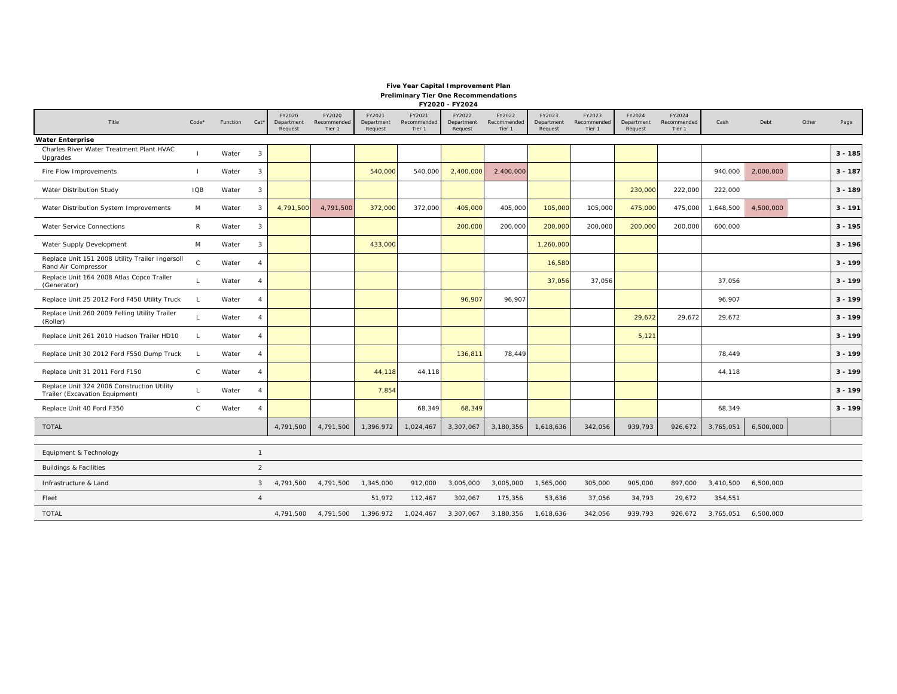**Five Year Capital Improvement Plan**
**Preliminary Tier One Recommendations**
**FY2020 - FY2024**

| Title | Code* | Function | Cat* | FY2020 Department Request | FY2020 Recommended Tier 1 | FY2021 Department Request | FY2021 Recommended Tier 1 | FY2022 Department Request | FY2022 Recommended Tier 1 | FY2023 Department Request | FY2023 Recommended Tier 1 | FY2024 Department Request | FY2024 Recommended Tier 1 | Cash | Debt | Other | Page |
|---|---|---|---|---|---|---|---|---|---|---|---|---|---|---|---|---|---|
| **Water Enterprise** | | | | | | | | | | | | | | | | | |
| Charles River Water Treatment Plant HVAC Upgrades | I | Water | 3 | | | | | | | | | | | | | | **3 - 185** |
| Fire Flow Improvements | I | Water | 3 | | | 540,000 | 540,000 | 2,400,000 | 2,400,000 | | | | | 940,000 | 2,000,000 | | **3 - 187** |
| Water Distribution Study | IQB | Water | 3 | | | | | | | | | 230,000 | 222,000 | 222,000 | | | **3 - 189** |
| Water Distribution System Improvements | M | Water | 3 | 4,791,500 | 4,791,500 | 372,000 | 372,000 | 405,000 | 405,000 | 105,000 | 105,000 | 475,000 | 475,000 | 1,648,500 | 4,500,000 | | **3 - 191** |
| Water Service Connections | R | Water | 3 | | | | | 200,000 | 200,000 | 200,000 | 200,000 | 200,000 | 200,000 | 600,000 | | | **3 - 195** |
| Water Supply Development | M | Water | 3 | | | 433,000 | | | | 1,260,000 | | | | | | | **3 - 196** |
| Replace Unit 151 2008 Utility Trailer Ingersoll Rand Air Compressor | C | Water | 4 | | | | | | | 16,580 | | | | | | | **3 - 199** |
| Replace Unit 164 2008 Atlas Copco Trailer (Generator) | L | Water | 4 | | | | | | | 37,056 | 37,056 | | | 37,056 | | | **3 - 199** |
| Replace Unit 25 2012 Ford F450 Utility Truck | L | Water | 4 | | | | | 96,907 | 96,907 | | | | | 96,907 | | | **3 - 199** |
| Replace Unit 260 2009 Felling Utility Trailer (Roller) | L | Water | 4 | | | | | | | | | 29,672 | 29,672 | 29,672 | | | **3 - 199** |
| Replace Unit 261 2010 Hudson Trailer HD10 | L | Water | 4 | | | | | | | | | 5,121 | | | | | **3 - 199** |
| Replace Unit 30 2012 Ford F550 Dump Truck | L | Water | 4 | | | | | 136,811 | 78,449 | | | | | 78,449 | | | **3 - 199** |
| Replace Unit 31 2011 Ford F150 | C | Water | 4 | | | 44,118 | 44,118 | | | | | | | 44,118 | | | **3 - 199** |
| Replace Unit 324 2006 Construction Utility Trailer (Excavation Equipment) | L | Water | 4 | | | 7,854 | | | | | | | | | | | **3 - 199** |
| Replace Unit 40 Ford F350 | C | Water | 4 | | | | 68,349 | 68,349 | | | | | | 68,349 | | | **3 - 199** |
| TOTAL | | | | 4,791,500 | 4,791,500 | 1,396,972 | 1,024,467 | 3,307,067 | 3,180,356 | 1,618,636 | 342,056 | 939,793 | 926,672 | 3,765,051 | 6,500,000 | | |

| | | | | | | | | | | | | | | | | |
|---|---|---|---|---|---|---|---|---|---|---|---|---|---|---|---|---|
| Equipment & Technology | | | 1 | | | | | | | | | | | | | |
| Buildings & Facilities | | | 2 | | | | | | | | | | | | | |
| Infrastructure & Land | | | 3 | 4,791,500 | 4,791,500 | 1,345,000 | 912,000 | 3,005,000 | 3,005,000 | 1,565,000 | 305,000 | 905,000 | 897,000 | 3,410,500 | 6,500,000 | |
| Fleet | | | 4 | | | 51,972 | 112,467 | 302,067 | 175,356 | 53,636 | 37,056 | 34,793 | 29,672 | 354,551 | | |
| TOTAL | | | | 4,791,500 | 4,791,500 | 1,396,972 | 1,024,467 | 3,307,067 | 3,180,356 | 1,618,636 | 342,056 | 939,793 | 926,672 | 3,765,051 | 6,500,000 | |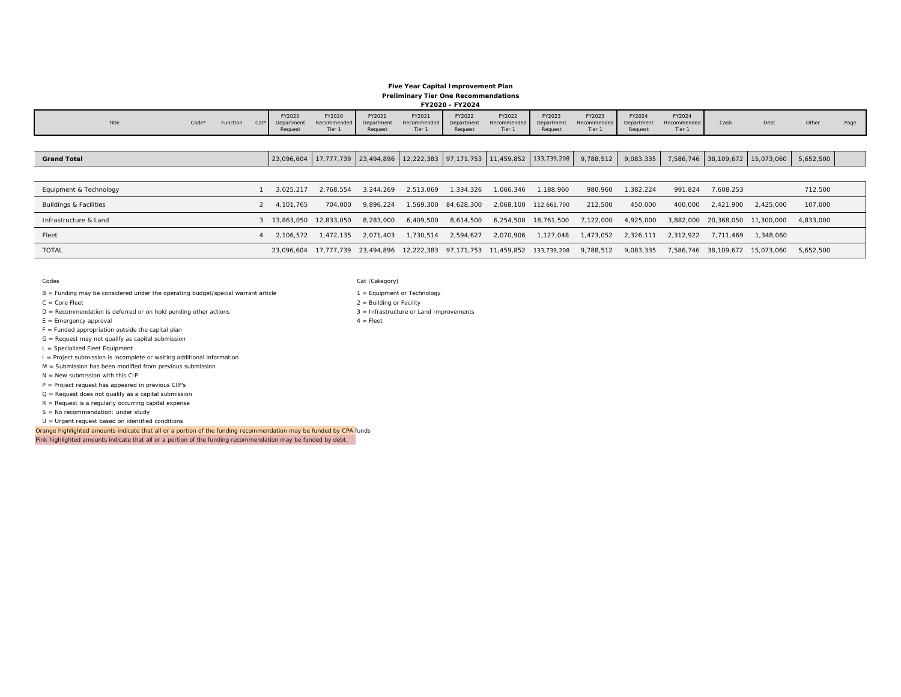**Five Year Capital Improvement Plan**
**Preliminary Tier One Recommendations**
**FY2020 - FY2024**

| Title | Code* | Function | Cat* | FY2020 Department Request | FY2020 Recommended Tier 1 | FY2021 Department Request | FY2021 Recommended Tier 1 | FY2022 Department Request | FY2022 Recommended Tier 1 | FY2023 Department Request | FY2023 Recommended Tier 1 | FY2024 Department Request | FY2024 Recommended Tier 1 | Cash | Debt | Other | Page |
|---|---|---|---|---|---|---|---|---|---|---|---|---|---|---|---|---|---|
| **Grand Total** | | | | 23,096,604 | 17,777,739 | 23,494,896 | 12,222,383 | 97,171,753 | 11,459,852 | 133,739,208 | 9,788,512 | 9,083,335 | 7,586,746 | 38,109,672 | 15,073,060 | 5,652,500 | |
| Equipment & Technology | | | 1 | 3,025,217 | 2,768,554 | 3,244,269 | 2,513,069 | 1,334,326 | 1,066,346 | 1,188,960 | 980,960 | 1,382,224 | 991,824 | 7,608,253 | | 712,500 | |
| Buildings & Facilities | | | 2 | 4,101,765 | 704,000 | 9,896,224 | 1,569,300 | 84,628,300 | 2,068,100 | 112,661,700 | 212,500 | 450,000 | 400,000 | 2,421,900 | 2,425,000 | 107,000 | |
| Infrastructure & Land | | | 3 | 13,863,050 | 12,833,050 | 8,283,000 | 6,409,500 | 8,614,500 | 6,254,500 | 18,761,500 | 7,122,000 | 4,925,000 | 3,882,000 | 20,368,050 | 11,300,000 | 4,833,000 | |
| Fleet | | | 4 | 2,106,572 | 1,472,135 | 2,071,403 | 1,730,514 | 2,594,627 | 2,070,906 | 1,127,048 | 1,473,052 | 2,326,111 | 2,312,922 | 7,711,469 | 1,348,060 | | |
| TOTAL | | | | 23,096,604 | 17,777,739 | 23,494,896 | 12,222,383 | 97,171,753 | 11,459,852 | 133,739,208 | 9,788,512 | 9,083,335 | 7,586,746 | 38,109,672 | 15,073,060 | 5,652,500 | |

Codes

B = Funding may be considered under the operating budget/special warrant article
C = Core Fleet
D = Recommendation is deferred or on hold pending other actions
E = Emergency approval
F = Funded appropriation outside the capital plan
G = Request may not qualify as capital submission
L = Specialized Fleet Equipment
I = Project submission is incomplete or waiting additional information
M = Submission has been modified from previous submission
N = New submission with this CIP
P = Project request has appeared in previous CIP's
Q = Request does not qualify as a capital submission
R = Request is a regularly occurring capital expense
S = No recommendation; under study
U = Urgent request based on identified conditions

Orange highlighted amounts indicate that all or a portion of the funding recommendation may be funded by CPA funds
Pink highlighted amounts indicate that all or a portion of the funding recommendation may be funded by debt.

Cat (Category)

1 = Equipment or Technology
2 = Building or Facility
3 = Infrastructure or Land Improvements
4 = Fleet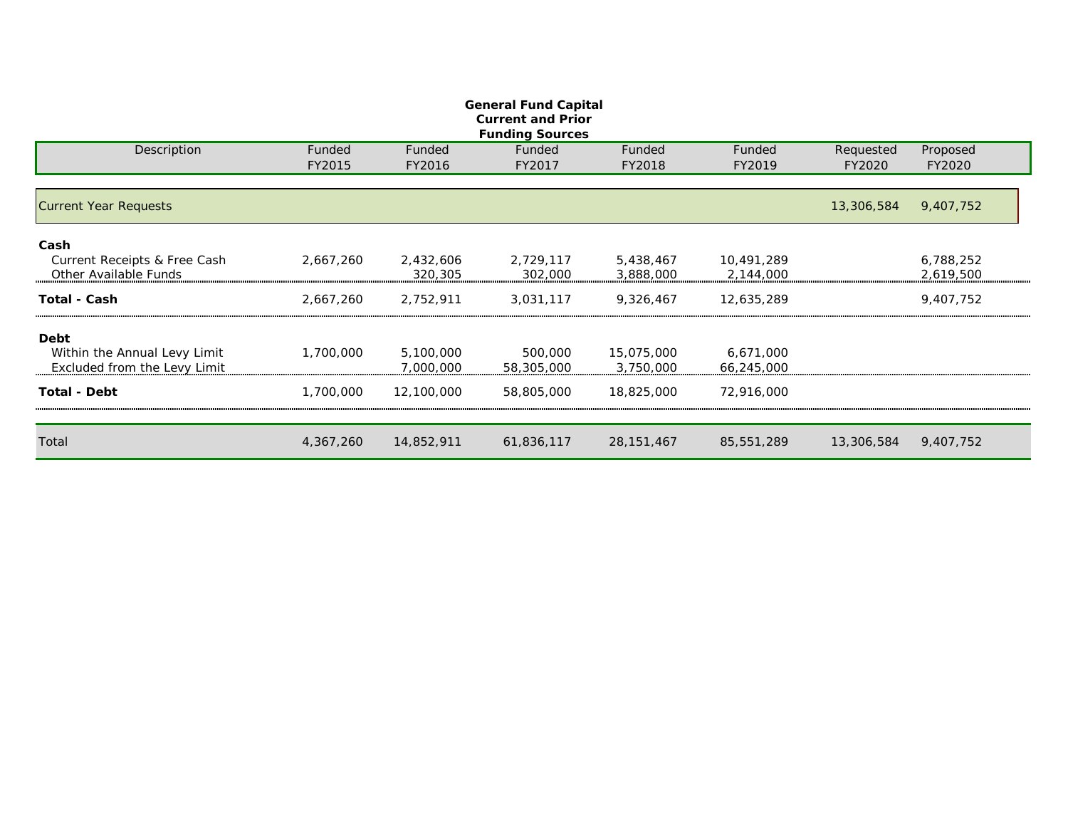**General Fund Capital**
**Current and Prior**
**Funding Sources**

| Description | Funded FY2015 | Funded FY2016 | Funded FY2017 | Funded FY2018 | Funded FY2019 | Requested FY2020 | Proposed FY2020 |
|---|---|---|---|---|---|---|---|
| Current Year Requests | | | | | | 13,306,584 | 9,407,752 |
| **Cash** | | | | | | | |
| Current Receipts & Free Cash | 2,667,260 | 2,432,606 | 2,729,117 | 5,438,467 | 10,491,289 | | 6,788,252 |
| Other Available Funds | | 320,305 | 302,000 | 3,888,000 | 2,144,000 | | 2,619,500 |
| **Total - Cash** | 2,667,260 | 2,752,911 | 3,031,117 | 9,326,467 | 12,635,289 | | 9,407,752 |
| **Debt** | | | | | | | |
| Within the Annual Levy Limit | 1,700,000 | 5,100,000 | 500,000 | 15,075,000 | 6,671,000 | | |
| Excluded from the Levy Limit | | 7,000,000 | 58,305,000 | 3,750,000 | 66,245,000 | | |
| **Total - Debt** | 1,700,000 | 12,100,000 | 58,805,000 | 18,825,000 | 72,916,000 | | |
| Total | 4,367,260 | 14,852,911 | 61,836,117 | 28,151,467 | 85,551,289 | 13,306,584 | 9,407,752 |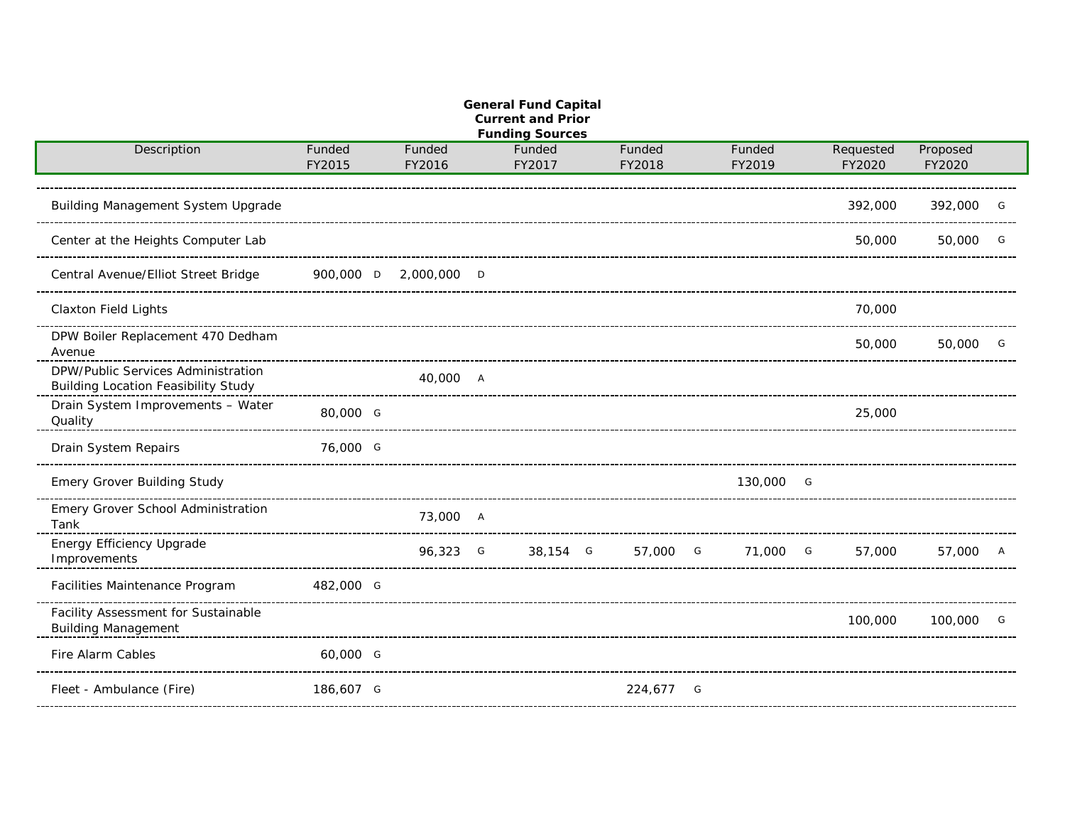**General Fund Capital**
**Current and Prior**
**Funding Sources**

| Description | Funded FY2015 | | Funded FY2016 | | Funded FY2017 | | Funded FY2018 | | Funded FY2019 | | Requested FY2020 | Proposed FY2020 | |
|---|---|---|---|---|---|---|---|---|---|---|---|---|---|
| Building Management System Upgrade | | | | | | | | | | | 392,000 | 392,000 | G |
| Center at the Heights Computer Lab | | | | | | | | | | | 50,000 | 50,000 | G |
| Central Avenue/Elliot Street Bridge | 900,000 | D | 2,000,000 | D | | | | | | | | | |
| Claxton Field Lights | | | | | | | | | | | 70,000 | | |
| DPW Boiler Replacement 470 Dedham Avenue | | | | | | | | | | | 50,000 | 50,000 | G |
| DPW/Public Services Administration Building Location Feasibility Study | | | 40,000 | A | | | | | | | | | |
| Drain System Improvements – Water Quality | 80,000 | G | | | | | | | | | 25,000 | | |
| Drain System Repairs | 76,000 | G | | | | | | | | | | | |
| Emery Grover Building Study | | | | | | | | | 130,000 | G | | | |
| Emery Grover School Administration Tank | | | 73,000 | A | | | | | | | | | |
| Energy Efficiency Upgrade Improvements | | | 96,323 | G | 38,154 | G | 57,000 | G | 71,000 | G | 57,000 | 57,000 | A |
| Facilities Maintenance Program | 482,000 | G | | | | | | | | | | | |
| Facility Assessment for Sustainable Building Management | | | | | | | | | | | 100,000 | 100,000 | G |
| Fire Alarm Cables | 60,000 | G | | | | | | | | | | | |
| Fleet - Ambulance (Fire) | 186,607 | G | | | | | 224,677 | G | | | | | |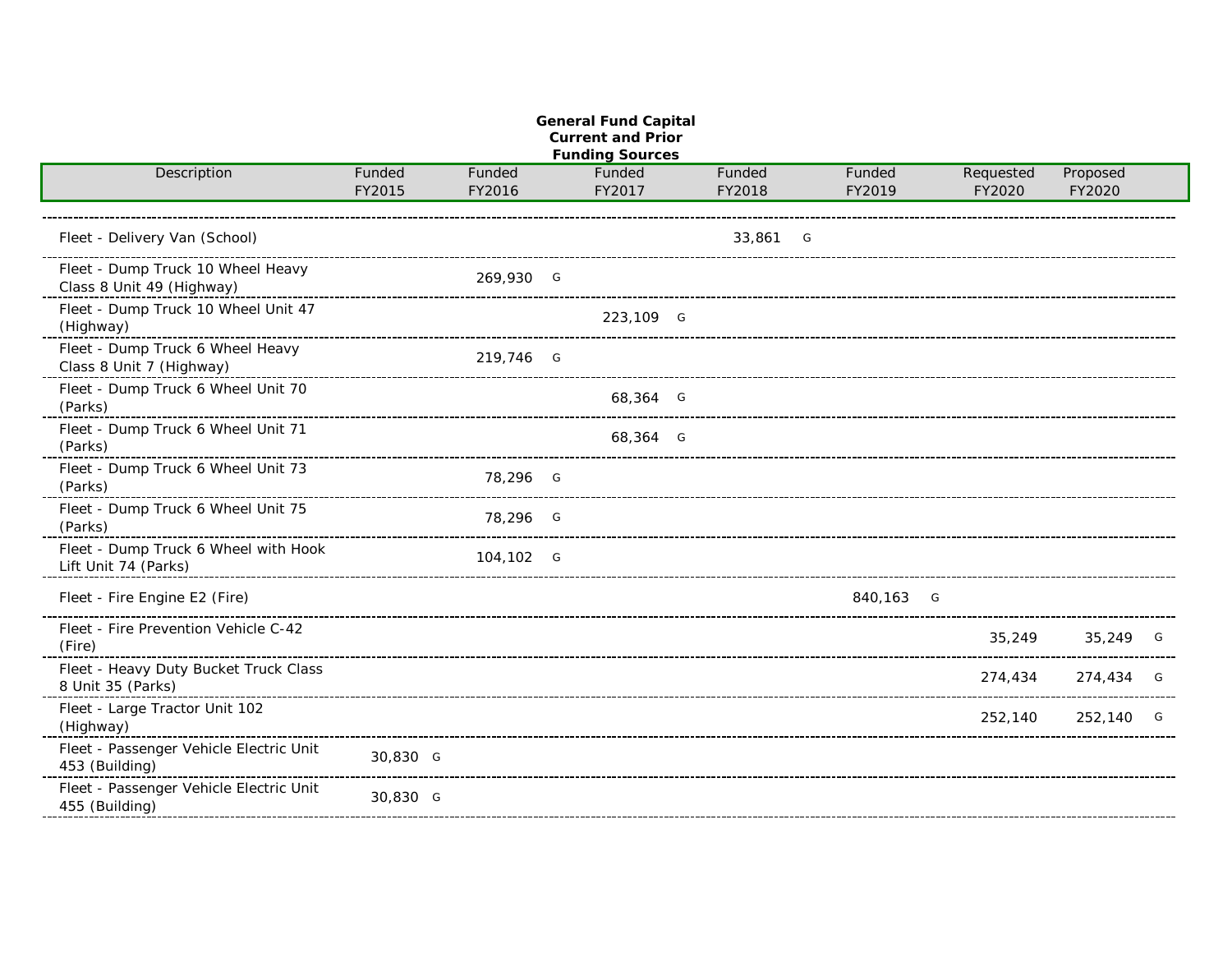**General Fund Capital**
**Current and Prior**
**Funding Sources**

| Description | Funded FY2015 | | Funded FY2016 | | Funded FY2017 | | Funded FY2018 | | Funded FY2019 | | Requested FY2020 | Proposed FY2020 | |
|---|---|---|---|---|---|---|---|---|---|---|---|---|---|
| Fleet - Delivery Van (School) | | | | | | | 33,861 | G | | | | | |
| Fleet - Dump Truck 10 Wheel Heavy Class 8 Unit 49 (Highway) | | | 269,930 | G | | | | | | | | | |
| Fleet - Dump Truck 10 Wheel Unit 47 (Highway) | | | | | 223,109 | G | | | | | | | |
| Fleet - Dump Truck 6 Wheel Heavy Class 8 Unit 7 (Highway) | | | 219,746 | G | | | | | | | | | |
| Fleet - Dump Truck 6 Wheel Unit 70 (Parks) | | | | | 68,364 | G | | | | | | | |
| Fleet - Dump Truck 6 Wheel Unit 71 (Parks) | | | | | 68,364 | G | | | | | | | |
| Fleet - Dump Truck 6 Wheel Unit 73 (Parks) | | | 78,296 | G | | | | | | | | | |
| Fleet - Dump Truck 6 Wheel Unit 75 (Parks) | | | 78,296 | G | | | | | | | | | |
| Fleet - Dump Truck 6 Wheel with Hook Lift Unit 74 (Parks) | | | 104,102 | G | | | | | | | | | |
| Fleet - Fire Engine E2 (Fire) | | | | | | | | | 840,163 | G | | | |
| Fleet - Fire Prevention Vehicle C-42 (Fire) | | | | | | | | | | | 35,249 | 35,249 | G |
| Fleet - Heavy Duty Bucket Truck Class 8 Unit 35 (Parks) | | | | | | | | | | | 274,434 | 274,434 | G |
| Fleet - Large Tractor Unit 102 (Highway) | | | | | | | | | | | 252,140 | 252,140 | G |
| Fleet - Passenger Vehicle Electric Unit 453 (Building) | 30,830 | G | | | | | | | | | | | |
| Fleet - Passenger Vehicle Electric Unit 455 (Building) | 30,830 | G | | | | | | | | | | | |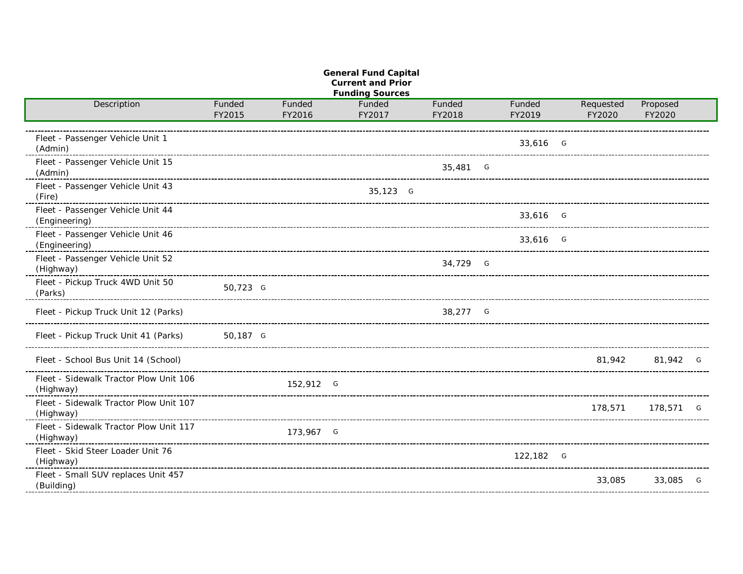**General Fund Capital**
**Current and Prior**
**Funding Sources**

| Description | Funded FY2015 | Funded FY2016 | Funded FY2017 | Funded FY2018 | Funded FY2019 | Requested FY2020 | Proposed FY2020 |
|---|---|---|---|---|---|---|---|
| Fleet - Passenger Vehicle Unit 1 (Admin) | | | | | 33,616 G | | |
| Fleet - Passenger Vehicle Unit 15 (Admin) | | | | 35,481 G | | | |
| Fleet - Passenger Vehicle Unit 43 (Fire) | | | 35,123 G | | | | |
| Fleet - Passenger Vehicle Unit 44 (Engineering) | | | | | 33,616 G | | |
| Fleet - Passenger Vehicle Unit 46 (Engineering) | | | | | 33,616 G | | |
| Fleet - Passenger Vehicle Unit 52 (Highway) | | | | 34,729 G | | | |
| Fleet - Pickup Truck 4WD Unit 50 (Parks) | 50,723 G | | | | | | |
| Fleet - Pickup Truck Unit 12 (Parks) | | | | 38,277 G | | | |
| Fleet - Pickup Truck Unit 41 (Parks) | 50,187 G | | | | | | |
| Fleet - School Bus Unit 14 (School) | | | | | | 81,942 | 81,942 G |
| Fleet - Sidewalk Tractor Plow Unit 106 (Highway) | | 152,912 G | | | | | |
| Fleet - Sidewalk Tractor Plow Unit 107 (Highway) | | | | | | 178,571 | 178,571 G |
| Fleet - Sidewalk Tractor Plow Unit 117 (Highway) | | 173,967 G | | | | | |
| Fleet - Skid Steer Loader Unit 76 (Highway) | | | | | 122,182 G | | |
| Fleet - Small SUV replaces Unit 457 (Building) | | | | | | 33,085 | 33,085 G |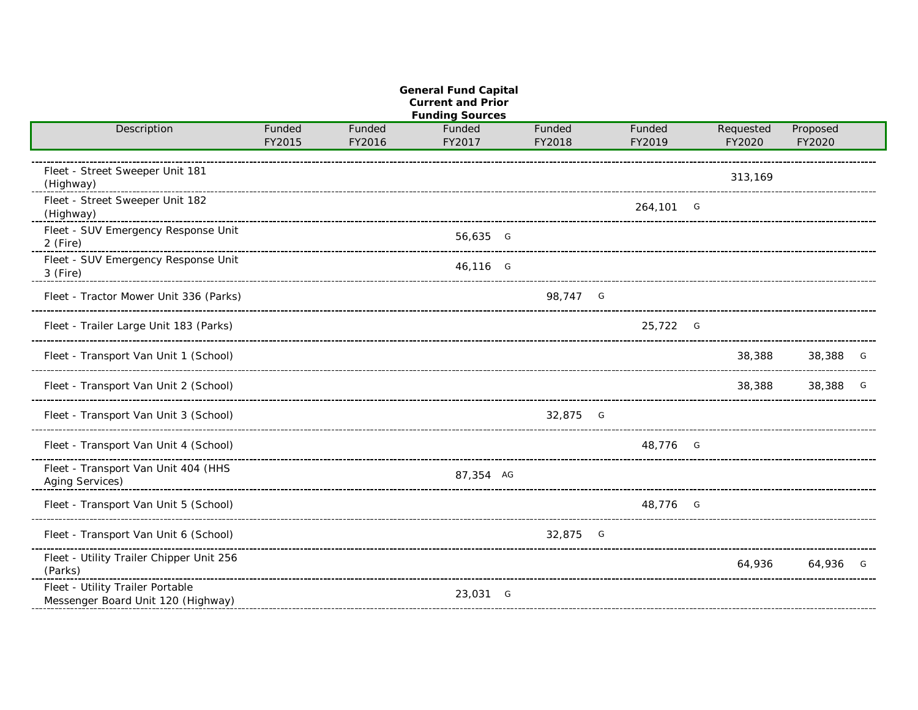**General Fund Capital**
**Current and Prior**
**Funding Sources**

| Description | Funded FY2015 | Funded FY2016 | Funded FY2017 | Funded FY2018 | Funded FY2019 | Requested FY2020 | Proposed FY2020 |
|---|---|---|---|---|---|---|---|
| Fleet - Street Sweeper Unit 181 (Highway) | | | | | | 313,169 | |
| Fleet - Street Sweeper Unit 182 (Highway) | | | | | 264,101 G | | |
| Fleet - SUV Emergency Response Unit 2 (Fire) | | | 56,635 G | | | | |
| Fleet - SUV Emergency Response Unit 3 (Fire) | | | 46,116 G | | | | |
| Fleet - Tractor Mower Unit 336 (Parks) | | | | 98,747 G | | | |
| Fleet - Trailer Large Unit 183 (Parks) | | | | | 25,722 G | | |
| Fleet - Transport Van Unit 1 (School) | | | | | | 38,388 | 38,388 G |
| Fleet - Transport Van Unit 2 (School) | | | | | | 38,388 | 38,388 G |
| Fleet - Transport Van Unit 3 (School) | | | | 32,875 G | | | |
| Fleet - Transport Van Unit 4 (School) | | | | | 48,776 G | | |
| Fleet - Transport Van Unit 404 (HHS Aging Services) | | | 87,354 AG | | | | |
| Fleet - Transport Van Unit 5 (School) | | | | | 48,776 G | | |
| Fleet - Transport Van Unit 6 (School) | | | | 32,875 G | | | |
| Fleet - Utility Trailer Chipper Unit 256 (Parks) | | | | | | 64,936 | 64,936 G |
| Fleet - Utility Trailer Portable Messenger Board Unit 120 (Highway) | | | 23,031 G | | | | |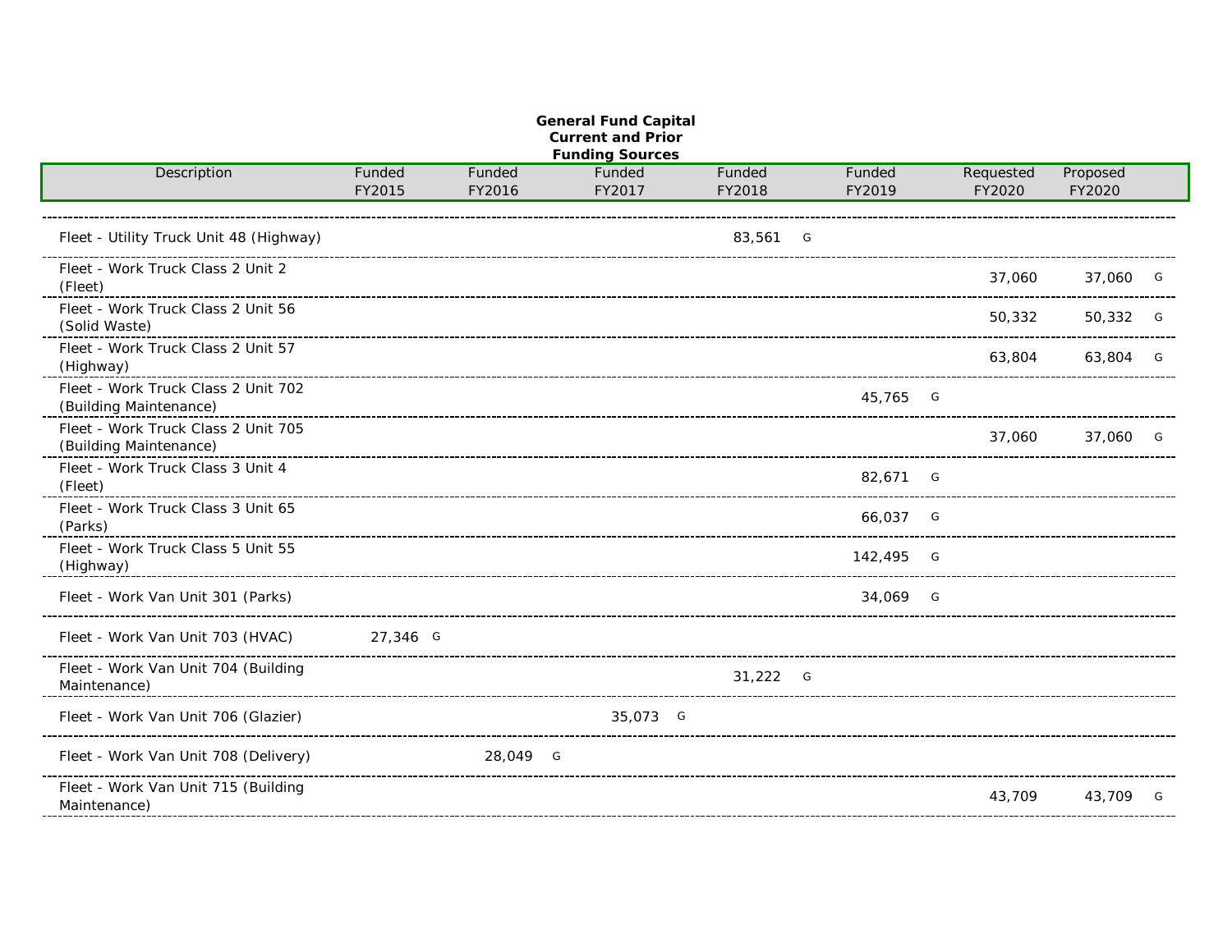**General Fund Capital**
**Current and Prior**
**Funding Sources**

| Description | Funded FY2015 | Funded FY2016 | Funded FY2017 | Funded FY2018 | Funded FY2019 | Requested FY2020 | Proposed FY2020 |
|---|---|---|---|---|---|---|---|
| Fleet - Utility Truck Unit 48 (Highway) | | | | 83,561 G | | | |
| Fleet - Work Truck Class 2 Unit 2 (Fleet) | | | | | | 37,060 | 37,060 G |
| Fleet - Work Truck Class 2 Unit 56 (Solid Waste) | | | | | | 50,332 | 50,332 G |
| Fleet - Work Truck Class 2 Unit 57 (Highway) | | | | | | 63,804 | 63,804 G |
| Fleet - Work Truck Class 2 Unit 702 (Building Maintenance) | | | | | 45,765 G | | |
| Fleet - Work Truck Class 2 Unit 705 (Building Maintenance) | | | | | | 37,060 | 37,060 G |
| Fleet - Work Truck Class 3 Unit 4 (Fleet) | | | | | 82,671 G | | |
| Fleet - Work Truck Class 3 Unit 65 (Parks) | | | | | 66,037 G | | |
| Fleet - Work Truck Class 5 Unit 55 (Highway) | | | | | 142,495 G | | |
| Fleet - Work Van Unit 301 (Parks) | | | | | 34,069 G | | |
| Fleet - Work Van Unit 703 (HVAC) | 27,346 G | | | | | | |
| Fleet - Work Van Unit 704 (Building Maintenance) | | | | 31,222 G | | | |
| Fleet - Work Van Unit 706 (Glazier) | | | 35,073 G | | | | |
| Fleet - Work Van Unit 708 (Delivery) | | 28,049 G | | | | | |
| Fleet - Work Van Unit 715 (Building Maintenance) | | | | | | 43,709 | 43,709 G |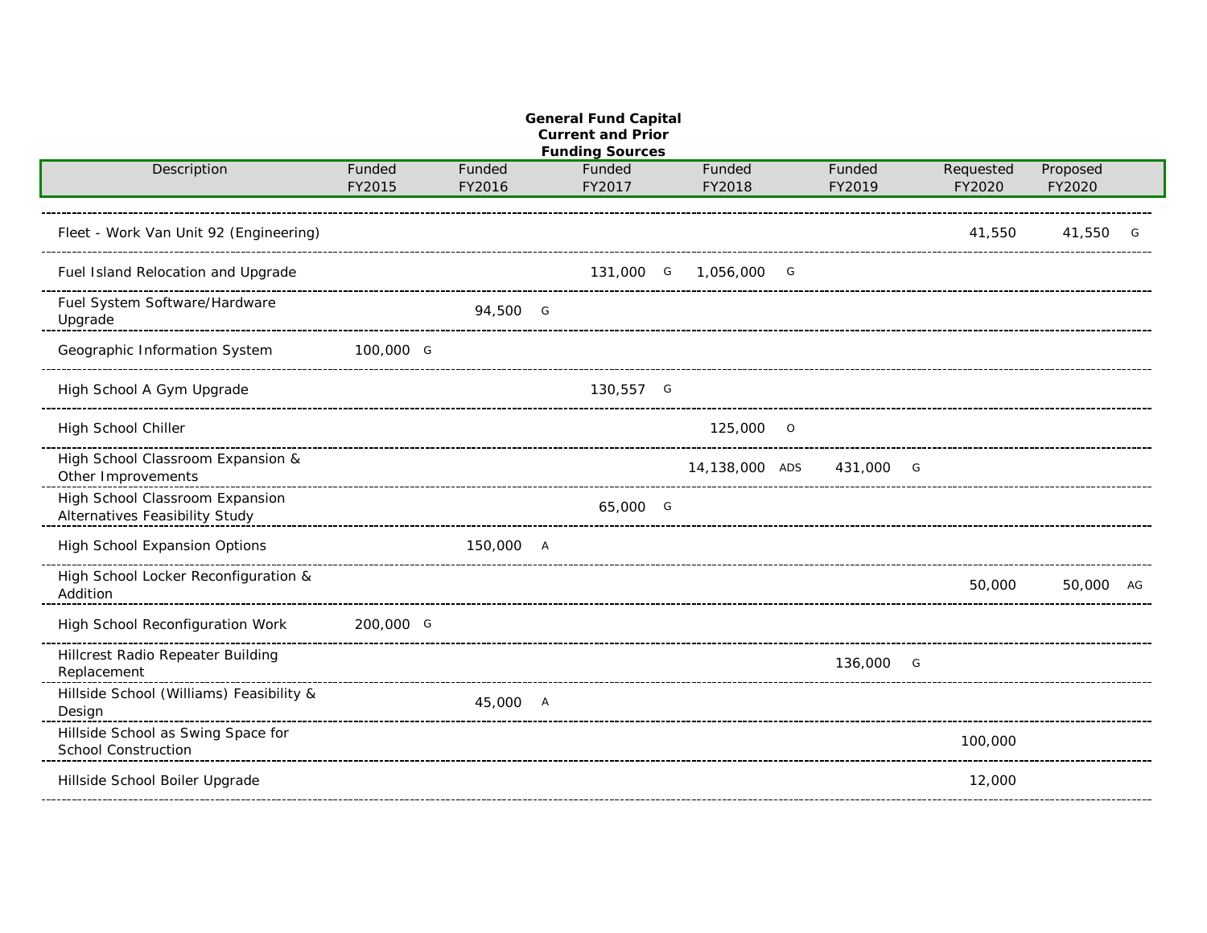**General Fund Capital**
**Current and Prior**
**Funding Sources**

| Description | Funded FY2015 | Funded FY2016 | Funded FY2017 | Funded FY2018 | Funded FY2019 | Requested FY2020 | Proposed FY2020 |
|---|---|---|---|---|---|---|---|
| Fleet - Work Van Unit 92 (Engineering) | | | | | | 41,550 | 41,550 G |
| Fuel Island Relocation and Upgrade | | | 131,000 G | 1,056,000 G | | | |
| Fuel System Software/Hardware Upgrade | | 94,500 G | | | | | |
| Geographic Information System | 100,000 G | | | | | | |
| High School A Gym Upgrade | | | 130,557 G | | | | |
| High School Chiller | | | | 125,000 O | | | |
| High School Classroom Expansion & Other Improvements | | | | 14,138,000 ADS | 431,000 G | | |
| High School Classroom Expansion Alternatives Feasibility Study | | | 65,000 G | | | | |
| High School Expansion Options | | 150,000 A | | | | | |
| High School Locker Reconfiguration & Addition | | | | | | 50,000 | 50,000 AG |
| High School Reconfiguration Work | 200,000 G | | | | | | |
| Hillcrest Radio Repeater Building Replacement | | | | | 136,000 G | | |
| Hillside School (Williams) Feasibility & Design | | 45,000 A | | | | | |
| Hillside School as Swing Space for School Construction | | | | | | 100,000 | |
| Hillside School Boiler Upgrade | | | | | | 12,000 | |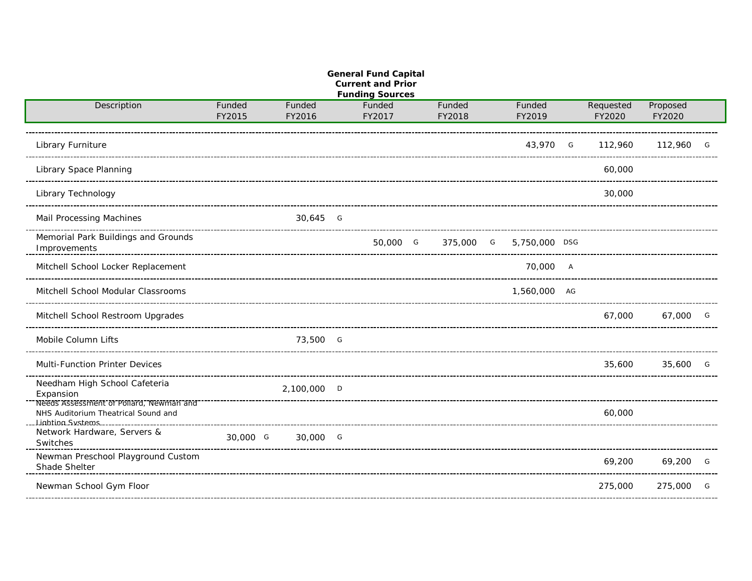**General Fund Capital**
**Current and Prior**
**Funding Sources**

| Description | Funded FY2015 | | Funded FY2016 | | Funded FY2017 | | Funded FY2018 | | Funded FY2019 | | Requested FY2020 | Proposed FY2020 | |
|---|---|---|---|---|---|---|---|---|---|---|---|---|---|
| Library Furniture | | | | | | | | | 43,970 | G | 112,960 | 112,960 | G |
| Library Space Planning | | | | | | | | | | | 60,000 | | |
| Library Technology | | | | | | | | | | | 30,000 | | |
| Mail Processing Machines | | | 30,645 | G | | | | | | | | | |
| Memorial Park Buildings and Grounds Improvements | | | | | 50,000 | G | 375,000 | G | 5,750,000 | DSG | | | |
| Mitchell School Locker Replacement | | | | | | | | | 70,000 | A | | | |
| Mitchell School Modular Classrooms | | | | | | | | | 1,560,000 | AG | | | |
| Mitchell School Restroom Upgrades | | | | | | | | | | | 67,000 | 67,000 | G |
| Mobile Column Lifts | | | 73,500 | G | | | | | | | | | |
| Multi-Function Printer Devices | | | | | | | | | | | 35,600 | 35,600 | G |
| Needham High School Cafeteria Expansion | | | 2,100,000 | D | | | | | | | | | |
| Needs Assessment of Pollard, Newman and NHS Auditorium Theatrical Sound and Lighting Systems | | | | | | | | | | | 60,000 | | |
| Network Hardware, Servers & Switches | 30,000 | G | 30,000 | G | | | | | | | | | |
| Newman Preschool Playground Custom Shade Shelter | | | | | | | | | | | 69,200 | 69,200 | G |
| Newman School Gym Floor | | | | | | | | | | | 275,000 | 275,000 | G |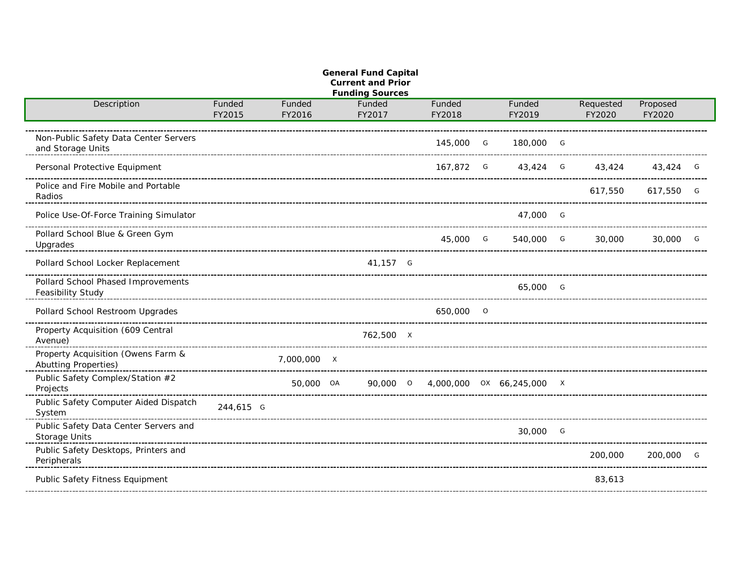**General Fund Capital**
**Current and Prior**
**Funding Sources**

| Description | Funded FY2015 | | Funded FY2016 | | Funded FY2017 | | Funded FY2018 | | Funded FY2019 | | Requested FY2020 | Proposed FY2020 | |
|---|---|---|---|---|---|---|---|---|---|---|---|---|---|
| Non-Public Safety Data Center Servers and Storage Units | | | | | | | 145,000 | G | 180,000 | G | | | |
| Personal Protective Equipment | | | | | | | 167,872 | G | 43,424 | G | 43,424 | 43,424 | G |
| Police and Fire Mobile and Portable Radios | | | | | | | | | | | 617,550 | 617,550 | G |
| Police Use-Of-Force Training Simulator | | | | | | | | | 47,000 | G | | | |
| Pollard School Blue & Green Gym Upgrades | | | | | | | 45,000 | G | 540,000 | G | 30,000 | 30,000 | G |
| Pollard School Locker Replacement | | | | | 41,157 | G | | | | | | | |
| Pollard School Phased Improvements Feasibility Study | | | | | | | | | 65,000 | G | | | |
| Pollard School Restroom Upgrades | | | | | | | 650,000 | O | | | | | |
| Property Acquisition (609 Central Avenue) | | | | | 762,500 | X | | | | | | | |
| Property Acquisition (Owens Farm & Abutting Properties) | | | 7,000,000 | X | | | | | | | | | |
| Public Safety Complex/Station #2 Projects | | | 50,000 | OA | 90,000 | O | 4,000,000 | OX | 66,245,000 | X | | | |
| Public Safety Computer Aided Dispatch System | 244,615 | G | | | | | | | | | | | |
| Public Safety Data Center Servers and Storage Units | | | | | | | | | 30,000 | G | | | |
| Public Safety Desktops, Printers and Peripherals | | | | | | | | | | | 200,000 | 200,000 | G |
| Public Safety Fitness Equipment | | | | | | | | | | | 83,613 | | |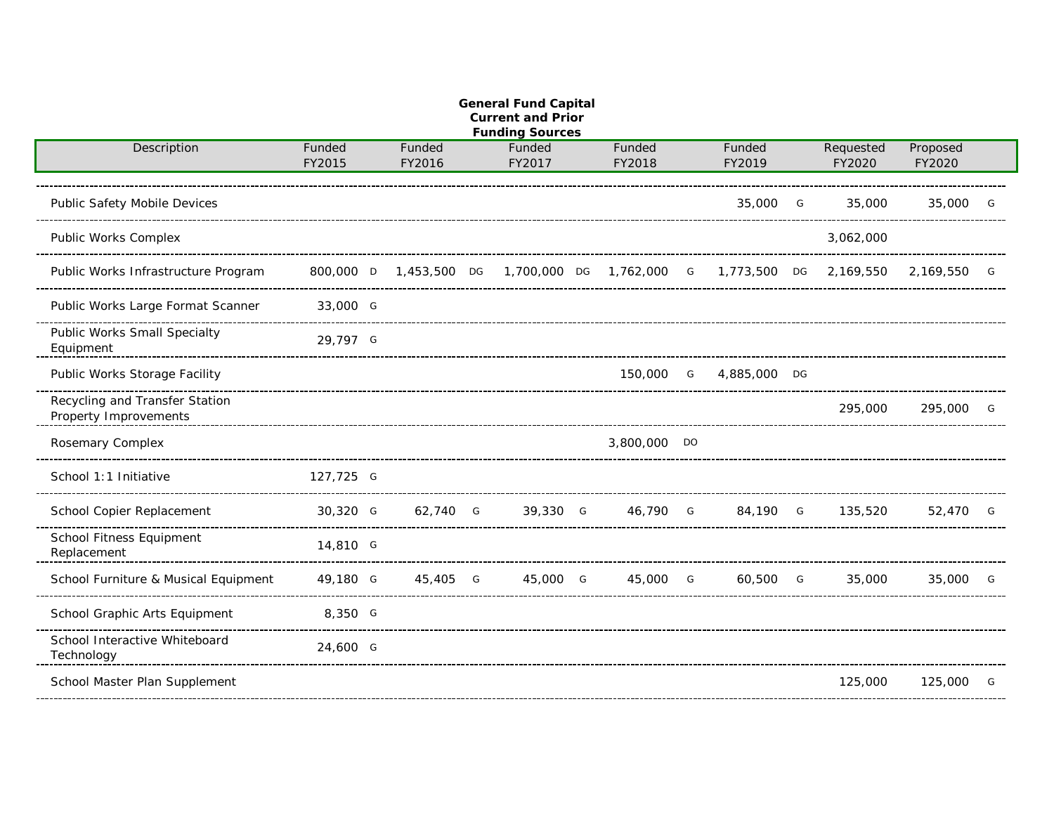**General Fund Capital**
**Current and Prior**
**Funding Sources**

| Description | Funded FY2015 | | Funded FY2016 | | Funded FY2017 | | Funded FY2018 | | Funded FY2019 | | Requested FY2020 | Proposed FY2020 | |
|---|---|---|---|---|---|---|---|---|---|---|---|---|---|
| Public Safety Mobile Devices | | | | | | | | | 35,000 | G | 35,000 | 35,000 | G |
| Public Works Complex | | | | | | | | | | | 3,062,000 | | |
| Public Works Infrastructure Program | 800,000 | D | 1,453,500 | DG | 1,700,000 | DG | 1,762,000 | G | 1,773,500 | DG | 2,169,550 | 2,169,550 | G |
| Public Works Large Format Scanner | 33,000 | G | | | | | | | | | | | |
| Public Works Small Specialty Equipment | 29,797 | G | | | | | | | | | | | |
| Public Works Storage Facility | | | | | | | 150,000 | G | 4,885,000 | DG | | | |
| Recycling and Transfer Station Property Improvements | | | | | | | | | | | 295,000 | 295,000 | G |
| Rosemary Complex | | | | | | | 3,800,000 | DO | | | | | |
| School 1:1 Initiative | 127,725 | G | | | | | | | | | | | |
| School Copier Replacement | 30,320 | G | 62,740 | G | 39,330 | G | 46,790 | G | 84,190 | G | 135,520 | 52,470 | G |
| School Fitness Equipment Replacement | 14,810 | G | | | | | | | | | | | |
| School Furniture & Musical Equipment | 49,180 | G | 45,405 | G | 45,000 | G | 45,000 | G | 60,500 | G | 35,000 | 35,000 | G |
| School Graphic Arts Equipment | 8,350 | G | | | | | | | | | | | |
| School Interactive Whiteboard Technology | 24,600 | G | | | | | | | | | | | |
| School Master Plan Supplement | | | | | | | | | | | 125,000 | 125,000 | G |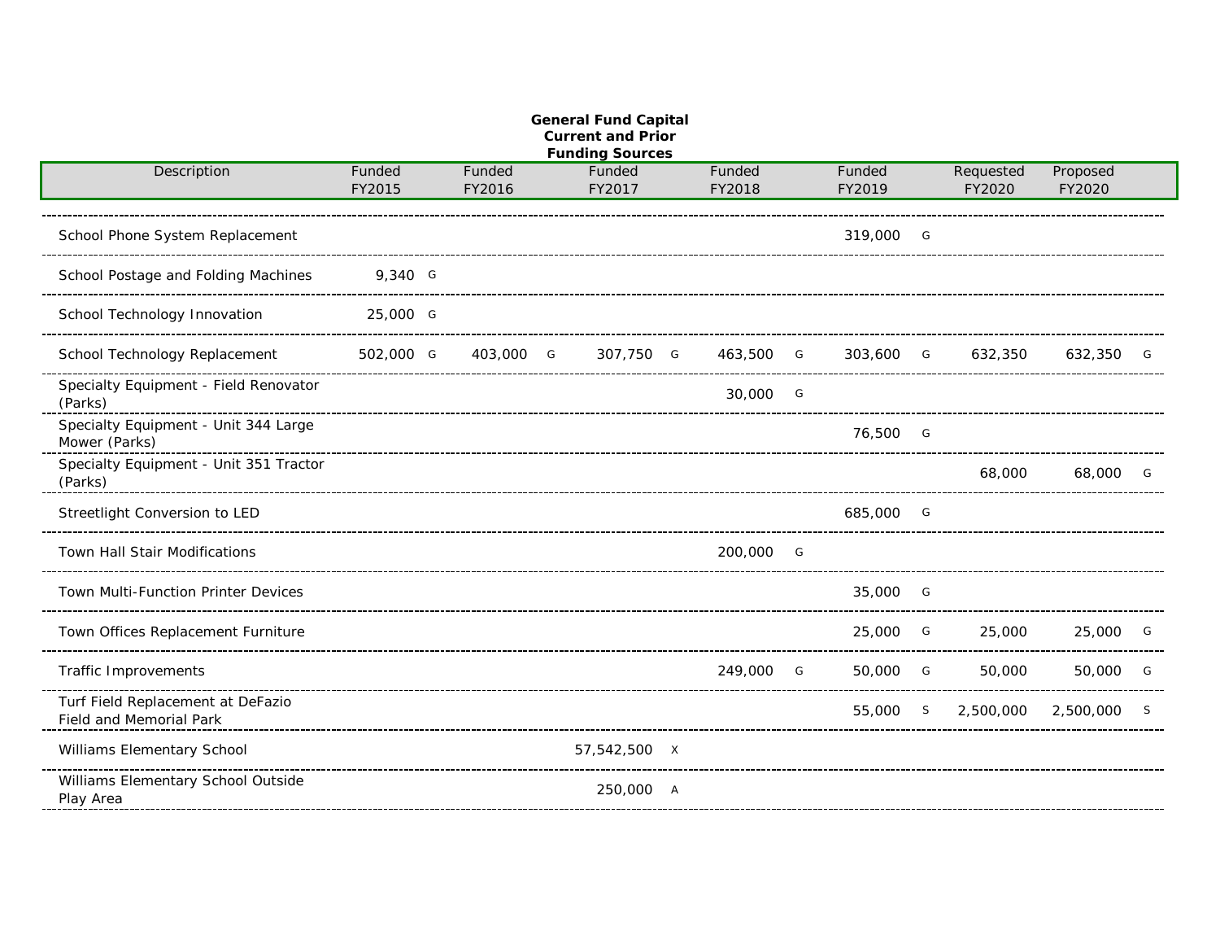**General Fund Capital**
**Current and Prior**
**Funding Sources**

| Description | Funded FY2015 | | Funded FY2016 | | Funded FY2017 | | Funded FY2018 | | Funded FY2019 | | Requested FY2020 | Proposed FY2020 | |
|---|---|---|---|---|---|---|---|---|---|---|---|---|---|
| School Phone System Replacement | | | | | | | | | 319,000 | G | | | |
| School Postage and Folding Machines | 9,340 | G | | | | | | | | | | | |
| School Technology Innovation | 25,000 | G | | | | | | | | | | | |
| School Technology Replacement | 502,000 | G | 403,000 | G | 307,750 | G | 463,500 | G | 303,600 | G | 632,350 | 632,350 | G |
| Specialty Equipment - Field Renovator (Parks) | | | | | | | 30,000 | G | | | | | |
| Specialty Equipment - Unit 344 Large Mower (Parks) | | | | | | | | | 76,500 | G | | | |
| Specialty Equipment - Unit 351 Tractor (Parks) | | | | | | | | | | | 68,000 | 68,000 | G |
| Streetlight Conversion to LED | | | | | | | | | 685,000 | G | | | |
| Town Hall Stair Modifications | | | | | | | 200,000 | G | | | | | |
| Town Multi-Function Printer Devices | | | | | | | | | 35,000 | G | | | |
| Town Offices Replacement Furniture | | | | | | | | | 25,000 | G | 25,000 | 25,000 | G |
| Traffic Improvements | | | | | | | 249,000 | G | 50,000 | G | 50,000 | 50,000 | G |
| Turf Field Replacement at DeFazio Field and Memorial Park | | | | | | | | | 55,000 | S | 2,500,000 | 2,500,000 | S |
| Williams Elementary School | | | | | 57,542,500 | X | | | | | | | |
| Williams Elementary School Outside Play Area | | | | | 250,000 | A | | | | | | | |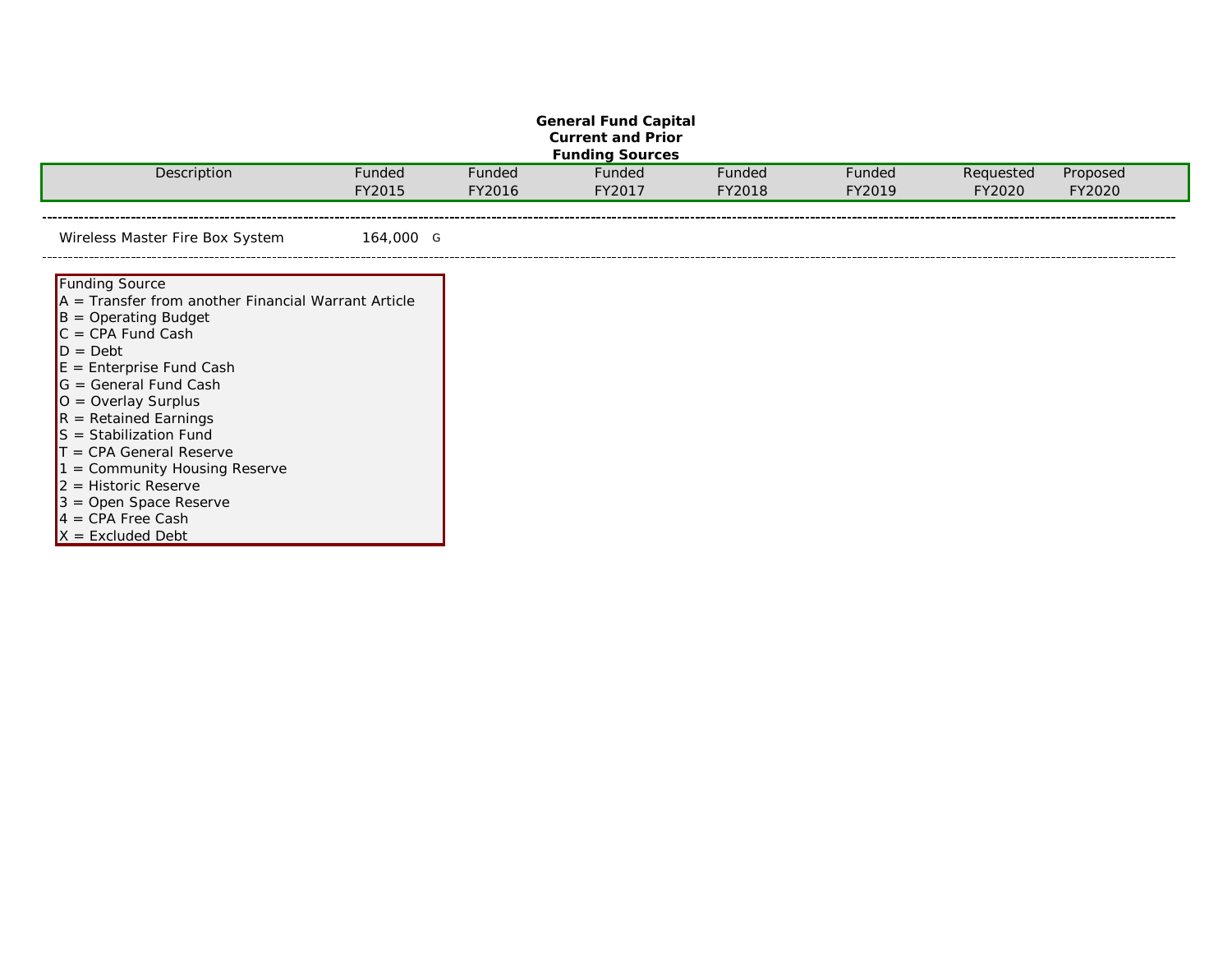**General Fund Capital**
**Current and Prior**
**Funding Sources**

| Description | Funded FY2015 | Funded FY2016 | Funded FY2017 | Funded FY2018 | Funded FY2019 | Requested FY2020 | Proposed FY2020 |
|---|---|---|---|---|---|---|---|
| Wireless Master Fire Box System | 164,000 G | | | | | | |

Funding Source
A = Transfer from another Financial Warrant Article
B = Operating Budget
C = CPA Fund Cash
D = Debt
E = Enterprise Fund Cash
G = General Fund Cash
O = Overlay Surplus
R = Retained Earnings
S = Stabilization Fund
T = CPA General Reserve
1 = Community Housing Reserve
2 = Historic Reserve
3 = Open Space Reserve
4 = CPA Free Cash
X = Excluded Debt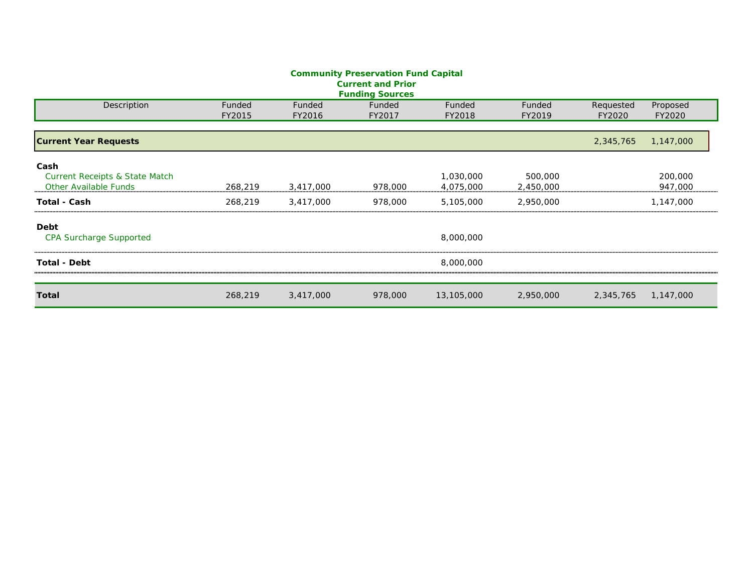**Community Preservation Fund Capital**
**Current and Prior**
**Funding Sources**

| Description | Funded FY2015 | Funded FY2016 | Funded FY2017 | Funded FY2018 | Funded FY2019 | Requested FY2020 | Proposed FY2020 |
|---|---|---|---|---|---|---|---|
| **Current Year Requests** | | | | | | 2,345,765 | 1,147,000 |
| **Cash** | | | | | | | |
| Current Receipts & State Match | | | | 1,030,000 | 500,000 | | 200,000 |
| Other Available Funds | 268,219 | 3,417,000 | 978,000 | 4,075,000 | 2,450,000 | | 947,000 |
| **Total - Cash** | 268,219 | 3,417,000 | 978,000 | 5,105,000 | 2,950,000 | | 1,147,000 |
| **Debt** | | | | | | | |
| CPA Surcharge Supported | | | | 8,000,000 | | | |
| **Total - Debt** | | | | 8,000,000 | | | |
| **Total** | 268,219 | 3,417,000 | 978,000 | 13,105,000 | 2,950,000 | 2,345,765 | 1,147,000 |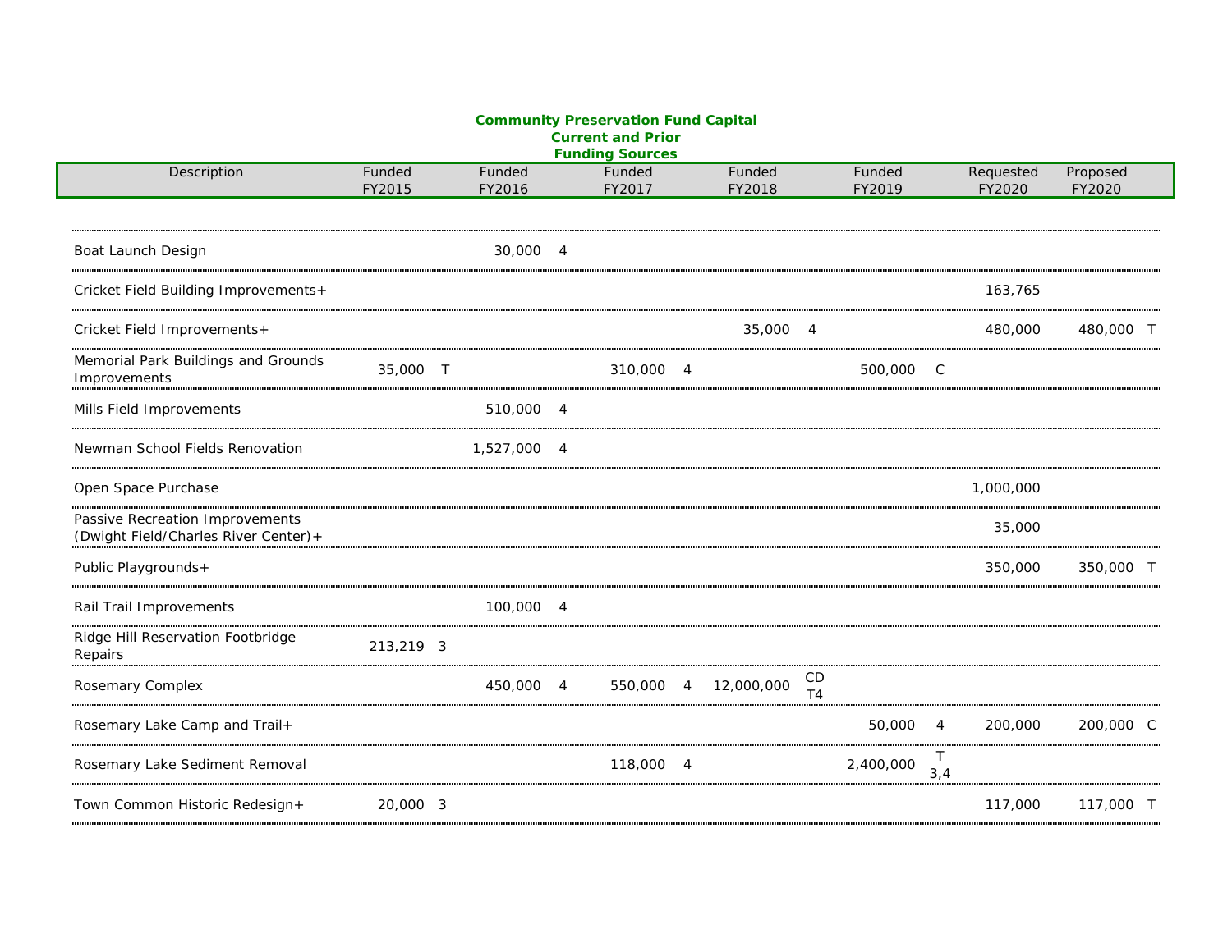**Community Preservation Fund Capital**
**Current and Prior**
**Funding Sources**

| Description | Funded FY2015 | Funded FY2016 | Funded FY2017 | Funded FY2018 | Funded FY2019 | Requested FY2020 | Proposed FY2020 |
|---|---|---|---|---|---|---|---|
| Boat Launch Design | | 30,000 4 | | | | | |
| Cricket Field Building Improvements+ | | | | | | 163,765 | |
| Cricket Field Improvements+ | | | | 35,000 4 | | 480,000 | 480,000 T |
| Memorial Park Buildings and Grounds Improvements | 35,000 T | | 310,000 4 | | 500,000 C | | |
| Mills Field Improvements | | 510,000 4 | | | | | |
| Newman School Fields Renovation | | 1,527,000 4 | | | | | |
| Open Space Purchase | | | | | | 1,000,000 | |
| Passive Recreation Improvements (Dwight Field/Charles River Center)+ | | | | | | 35,000 | |
| Public Playgrounds+ | | | | | | 350,000 | 350,000 T |
| Rail Trail Improvements | | 100,000 4 | | | | | |
| Ridge Hill Reservation Footbridge Repairs | 213,219 3 | | | | | | |
| Rosemary Complex | | 450,000 4 | 550,000 4 | 12,000,000 CD T4 | | | |
| Rosemary Lake Camp and Trail+ | | | | | 50,000 4 | 200,000 | 200,000 C |
| Rosemary Lake Sediment Removal | | | 118,000 4 | | 2,400,000 T 3,4 | | |
| Town Common Historic Redesign+ | 20,000 3 | | | | | 117,000 | 117,000 T |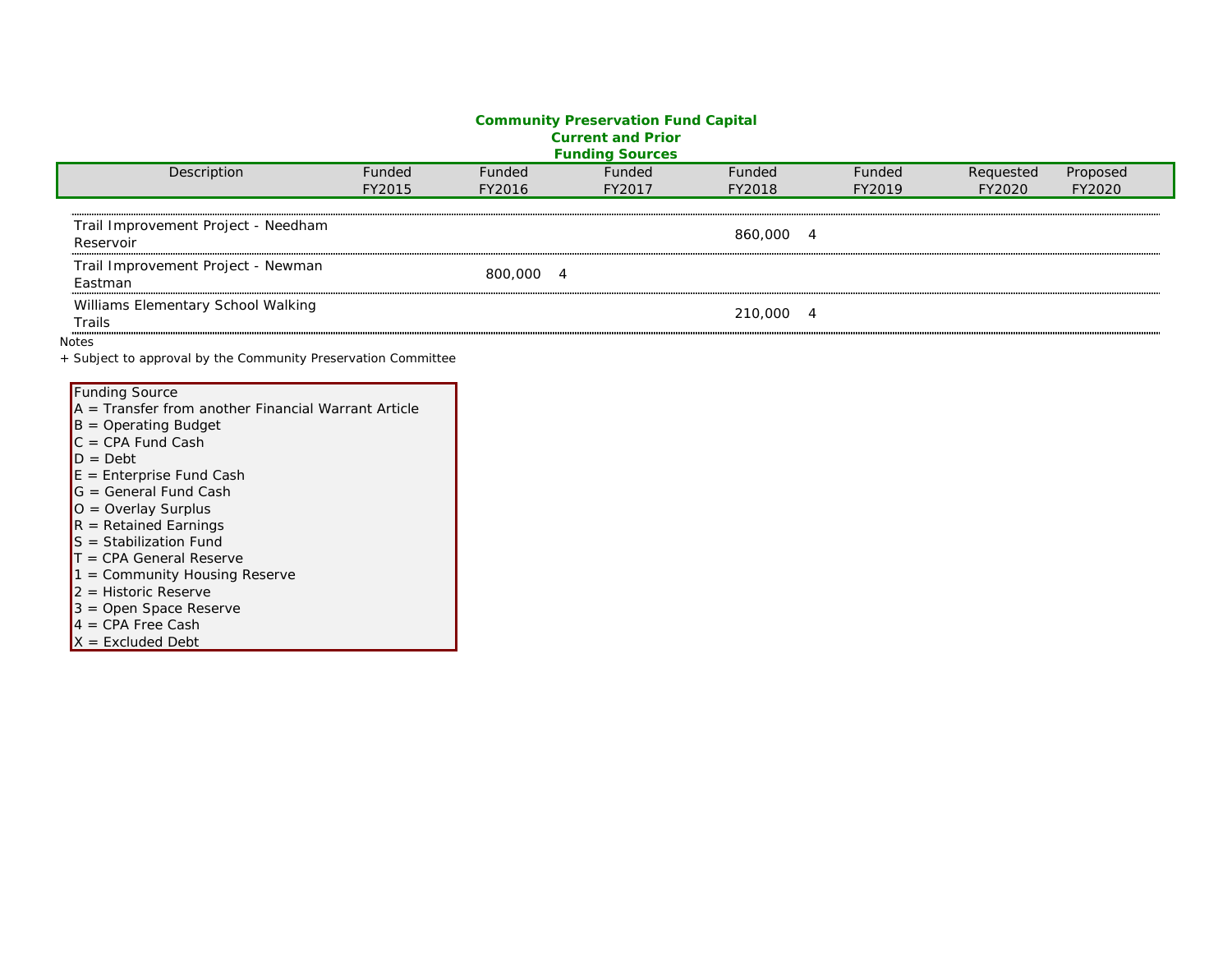**Community Preservation Fund Capital**
**Current and Prior**
**Funding Sources**

| Description | Funded FY2015 | Funded FY2016 | Funded FY2017 | Funded FY2018 | Funded FY2019 | Requested FY2020 | Proposed FY2020 |
|---|---|---|---|---|---|---|---|
| Trail Improvement Project - Needham Reservoir | | | | 860,000 4 | | | |
| Trail Improvement Project - Newman Eastman | | 800,000 4 | | | | | |
| Williams Elementary School Walking Trails | | | | 210,000 4 | | | |

Notes

+ Subject to approval by the Community Preservation Committee

Funding Source
A = Transfer from another Financial Warrant Article
B = Operating Budget
C = CPA Fund Cash
D = Debt
E = Enterprise Fund Cash
G = General Fund Cash
O = Overlay Surplus
R = Retained Earnings
S = Stabilization Fund
T = CPA General Reserve
1 = Community Housing Reserve
2 = Historic Reserve
3 = Open Space Reserve
4 = CPA Free Cash
X = Excluded Debt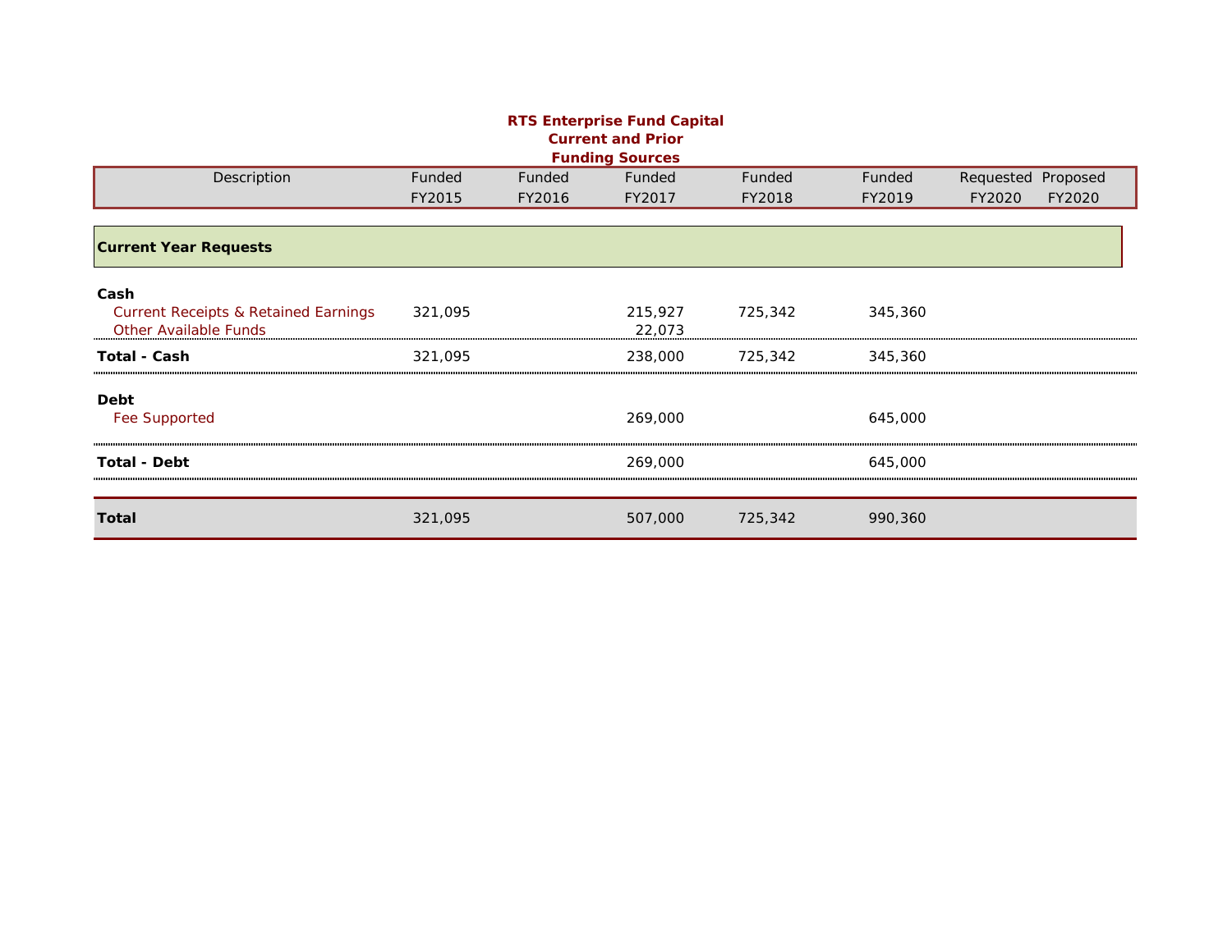**RTS Enterprise Fund Capital**
**Current and Prior**
**Funding Sources**

| Description | Funded FY2015 | Funded FY2016 | Funded FY2017 | Funded FY2018 | Funded FY2019 | Requested FY2020 | Proposed FY2020 |
|---|---|---|---|---|---|---|---|
| **Current Year Requests** | | | | | | | |
| **Cash** | | | | | | | |
| Current Receipts & Retained Earnings | 321,095 | | 215,927 | 725,342 | 345,360 | | |
| Other Available Funds | | | 22,073 | | | | |
| **Total - Cash** | 321,095 | | 238,000 | 725,342 | 345,360 | | |
| **Debt** | | | | | | | |
| Fee Supported | | | 269,000 | | 645,000 | | |
| **Total - Debt** | | | 269,000 | | 645,000 | | |
| **Total** | 321,095 | | 507,000 | 725,342 | 990,360 | | |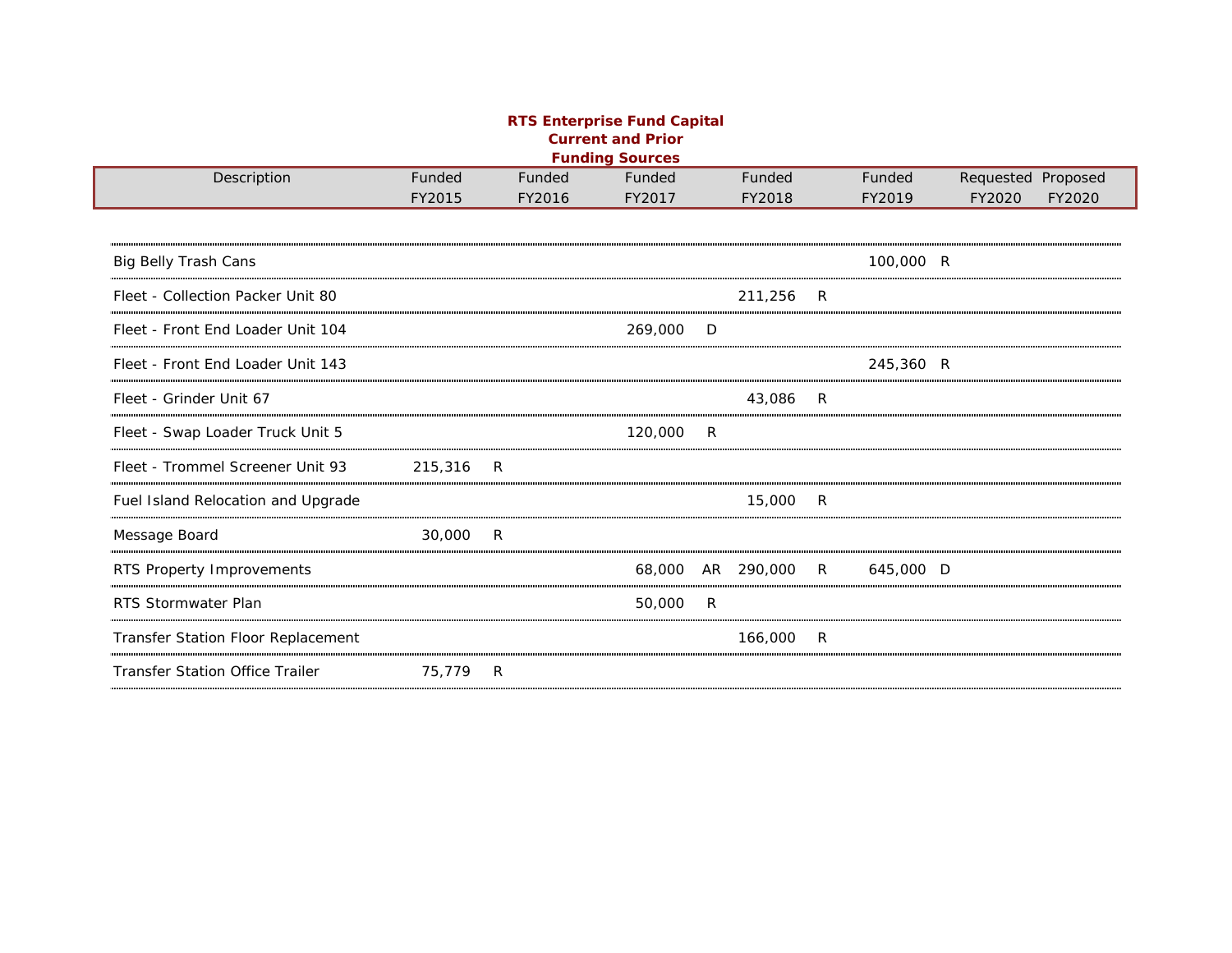**RTS Enterprise Fund Capital**
**Current and Prior**
**Funding Sources**

| Description | Funded FY2015 | Funded FY2016 | Funded FY2017 | Funded FY2018 | Funded FY2019 | Requested FY2020 | Proposed FY2020 |
|---|---|---|---|---|---|---|---|
| Big Belly Trash Cans | | | | | 100,000 R | | |
| Fleet - Collection Packer Unit 80 | | | | 211,256 R | | | |
| Fleet - Front End Loader Unit 104 | | | 269,000 D | | | | |
| Fleet - Front End Loader Unit 143 | | | | | 245,360 R | | |
| Fleet - Grinder Unit 67 | | | | 43,086 R | | | |
| Fleet - Swap Loader Truck Unit 5 | | | 120,000 R | | | | |
| Fleet - Trommel Screener Unit 93 | 215,316 R | | | | | | |
| Fuel Island Relocation and Upgrade | | | | 15,000 R | | | |
| Message Board | 30,000 R | | | | | | |
| RTS Property Improvements | | | 68,000 AR | 290,000 R | 645,000 D | | |
| RTS Stormwater Plan | | | 50,000 R | | | | |
| Transfer Station Floor Replacement | | | | 166,000 R | | | |
| Transfer Station Office Trailer | 75,779 R | | | | | | |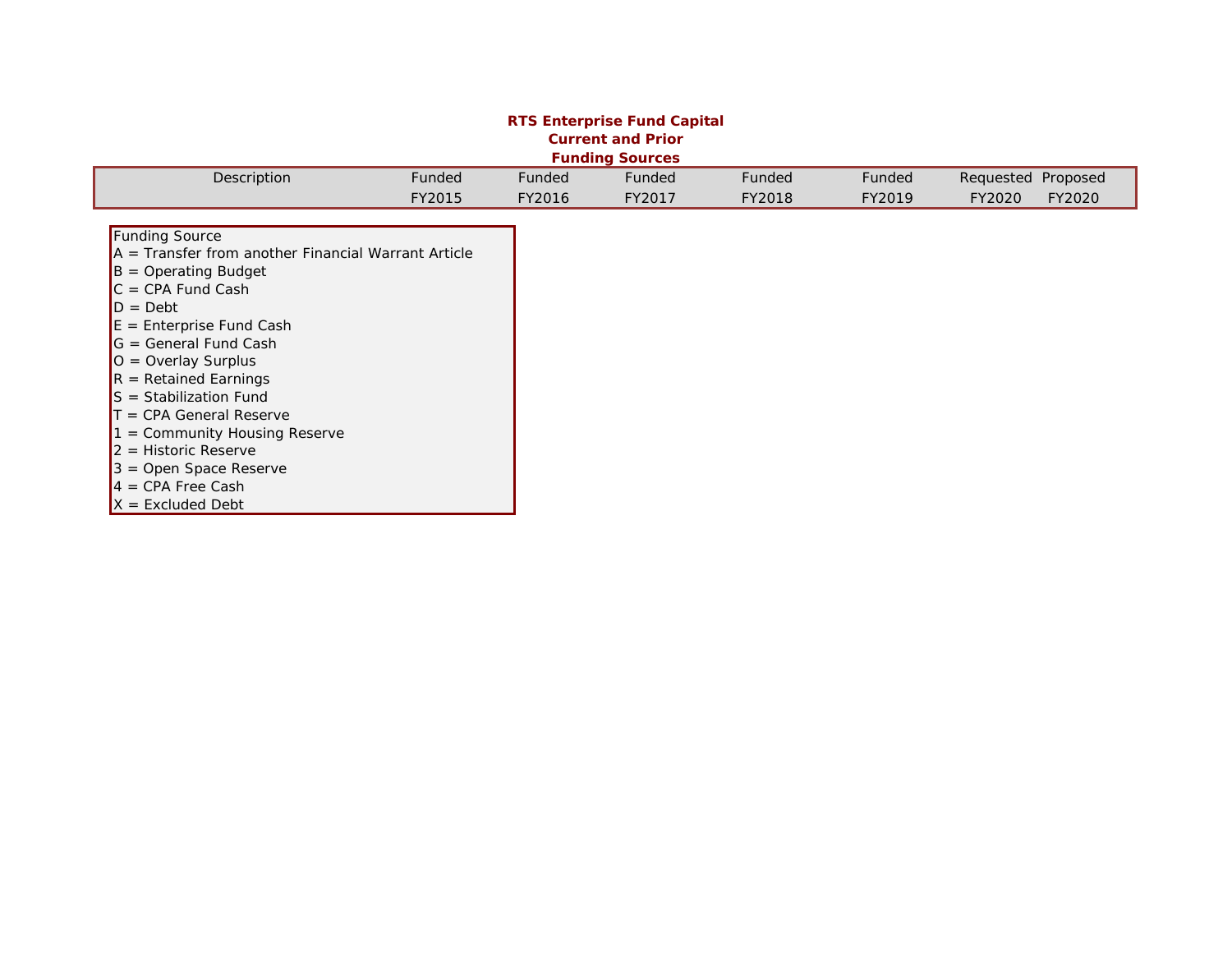**RTS Enterprise Fund Capital**
**Current and Prior**
**Funding Sources**

| Description | Funded FY2015 | Funded FY2016 | Funded FY2017 | Funded FY2018 | Funded FY2019 | Requested FY2020 | Proposed FY2020 |
|---|---|---|---|---|---|---|---|

Funding Source
A = Transfer from another Financial Warrant Article
B = Operating Budget
C = CPA Fund Cash
D = Debt
E = Enterprise Fund Cash
G = General Fund Cash
O = Overlay Surplus
R = Retained Earnings
S = Stabilization Fund
T = CPA General Reserve
1 = Community Housing Reserve
2 = Historic Reserve
3 = Open Space Reserve
4 = CPA Free Cash
X = Excluded Debt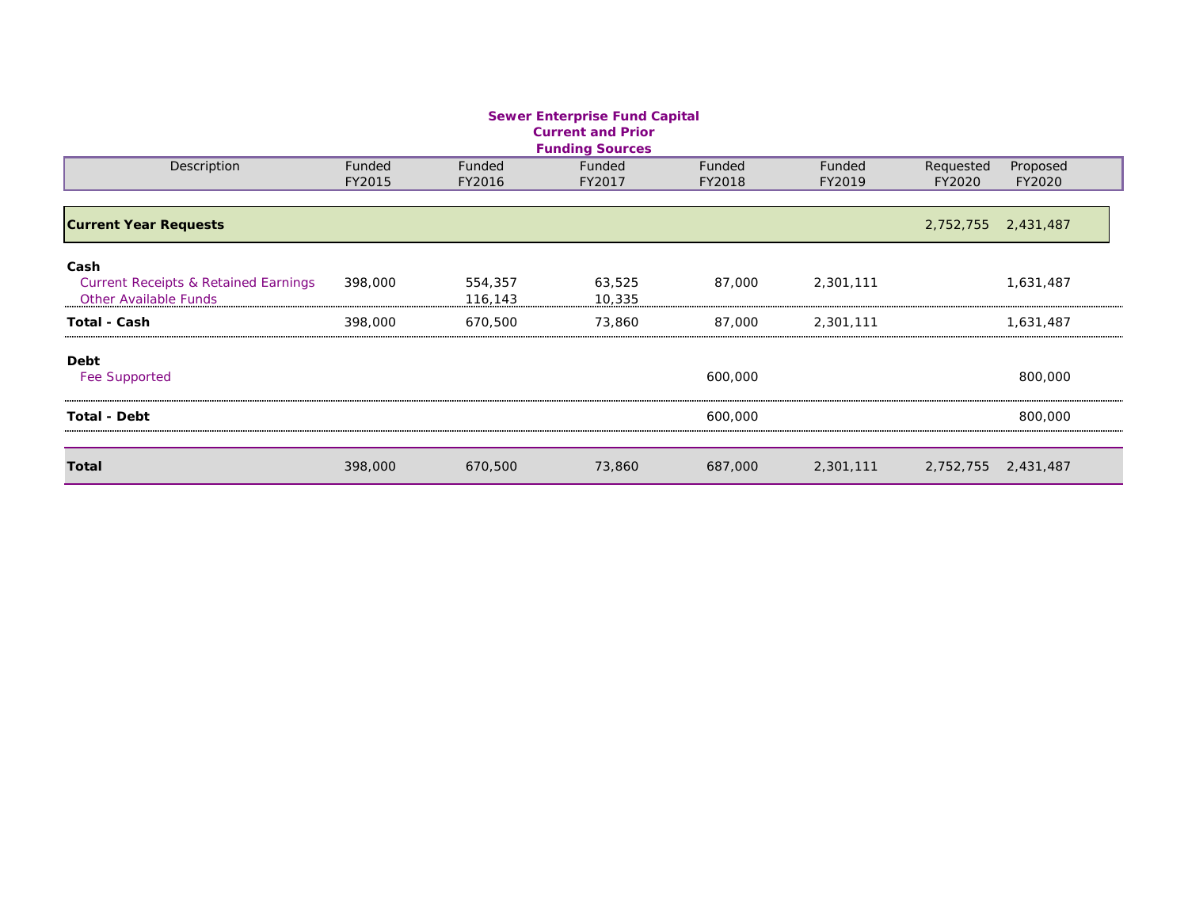**Sewer Enterprise Fund Capital**
**Current and Prior**
**Funding Sources**

| Description | Funded FY2015 | Funded FY2016 | Funded FY2017 | Funded FY2018 | Funded FY2019 | Requested FY2020 | Proposed FY2020 |
|---|---|---|---|---|---|---|---|
| **Current Year Requests** | | | | | | 2,752,755 | 2,431,487 |
| **Cash** | | | | | | | |
| Current Receipts & Retained Earnings | 398,000 | 554,357 | 63,525 | 87,000 | 2,301,111 | | 1,631,487 |
| Other Available Funds | | 116,143 | 10,335 | | | | |
| **Total - Cash** | 398,000 | 670,500 | 73,860 | 87,000 | 2,301,111 | | 1,631,487 |
| **Debt** | | | | | | | |
| Fee Supported | | | | 600,000 | | | 800,000 |
| **Total - Debt** | | | | 600,000 | | | 800,000 |
| **Total** | 398,000 | 670,500 | 73,860 | 687,000 | 2,301,111 | 2,752,755 | 2,431,487 |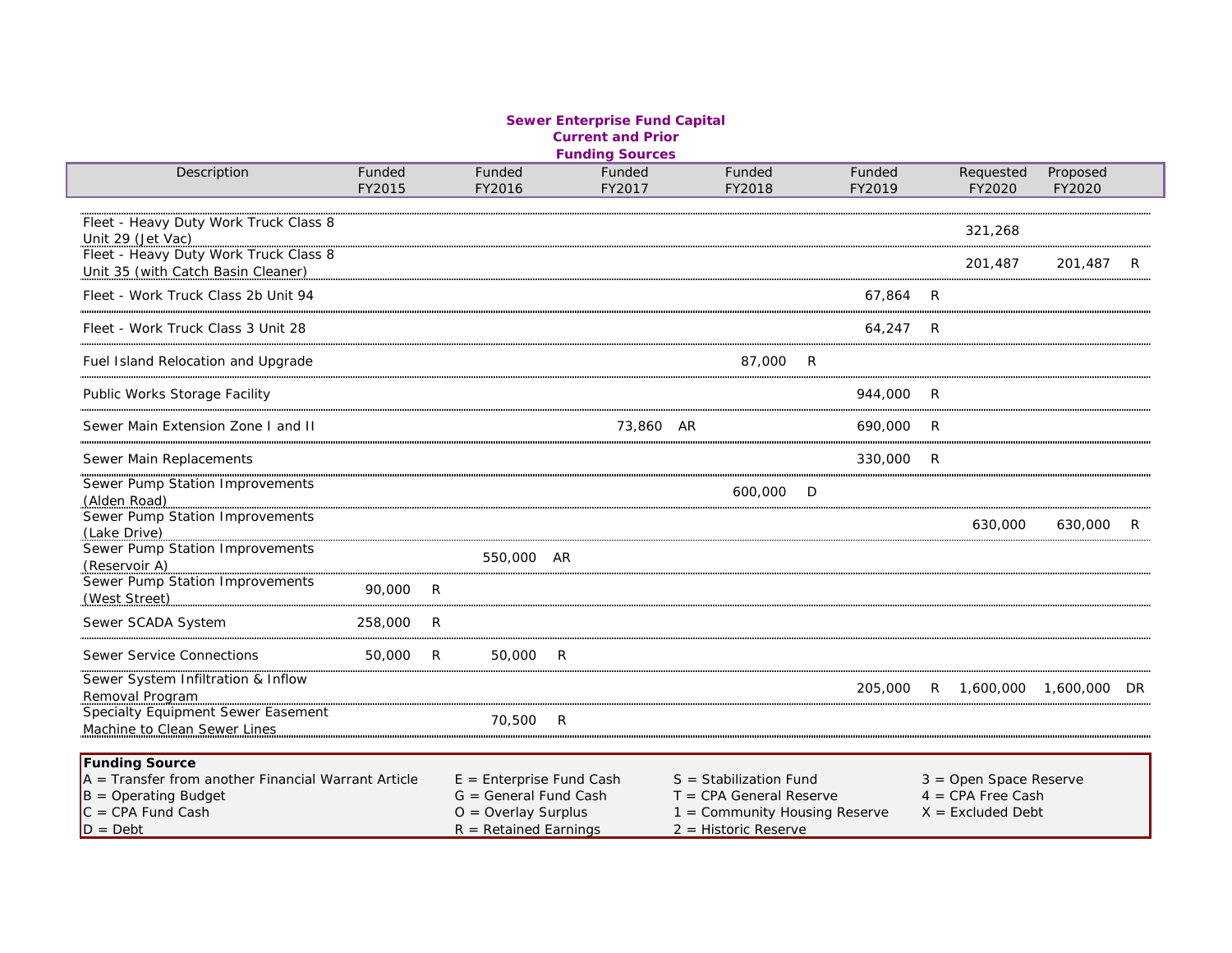## Sewer Enterprise Fund Capital
## Current and Prior
## Funding Sources

| Description | Funded FY2015 | | Funded FY2016 | | Funded FY2017 | | Funded FY2018 | | Funded FY2019 | | Requested FY2020 | Proposed FY2020 | |
|---|---|---|---|---|---|---|---|---|---|---|---|---|---|
| Fleet - Heavy Duty Work Truck Class 8 Unit 29 (Jet Vac) | | | | | | | | | | | 321,268 | | |
| Fleet - Heavy Duty Work Truck Class 8 Unit 35 (with Catch Basin Cleaner) | | | | | | | | | | | 201,487 | 201,487 | R |
| Fleet - Work Truck Class 2b Unit 94 | | | | | | | | | 67,864 | R | | | |
| Fleet - Work Truck Class 3 Unit 28 | | | | | | | | | 64,247 | R | | | |
| Fuel Island Relocation and Upgrade | | | | | | | 87,000 | R | | | | | |
| Public Works Storage Facility | | | | | | | | | 944,000 | R | | | |
| Sewer Main Extension Zone I and II | | | | | 73,860 | AR | | | 690,000 | R | | | |
| Sewer Main Replacements | | | | | | | | | 330,000 | R | | | |
| Sewer Pump Station Improvements (Alden Road) | | | | | | | 600,000 | D | | | | | |
| Sewer Pump Station Improvements (Lake Drive) | | | | | | | | | | | 630,000 | 630,000 | R |
| Sewer Pump Station Improvements (Reservoir A) | | | 550,000 | AR | | | | | | | | | |
| Sewer Pump Station Improvements (West Street) | 90,000 | R | | | | | | | | | | | |
| Sewer SCADA System | 258,000 | R | | | | | | | | | | | |
| Sewer Service Connections | 50,000 | R | 50,000 | R | | | | | | | | | |
| Sewer System Infiltration & Inflow Removal Program | | | | | | | | | 205,000 | R | 1,600,000 | 1,600,000 | DR |
| Specialty Equipment Sewer Easement Machine to Clean Sewer Lines | | | 70,500 | R | | | | | | | | | |

**Funding Source**

| | | | |
|---|---|---|---|
| A = Transfer from another Financial Warrant Article | E = Enterprise Fund Cash | S = Stabilization Fund | 3 = Open Space Reserve |
| B = Operating Budget | G = General Fund Cash | T = CPA General Reserve | 4 = CPA Free Cash |
| C = CPA Fund Cash | O = Overlay Surplus | 1 = Community Housing Reserve | X = Excluded Debt |
| D = Debt | R = Retained Earnings | 2 = Historic Reserve | |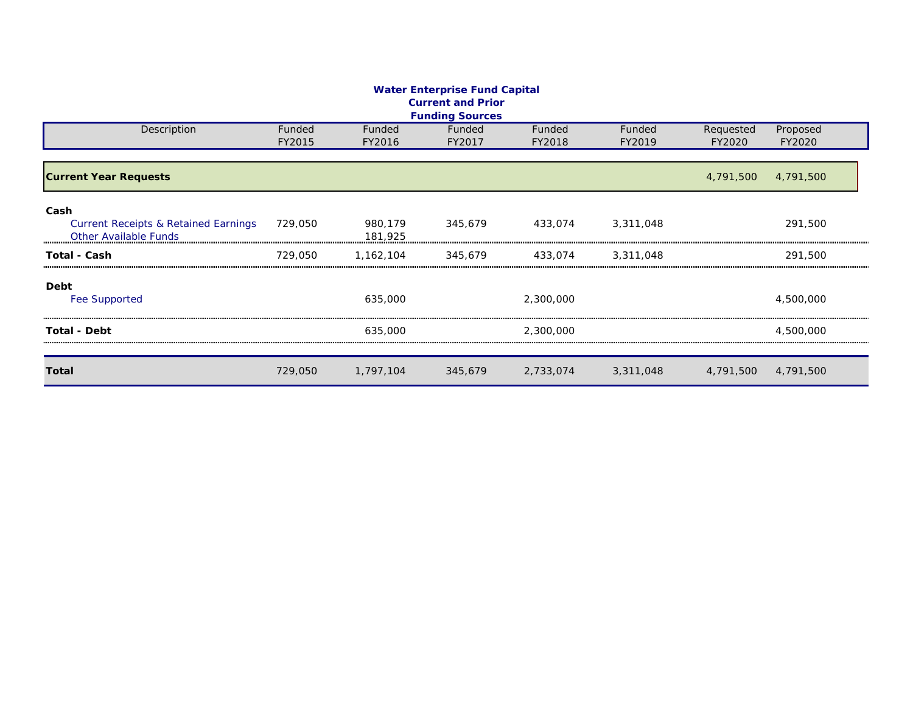# Water Enterprise Fund Capital
## Current and Prior
## Funding Sources

| Description | Funded FY2015 | Funded FY2016 | Funded FY2017 | Funded FY2018 | Funded FY2019 | Requested FY2020 | Proposed FY2020 |
|---|---|---|---|---|---|---|---|
| **Current Year Requests** | | | | | | 4,791,500 | 4,791,500 |
| **Cash** | | | | | | | |
| Current Receipts & Retained Earnings | 729,050 | 980,179 | 345,679 | 433,074 | 3,311,048 | | 291,500 |
| Other Available Funds | | 181,925 | | | | | |
| **Total - Cash** | 729,050 | 1,162,104 | 345,679 | 433,074 | 3,311,048 | | 291,500 |
| **Debt** | | | | | | | |
| Fee Supported | | 635,000 | | 2,300,000 | | | 4,500,000 |
| **Total - Debt** | | 635,000 | | 2,300,000 | | | 4,500,000 |
| **Total** | 729,050 | 1,797,104 | 345,679 | 2,733,074 | 3,311,048 | 4,791,500 | 4,791,500 |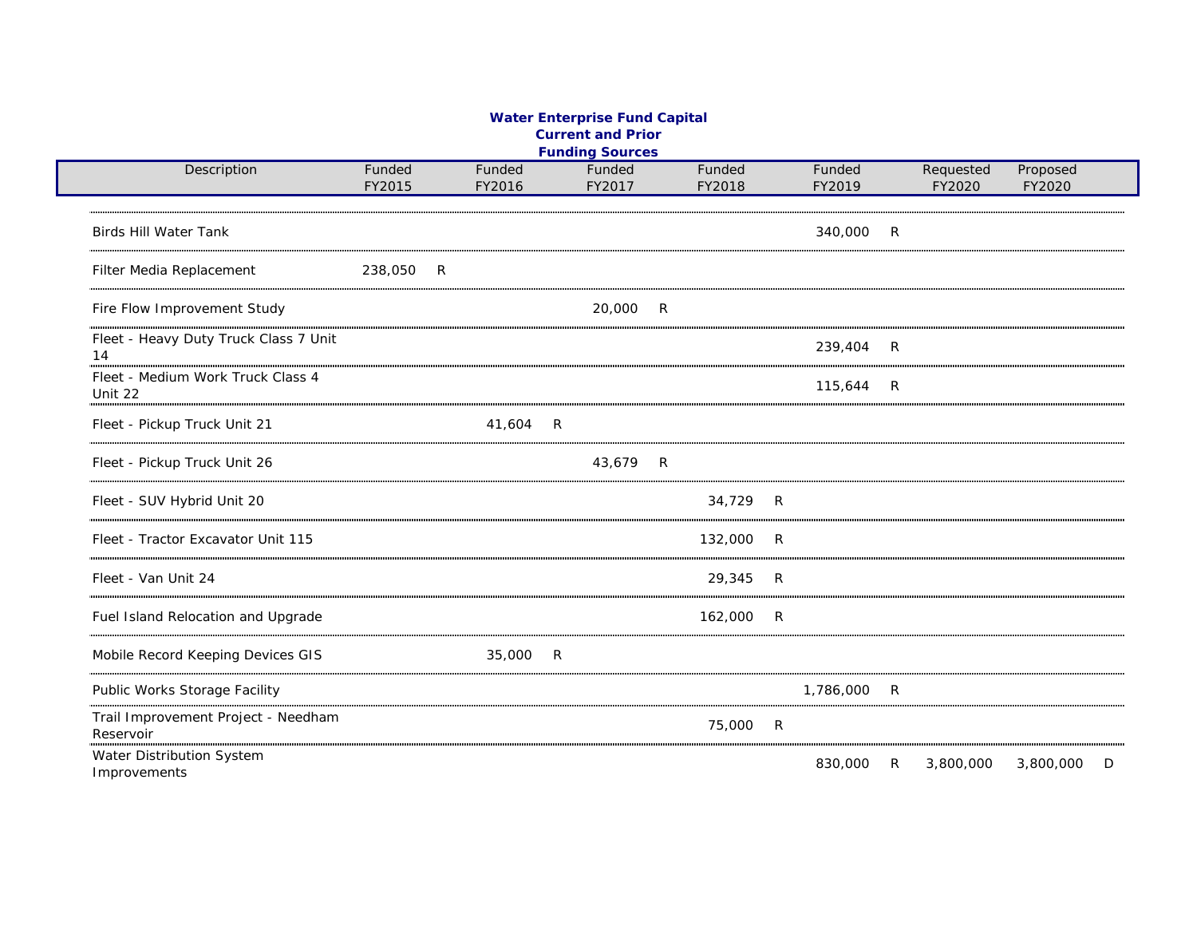# Water Enterprise Fund Capital
## Current and Prior
## Funding Sources

| Description | Funded FY2015 | | Funded FY2016 | | Funded FY2017 | | Funded FY2018 | | Funded FY2019 | | Requested FY2020 | Proposed FY2020 | |
|---|---|---|---|---|---|---|---|---|---|---|---|---|---|
| Birds Hill Water Tank | | | | | | | | | 340,000 | R | | | |
| Filter Media Replacement | 238,050 | R | | | | | | | | | | | |
| Fire Flow Improvement Study | | | | | 20,000 | R | | | | | | | |
| Fleet - Heavy Duty Truck Class 7 Unit 14 | | | | | | | | | 239,404 | R | | | |
| Fleet - Medium Work Truck Class 4 Unit 22 | | | | | | | | | 115,644 | R | | | |
| Fleet - Pickup Truck Unit 21 | | | 41,604 | R | | | | | | | | | |
| Fleet - Pickup Truck Unit 26 | | | | | 43,679 | R | | | | | | | |
| Fleet - SUV Hybrid Unit 20 | | | | | | | 34,729 | R | | | | | |
| Fleet - Tractor Excavator Unit 115 | | | | | | | 132,000 | R | | | | | |
| Fleet - Van Unit 24 | | | | | | | 29,345 | R | | | | | |
| Fuel Island Relocation and Upgrade | | | | | | | 162,000 | R | | | | | |
| Mobile Record Keeping Devices GIS | | | 35,000 | R | | | | | | | | | |
| Public Works Storage Facility | | | | | | | | | 1,786,000 | R | | | |
| Trail Improvement Project - Needham Reservoir | | | | | | | 75,000 | R | | | | | |
| Water Distribution System Improvements | | | | | | | | | 830,000 | R | 3,800,000 | 3,800,000 | D |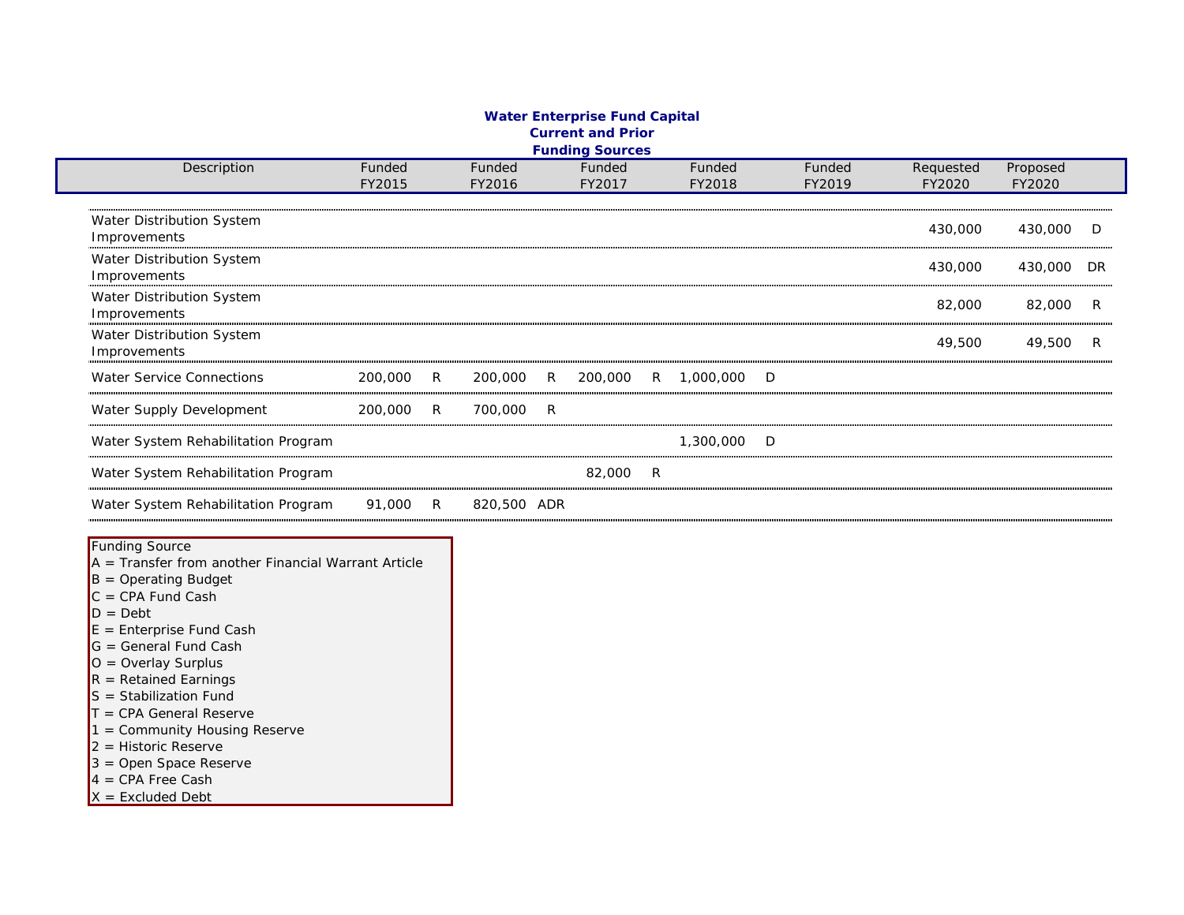**Water Enterprise Fund Capital**
**Current and Prior**
**Funding Sources**

| Description | Funded FY2015 | | Funded FY2016 | | Funded FY2017 | | Funded FY2018 | | Funded FY2019 | | Requested FY2020 | Proposed FY2020 | |
|---|---|---|---|---|---|---|---|---|---|---|---|---|---|
| Water Distribution System Improvements | | | | | | | | | | | 430,000 | 430,000 | D |
| Water Distribution System Improvements | | | | | | | | | | | 430,000 | 430,000 | DR |
| Water Distribution System Improvements | | | | | | | | | | | 82,000 | 82,000 | R |
| Water Distribution System Improvements | | | | | | | | | | | 49,500 | 49,500 | R |
| Water Service Connections | 200,000 | R | 200,000 | R | 200,000 | R | 1,000,000 | D | | | | | |
| Water Supply Development | 200,000 | R | 700,000 | R | | | | | | | | | |
| Water System Rehabilitation Program | | | | | | | 1,300,000 | D | | | | | |
| Water System Rehabilitation Program | | | | | 82,000 | R | | | | | | | |
| Water System Rehabilitation Program | 91,000 | R | 820,500 | ADR | | | | | | | | | |

Funding Source
A = Transfer from another Financial Warrant Article
B = Operating Budget
C = CPA Fund Cash
D = Debt
E = Enterprise Fund Cash
G = General Fund Cash
O = Overlay Surplus
R = Retained Earnings
S = Stabilization Fund
T = CPA General Reserve
1 = Community Housing Reserve
2 = Historic Reserve
3 = Open Space Reserve
4 = CPA Free Cash
X = Excluded Debt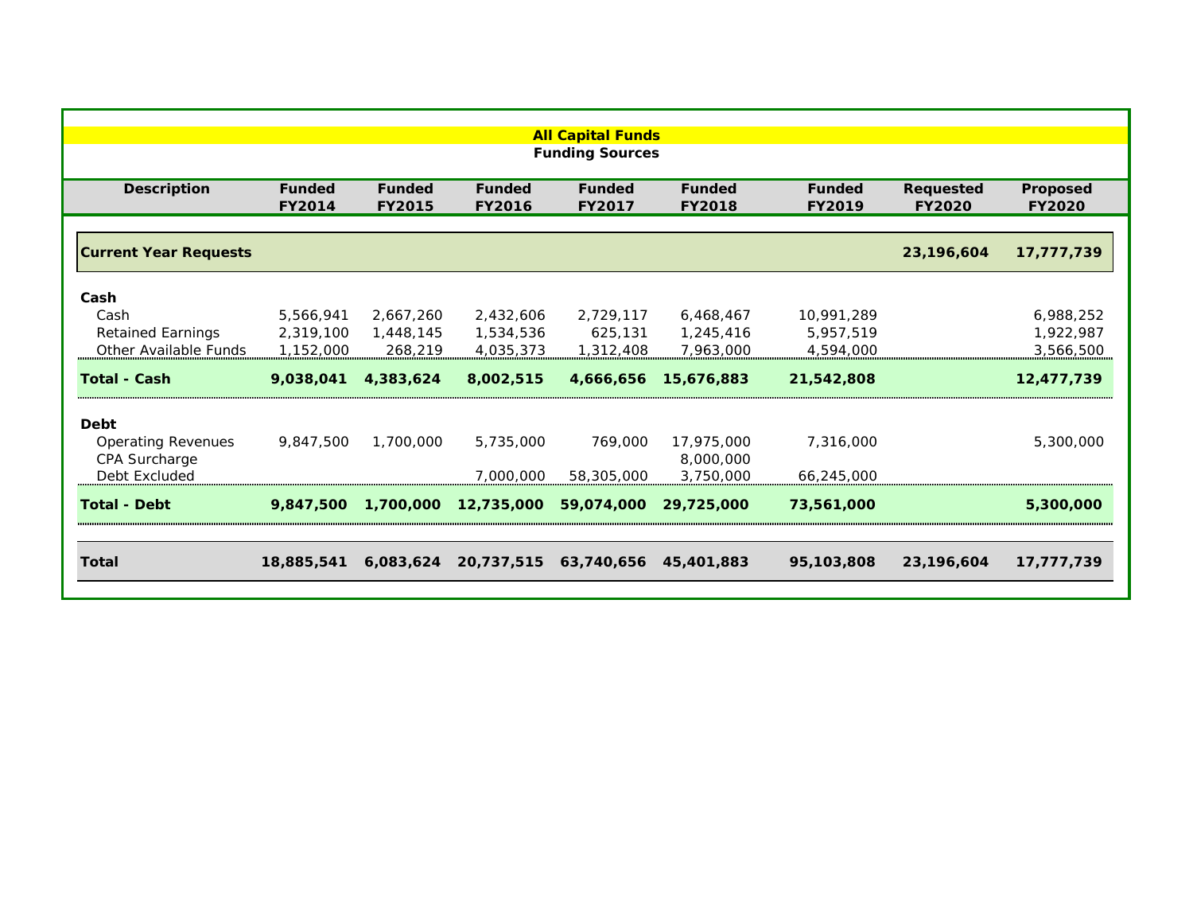## All Capital Funds

### Funding Sources

| Description | Funded FY2014 | Funded FY2015 | Funded FY2016 | Funded FY2017 | Funded FY2018 | Funded FY2019 | Requested FY2020 | Proposed FY2020 |
|---|---|---|---|---|---|---|---|---|
| **Current Year Requests** | | | | | | | **23,196,604** | **17,777,739** |
| **Cash** | | | | | | | | |
| Cash | 5,566,941 | 2,667,260 | 2,432,606 | 2,729,117 | 6,468,467 | 10,991,289 | | 6,988,252 |
| Retained Earnings | 2,319,100 | 1,448,145 | 1,534,536 | 625,131 | 1,245,416 | 5,957,519 | | 1,922,987 |
| Other Available Funds | 1,152,000 | 268,219 | 4,035,373 | 1,312,408 | 7,963,000 | 4,594,000 | | 3,566,500 |
| **Total - Cash** | **9,038,041** | **4,383,624** | **8,002,515** | **4,666,656** | **15,676,883** | **21,542,808** | | **12,477,739** |
| **Debt** | | | | | | | | |
| Operating Revenues | 9,847,500 | 1,700,000 | 5,735,000 | 769,000 | 17,975,000 | 7,316,000 | | 5,300,000 |
| CPA Surcharge | | | | | 8,000,000 | | | |
| Debt Excluded | | | 7,000,000 | 58,305,000 | 3,750,000 | 66,245,000 | | |
| **Total - Debt** | **9,847,500** | **1,700,000** | **12,735,000** | **59,074,000** | **29,725,000** | **73,561,000** | | **5,300,000** |
| **Total** | **18,885,541** | **6,083,624** | **20,737,515** | **63,740,656** | **45,401,883** | **95,103,808** | **23,196,604** | **17,777,739** |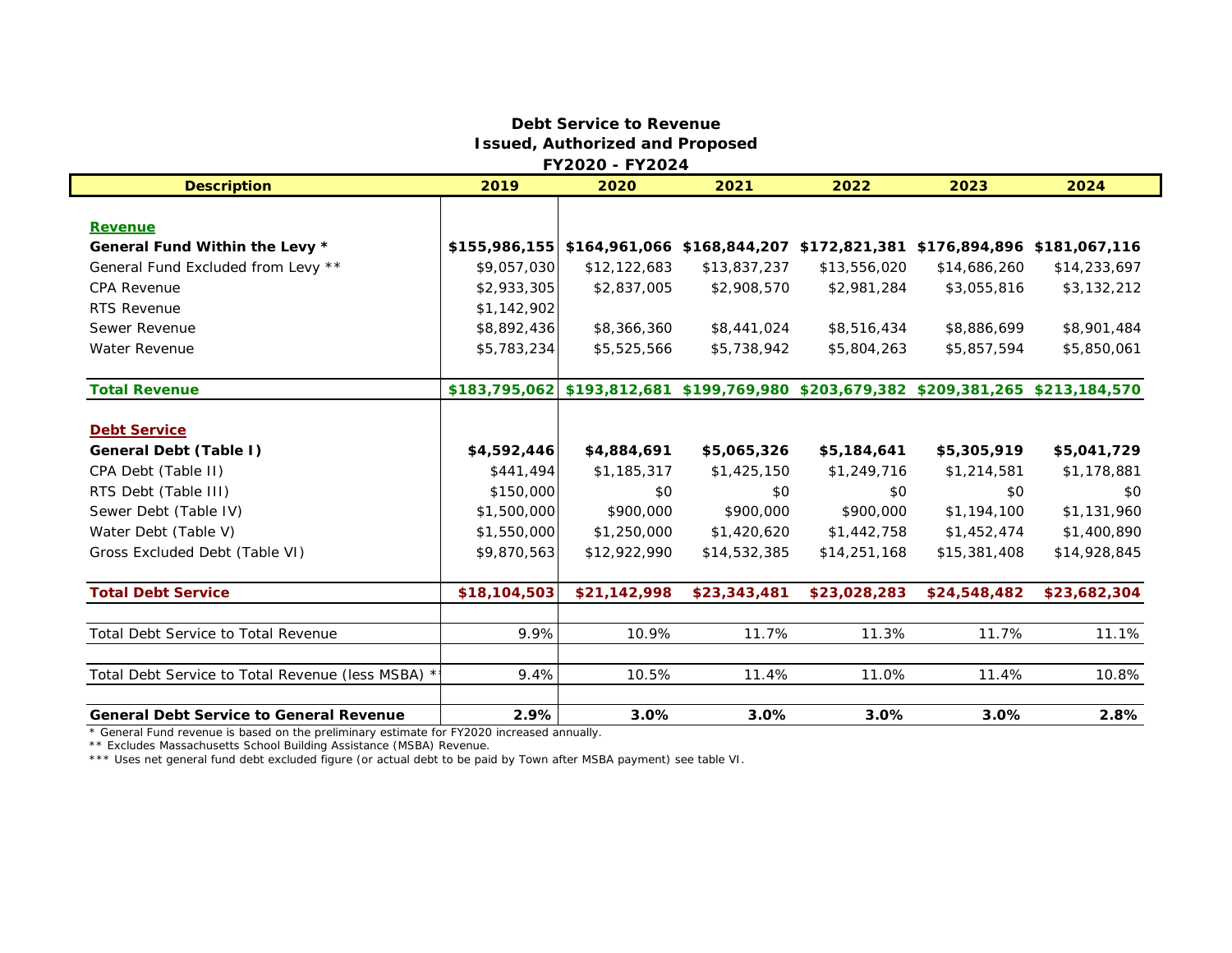## Debt Service to Revenue

### Issued, Authorized and Proposed

### FY2020 - FY2024

| Description | 2019 | 2020 | 2021 | 2022 | 2023 | 2024 |
|---|---|---|---|---|---|---|
| **Revenue** | | | | | | |
| **General Fund Within the Levy *** | **$155,986,155** | **$164,961,066** | **$168,844,207** | **$172,821,381** | **$176,894,896** | **$181,067,116** |
| General Fund Excluded from Levy ** | $9,057,030 | $12,122,683 | $13,837,237 | $13,556,020 | $14,686,260 | $14,233,697 |
| CPA Revenue | $2,933,305 | $2,837,005 | $2,908,570 | $2,981,284 | $3,055,816 | $3,132,212 |
| RTS Revenue | $1,142,902 | | | | | |
| Sewer Revenue | $8,892,436 | $8,366,360 | $8,441,024 | $8,516,434 | $8,886,699 | $8,901,484 |
| Water Revenue | $5,783,234 | $5,525,566 | $5,738,942 | $5,804,263 | $5,857,594 | $5,850,061 |
| **Total Revenue** | **$183,795,062** | **$193,812,681** | **$199,769,980** | **$203,679,382** | **$209,381,265** | **$213,184,570** |
| **Debt Service** | | | | | | |
| **General Debt (Table I)** | **$4,592,446** | **$4,884,691** | **$5,065,326** | **$5,184,641** | **$5,305,919** | **$5,041,729** |
| CPA Debt (Table II) | $441,494 | $1,185,317 | $1,425,150 | $1,249,716 | $1,214,581 | $1,178,881 |
| RTS Debt (Table III) | $150,000 | $0 | $0 | $0 | $0 | $0 |
| Sewer Debt (Table IV) | $1,500,000 | $900,000 | $900,000 | $900,000 | $1,194,100 | $1,131,960 |
| Water Debt (Table V) | $1,550,000 | $1,250,000 | $1,420,620 | $1,442,758 | $1,452,474 | $1,400,890 |
| Gross Excluded Debt (Table VI) | $9,870,563 | $12,922,990 | $14,532,385 | $14,251,168 | $15,381,408 | $14,928,845 |
| **Total Debt Service** | **$18,104,503** | **$21,142,998** | **$23,343,481** | **$23,028,283** | **$24,548,482** | **$23,682,304** |
| Total Debt Service to Total Revenue | 9.9% | 10.9% | 11.7% | 11.3% | 11.7% | 11.1% |
| Total Debt Service to Total Revenue (less MSBA) *** | 9.4% | 10.5% | 11.4% | 11.0% | 11.4% | 10.8% |
| **General Debt Service to General Revenue** | **2.9%** | **3.0%** | **3.0%** | **3.0%** | **3.0%** | **2.8%** |

* General Fund revenue is based on the preliminary estimate for FY2020 increased annually.

** Excludes Massachusetts School Building Assistance (MSBA) Revenue.

*** Uses net general fund debt excluded figure (or actual debt to be paid by Town after MSBA payment) see table VI.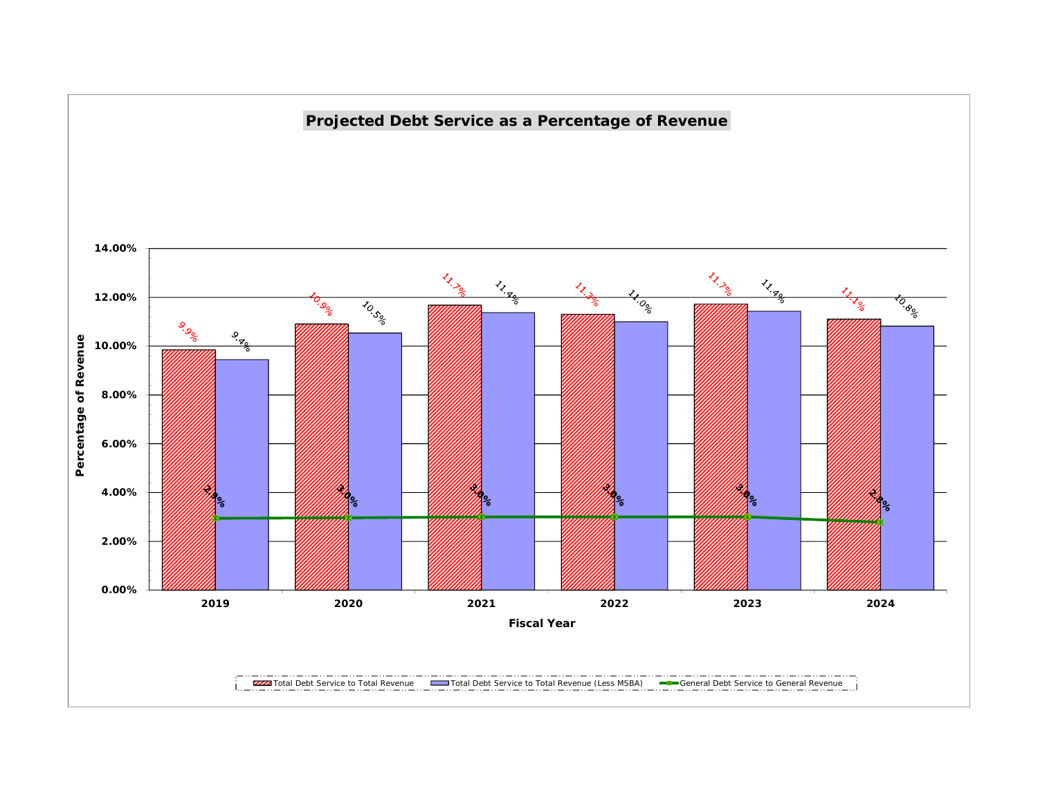Projected Debt Service as a Percentage of Revenue

14.00%
12.00%
10.00%
8.00%
6.00%
4.00%
2.00%
0.00%

Percentage of Revenue

9.9% 9.4% 10.9% 10.5% 11.7% 11.4% 11.3% 11.0% 11.7% 11.4% 11.1% 10.8%

2.9% 3.0% 3.0% 3.0% 3.0% 2.8%

2019 2020 2021 2022 2023 2024

Fiscal Year

Total Debt Service to Total Revenue
Total Debt Service to Total Revenue (Less MSBA)
General Debt Service to General Revenue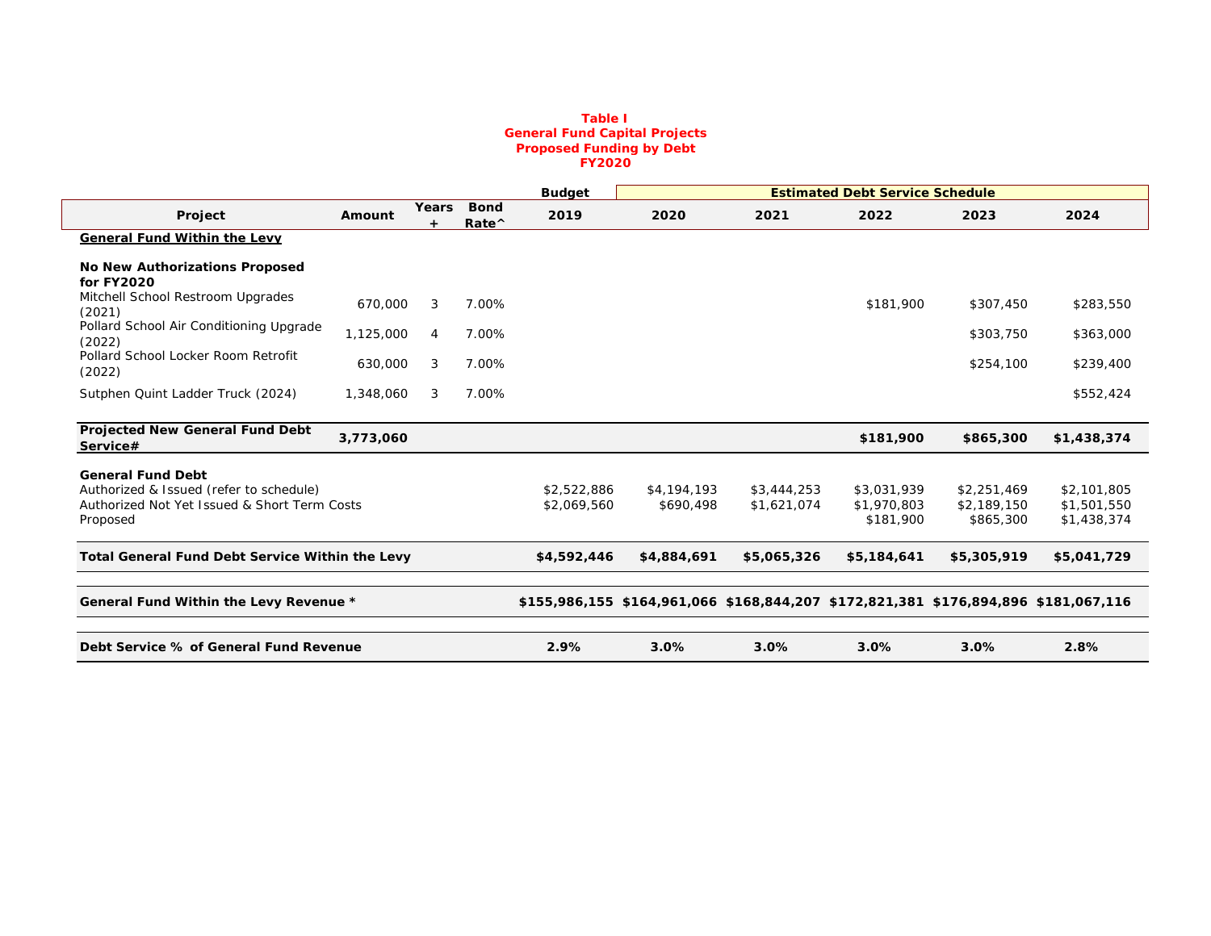**Table I**
**General Fund Capital Projects**
**Proposed Funding by Debt**
**FY2020**

| Project | Amount | Years + | Bond Rate^ | Budget 2019 | Estimated Debt Service Schedule 2020 | 2021 | 2022 | 2023 | 2024 |
|---|---|---|---|---|---|---|---|---|---|
| **General Fund Within the Levy** | | | | | | | | | |
| **No New Authorizations Proposed for FY2020** | | | | | | | | | |
| Mitchell School Restroom Upgrades (2021) | 670,000 | 3 | 7.00% | | | | $181,900 | $307,450 | $283,550 |
| Pollard School Air Conditioning Upgrade (2022) | 1,125,000 | 4 | 7.00% | | | | | $303,750 | $363,000 |
| Pollard School Locker Room Retrofit (2022) | 630,000 | 3 | 7.00% | | | | | $254,100 | $239,400 |
| Sutphen Quint Ladder Truck (2024) | 1,348,060 | 3 | 7.00% | | | | | | $552,424 |
| **Projected New General Fund Debt Service#** | **3,773,060** | | | | | | **$181,900** | **$865,300** | **$1,438,374** |
| **General Fund Debt** | | | | | | | | | |
| Authorized & Issued (refer to schedule) | | | | $2,522,886 | $4,194,193 | $3,444,253 | $3,031,939 | $2,251,469 | $2,101,805 |
| Authorized Not Yet Issued & Short Term Costs | | | | $2,069,560 | $690,498 | $1,621,074 | $1,970,803 | $2,189,150 | $1,501,550 |
| Proposed | | | | | | | $181,900 | $865,300 | $1,438,374 |
| **Total General Fund Debt Service Within the Levy** | | | | **$4,592,446** | **$4,884,691** | **$5,065,326** | **$5,184,641** | **$5,305,919** | **$5,041,729** |
| **General Fund Within the Levy Revenue *** | | | | **$155,986,155** | **$164,961,066** | **$168,844,207** | **$172,821,381** | **$176,894,896** | **$181,067,116** |
| **Debt Service % of General Fund Revenue** | | | | **2.9%** | **3.0%** | **3.0%** | **3.0%** | **3.0%** | **2.8%** |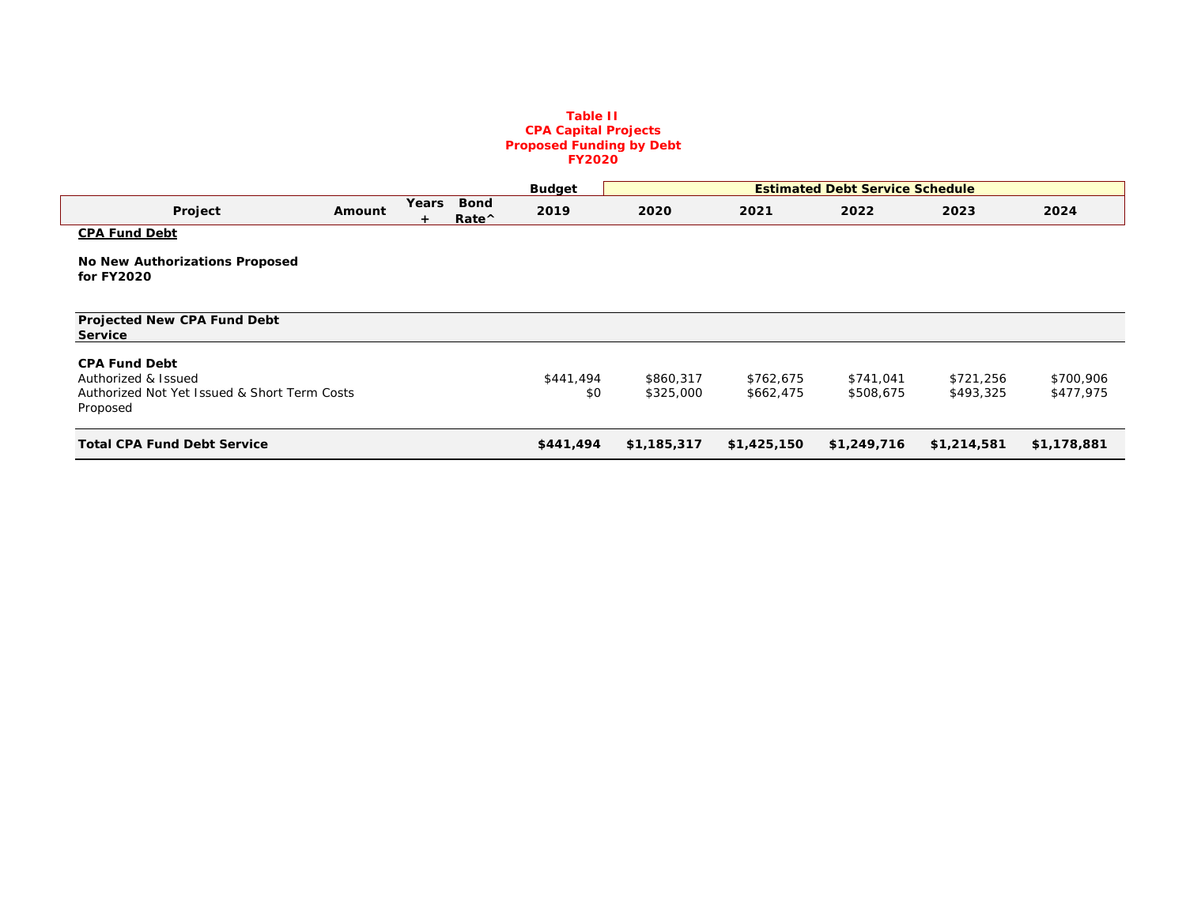**Table II**
**CPA Capital Projects**
**Proposed Funding by Debt**
**FY2020**

| Project | Amount | Years + | Bond Rate^ | Budget 2019 | Estimated Debt Service Schedule 2020 | 2021 | 2022 | 2023 | 2024 |
|---|---|---|---|---|---|---|---|---|---|
| **CPA Fund Debt** | | | | | | | | | |
| **No New Authorizations Proposed for FY2020** | | | | | | | | | |
| **Projected New CPA Fund Debt Service** | | | | | | | | | |
| **CPA Fund Debt** | | | | | | | | | |
| Authorized & Issued | | | | $441,494 | $860,317 | $762,675 | $741,041 | $721,256 | $700,906 |
| Authorized Not Yet Issued & Short Term Costs | | | | $0 | $325,000 | $662,475 | $508,675 | $493,325 | $477,975 |
| Proposed | | | | | | | | | |
| **Total CPA Fund Debt Service** | | | | **$441,494** | **$1,185,317** | **$1,425,150** | **$1,249,716** | **$1,214,581** | **$1,178,881** |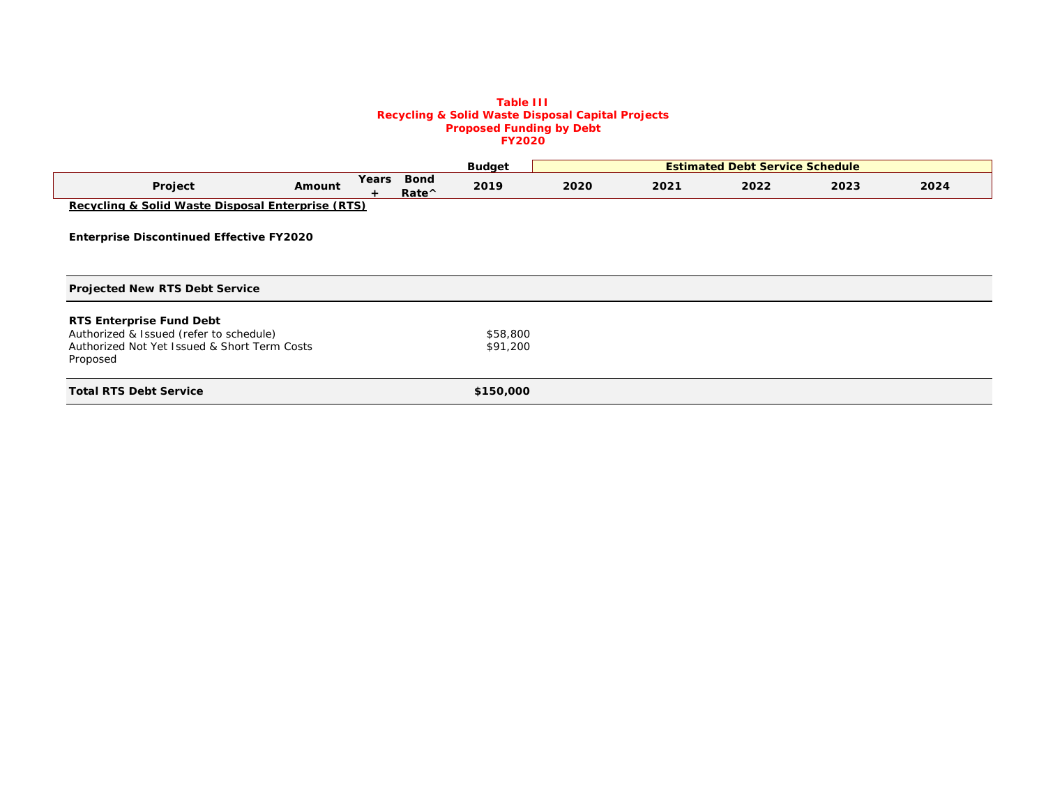**Table III**
**Recycling & Solid Waste Disposal Capital Projects**
**Proposed Funding by Debt**
**FY2020**

| Project | Amount | Years + | Bond Rate^ | Budget 2019 | Estimated Debt Service Schedule 2020 | 2021 | 2022 | 2023 | 2024 |
|---|---|---|---|---|---|---|---|---|---|
| **Recycling & Solid Waste Disposal Enterprise (RTS)** | | | | | | | | | |
| **Enterprise Discontinued Effective FY2020** | | | | | | | | | |
| **Projected New RTS Debt Service** | | | | | | | | | |
| **RTS Enterprise Fund Debt** | | | | | | | | | |
| Authorized & Issued (refer to schedule) | | | | $58,800 | | | | | |
| Authorized Not Yet Issued & Short Term Costs | | | | $91,200 | | | | | |
| Proposed | | | | | | | | | |
| **Total RTS Debt Service** | | | | **$150,000** | | | | | |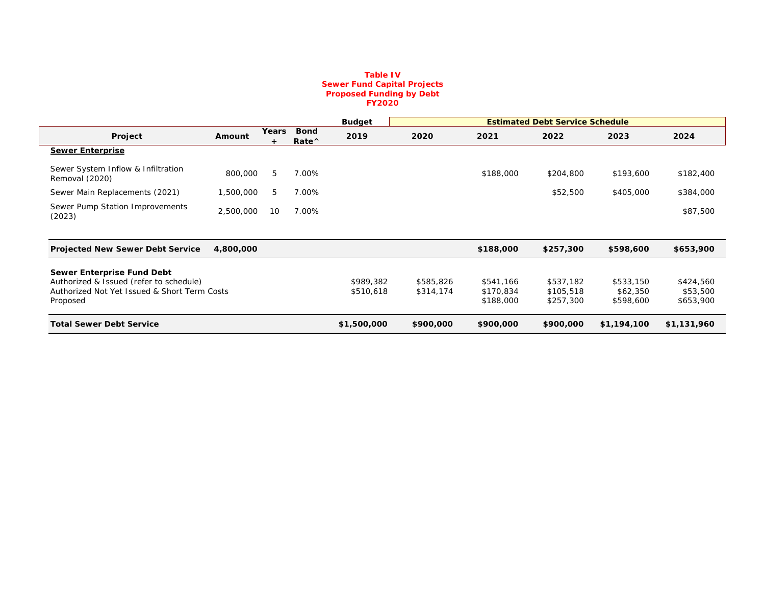**Table IV**
**Sewer Fund Capital Projects**
**Proposed Funding by Debt**
**FY2020**

| | | | | Budget | Estimated Debt Service Schedule | | | | |
|---|---|---|---|---|---|---|---|---|---|
| **Project** | **Amount** | **Years +** | **Bond Rate^** | **2019** | **2020** | **2021** | **2022** | **2023** | **2024** |
| **Sewer Enterprise** | | | | | | | | | |
| Sewer System Inflow & Infiltration Removal (2020) | 800,000 | 5 | 7.00% | | | $188,000 | $204,800 | $193,600 | $182,400 |
| Sewer Main Replacements (2021) | 1,500,000 | 5 | 7.00% | | | | $52,500 | $405,000 | $384,000 |
| Sewer Pump Station Improvements (2023) | 2,500,000 | 10 | 7.00% | | | | | | $87,500 |
| **Projected New Sewer Debt Service** | **4,800,000** | | | | | **$188,000** | **$257,300** | **$598,600** | **$653,900** |
| **Sewer Enterprise Fund Debt** | | | | | | | | | |
| Authorized & Issued (refer to schedule) | | | | $989,382 | $585,826 | $541,166 | $537,182 | $533,150 | $424,560 |
| Authorized Not Yet Issued & Short Term Costs | | | | $510,618 | $314,174 | $170,834 | $105,518 | $62,350 | $53,500 |
| Proposed | | | | | | $188,000 | $257,300 | $598,600 | $653,900 |
| **Total Sewer Debt Service** | | | | **$1,500,000** | **$900,000** | **$900,000** | **$900,000** | **$1,194,100** | **$1,131,960** |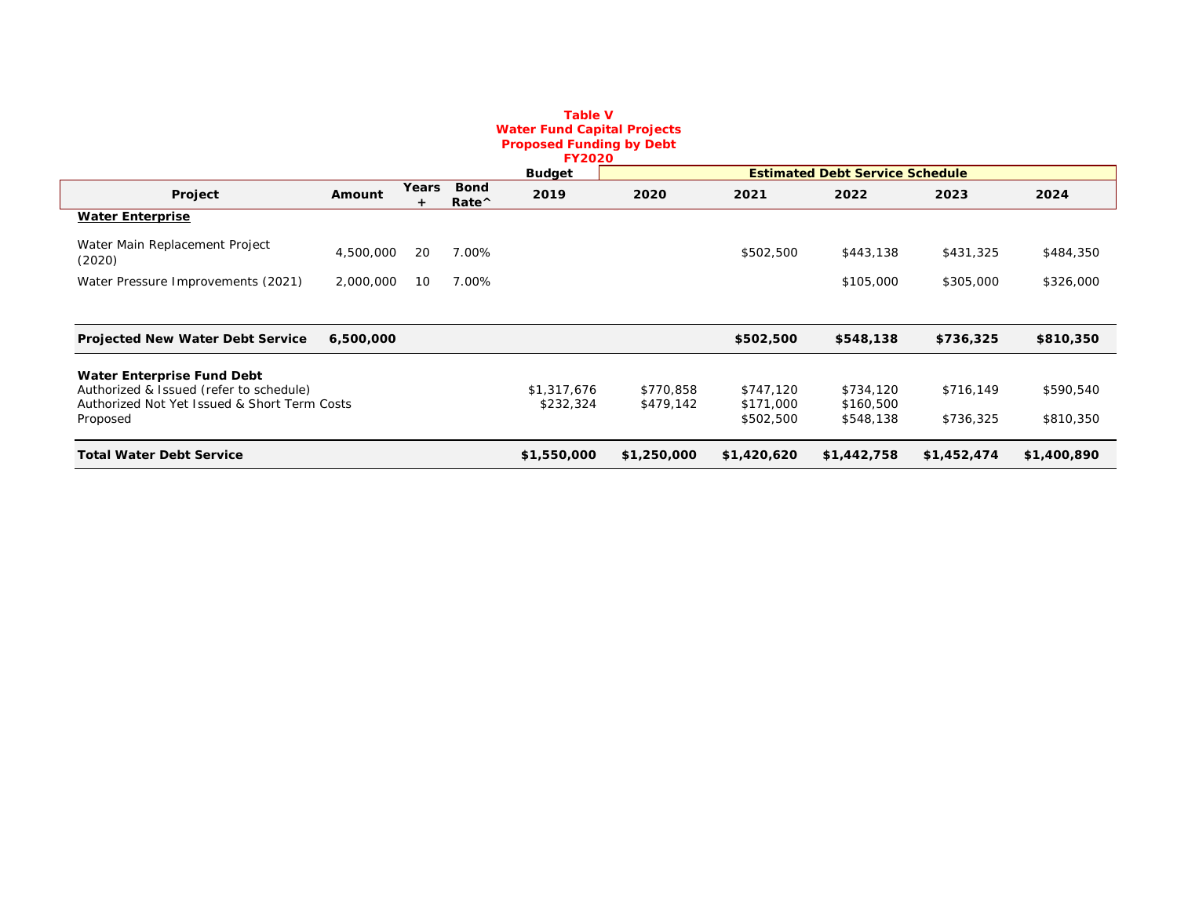**Table V**
**Water Fund Capital Projects**
**Proposed Funding by Debt**
**FY2020**

| Project | Amount | Years + | Bond Rate^ | Budget 2019 | Estimated Debt Service Schedule 2020 | 2021 | 2022 | 2023 | 2024 |
|---|---|---|---|---|---|---|---|---|---|
| **Water Enterprise** | | | | | | | | | |
| Water Main Replacement Project (2020) | 4,500,000 | 20 | 7.00% | | | $502,500 | $443,138 | $431,325 | $484,350 |
| Water Pressure Improvements (2021) | 2,000,000 | 10 | 7.00% | | | | $105,000 | $305,000 | $326,000 |
| **Projected New Water Debt Service** | **6,500,000** | | | | | **$502,500** | **$548,138** | **$736,325** | **$810,350** |
| **Water Enterprise Fund Debt** | | | | | | | | | |
| Authorized & Issued (refer to schedule) | | | | $1,317,676 | $770,858 | $747,120 | $734,120 | $716,149 | $590,540 |
| Authorized Not Yet Issued & Short Term Costs | | | | $232,324 | $479,142 | $171,000 | $160,500 | | |
| Proposed | | | | | | $502,500 | $548,138 | $736,325 | $810,350 |
| **Total Water Debt Service** | | | | **$1,550,000** | **$1,250,000** | **$1,420,620** | **$1,442,758** | **$1,452,474** | **$1,400,890** |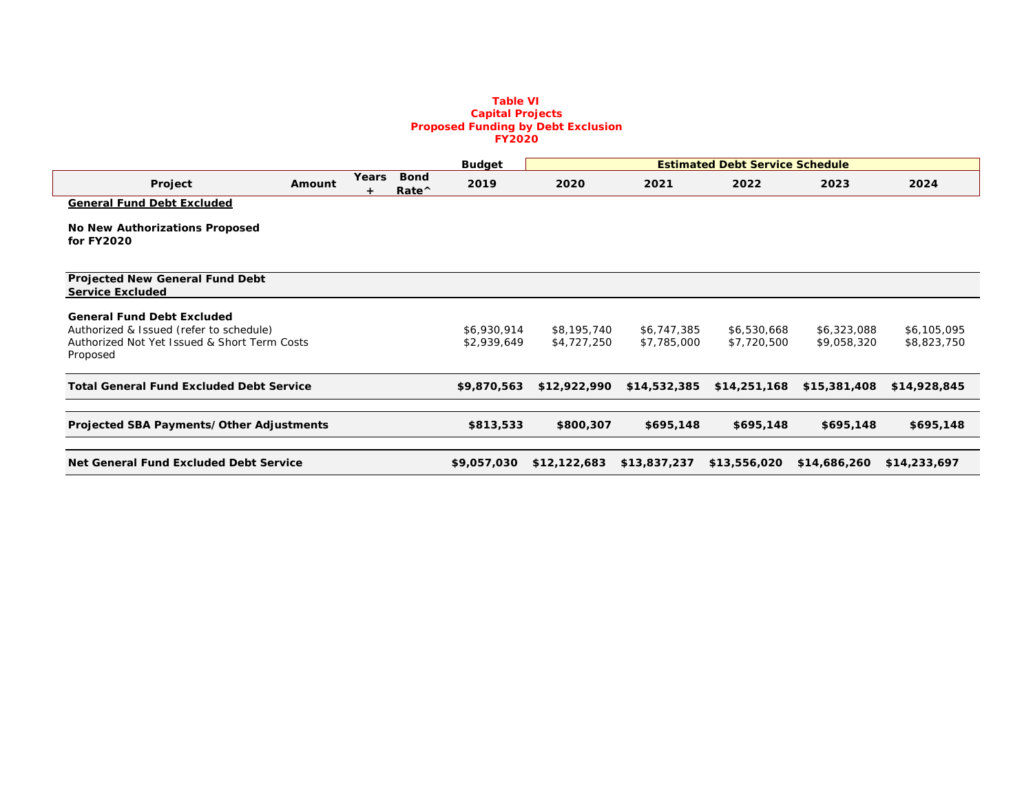**Table VI**
**Capital Projects**
**Proposed Funding by Debt Exclusion**
**FY2020**

| | | | | Budget | Estimated Debt Service Schedule | | | | |
|---|---|---|---|---|---|---|---|---|---|
| **Project** | **Amount** | **Years +** | **Bond Rate^** | **2019** | **2020** | **2021** | **2022** | **2023** | **2024** |
| **General Fund Debt Excluded** | | | | | | | | | |
| **No New Authorizations Proposed for FY2020** | | | | | | | | | |
| **Projected New General Fund Debt Service Excluded** | | | | | | | | | |
| **General Fund Debt Excluded** | | | | | | | | | |
| Authorized & Issued (refer to schedule) | | | | $6,930,914 | $8,195,740 | $6,747,385 | $6,530,668 | $6,323,088 | $6,105,095 |
| Authorized Not Yet Issued & Short Term Costs | | | | $2,939,649 | $4,727,250 | $7,785,000 | $7,720,500 | $9,058,320 | $8,823,750 |
| Proposed | | | | | | | | | |
| **Total General Fund Excluded Debt Service** | | | | **$9,870,563** | **$12,922,990** | **$14,532,385** | **$14,251,168** | **$15,381,408** | **$14,928,845** |
| **Projected SBA Payments/Other Adjustments** | | | | **$813,533** | **$800,307** | **$695,148** | **$695,148** | **$695,148** | **$695,148** |
| **Net General Fund Excluded Debt Service** | | | | **$9,057,030** | **$12,122,683** | **$13,837,237** | **$13,556,020** | **$14,686,260** | **$14,233,697** |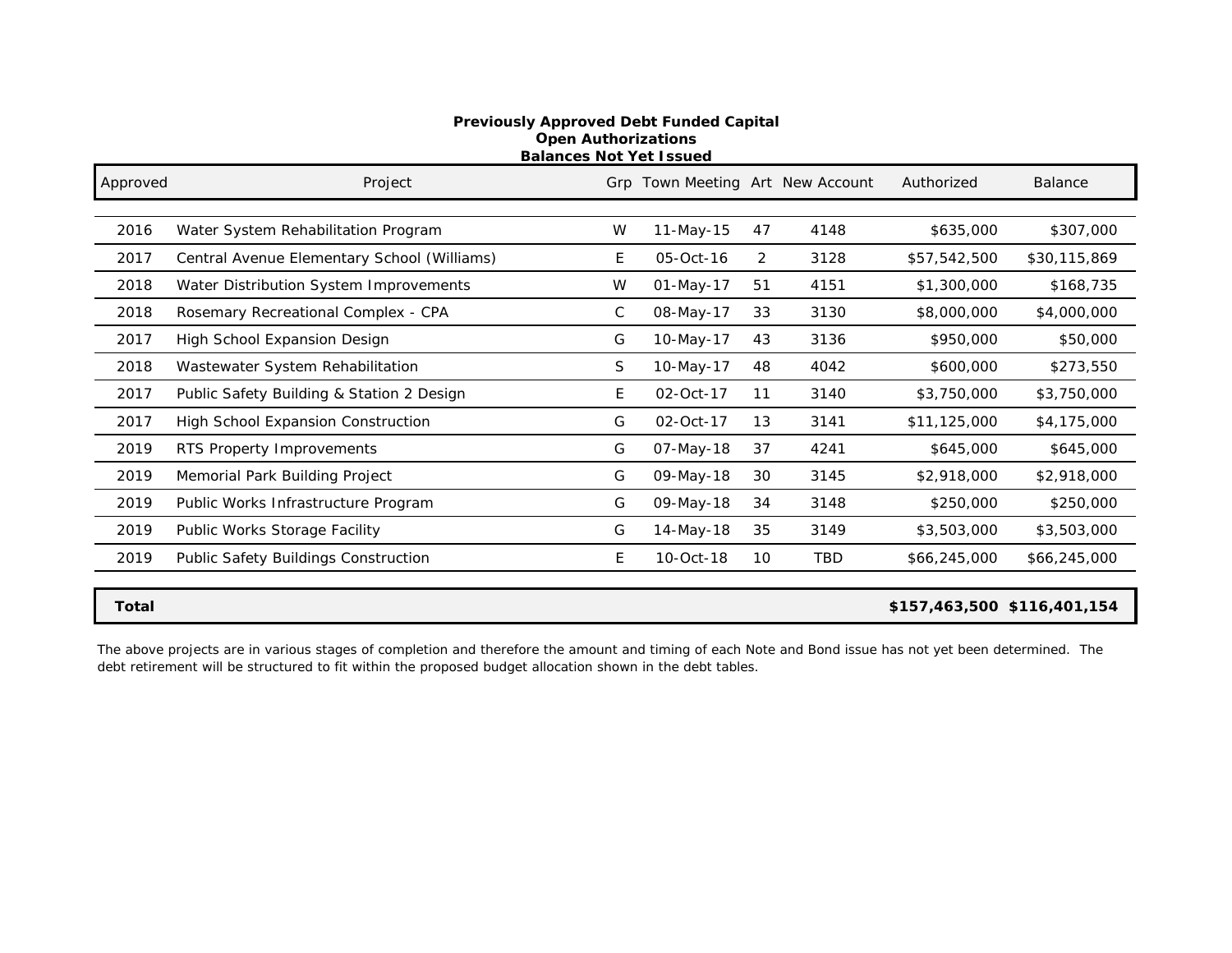**Previously Approved Debt Funded Capital**
**Open Authorizations**
**Balances Not Yet Issued**

| Approved | Project | Grp | Town Meeting | Art | New Account | Authorized | Balance |
|---|---|---|---|---|---|---|---|
| 2016 | Water System Rehabilitation Program | W | 11-May-15 | 47 | 4148 | $635,000 | $307,000 |
| 2017 | Central Avenue Elementary School (Williams) | E | 05-Oct-16 | 2 | 3128 | $57,542,500 | $30,115,869 |
| 2018 | Water Distribution System Improvements | W | 01-May-17 | 51 | 4151 | $1,300,000 | $168,735 |
| 2018 | Rosemary Recreational Complex - CPA | C | 08-May-17 | 33 | 3130 | $8,000,000 | $4,000,000 |
| 2017 | High School Expansion Design | G | 10-May-17 | 43 | 3136 | $950,000 | $50,000 |
| 2018 | Wastewater System Rehabilitation | S | 10-May-17 | 48 | 4042 | $600,000 | $273,550 |
| 2017 | Public Safety Building & Station 2 Design | E | 02-Oct-17 | 11 | 3140 | $3,750,000 | $3,750,000 |
| 2017 | High School Expansion Construction | G | 02-Oct-17 | 13 | 3141 | $11,125,000 | $4,175,000 |
| 2019 | RTS Property Improvements | G | 07-May-18 | 37 | 4241 | $645,000 | $645,000 |
| 2019 | Memorial Park Building Project | G | 09-May-18 | 30 | 3145 | $2,918,000 | $2,918,000 |
| 2019 | Public Works Infrastructure Program | G | 09-May-18 | 34 | 3148 | $250,000 | $250,000 |
| 2019 | Public Works Storage Facility | G | 14-May-18 | 35 | 3149 | $3,503,000 | $3,503,000 |
| 2019 | Public Safety Buildings Construction | E | 10-Oct-18 | 10 | TBD | $66,245,000 | $66,245,000 |
| **Total** | | | | | | **$157,463,500** | **$116,401,154** |

The above projects are in various stages of completion and therefore the amount and timing of each Note and Bond issue has not yet been determined. The debt retirement will be structured to fit within the proposed budget allocation shown in the debt tables.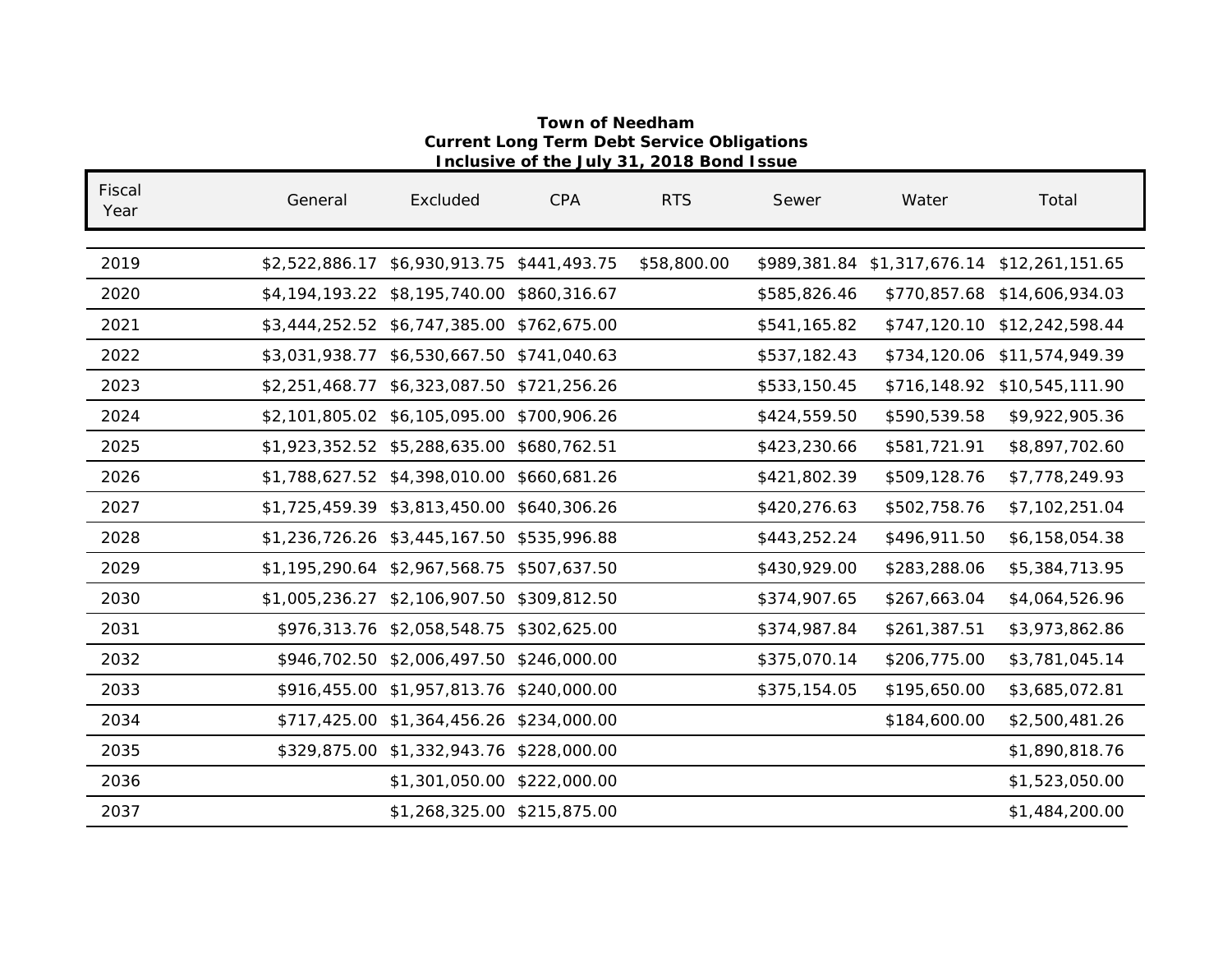**Town of Needham**
**Current Long Term Debt Service Obligations**
**Inclusive of the July 31, 2018 Bond Issue**

| Fiscal Year | General | Excluded | CPA | RTS | Sewer | Water | Total |
|---|---|---|---|---|---|---|---|
| 2019 | $2,522,886.17 | $6,930,913.75 | $441,493.75 | $58,800.00 | $989,381.84 | $1,317,676.14 | $12,261,151.65 |
| 2020 | $4,194,193.22 | $8,195,740.00 | $860,316.67 | | $585,826.46 | $770,857.68 | $14,606,934.03 |
| 2021 | $3,444,252.52 | $6,747,385.00 | $762,675.00 | | $541,165.82 | $747,120.10 | $12,242,598.44 |
| 2022 | $3,031,938.77 | $6,530,667.50 | $741,040.63 | | $537,182.43 | $734,120.06 | $11,574,949.39 |
| 2023 | $2,251,468.77 | $6,323,087.50 | $721,256.26 | | $533,150.45 | $716,148.92 | $10,545,111.90 |
| 2024 | $2,101,805.02 | $6,105,095.00 | $700,906.26 | | $424,559.50 | $590,539.58 | $9,922,905.36 |
| 2025 | $1,923,352.52 | $5,288,635.00 | $680,762.51 | | $423,230.66 | $581,721.91 | $8,897,702.60 |
| 2026 | $1,788,627.52 | $4,398,010.00 | $660,681.26 | | $421,802.39 | $509,128.76 | $7,778,249.93 |
| 2027 | $1,725,459.39 | $3,813,450.00 | $640,306.26 | | $420,276.63 | $502,758.76 | $7,102,251.04 |
| 2028 | $1,236,726.26 | $3,445,167.50 | $535,996.88 | | $443,252.24 | $496,911.50 | $6,158,054.38 |
| 2029 | $1,195,290.64 | $2,967,568.75 | $507,637.50 | | $430,929.00 | $283,288.06 | $5,384,713.95 |
| 2030 | $1,005,236.27 | $2,106,907.50 | $309,812.50 | | $374,907.65 | $267,663.04 | $4,064,526.96 |
| 2031 | $976,313.76 | $2,058,548.75 | $302,625.00 | | $374,987.84 | $261,387.51 | $3,973,862.86 |
| 2032 | $946,702.50 | $2,006,497.50 | $246,000.00 | | $375,070.14 | $206,775.00 | $3,781,045.14 |
| 2033 | $916,455.00 | $1,957,813.76 | $240,000.00 | | $375,154.05 | $195,650.00 | $3,685,072.81 |
| 2034 | $717,425.00 | $1,364,456.26 | $234,000.00 | | | $184,600.00 | $2,500,481.26 |
| 2035 | $329,875.00 | $1,332,943.76 | $228,000.00 | | | | $1,890,818.76 |
| 2036 | | $1,301,050.00 | $222,000.00 | | | | $1,523,050.00 |
| 2037 | | $1,268,325.00 | $215,875.00 | | | | $1,484,200.00 |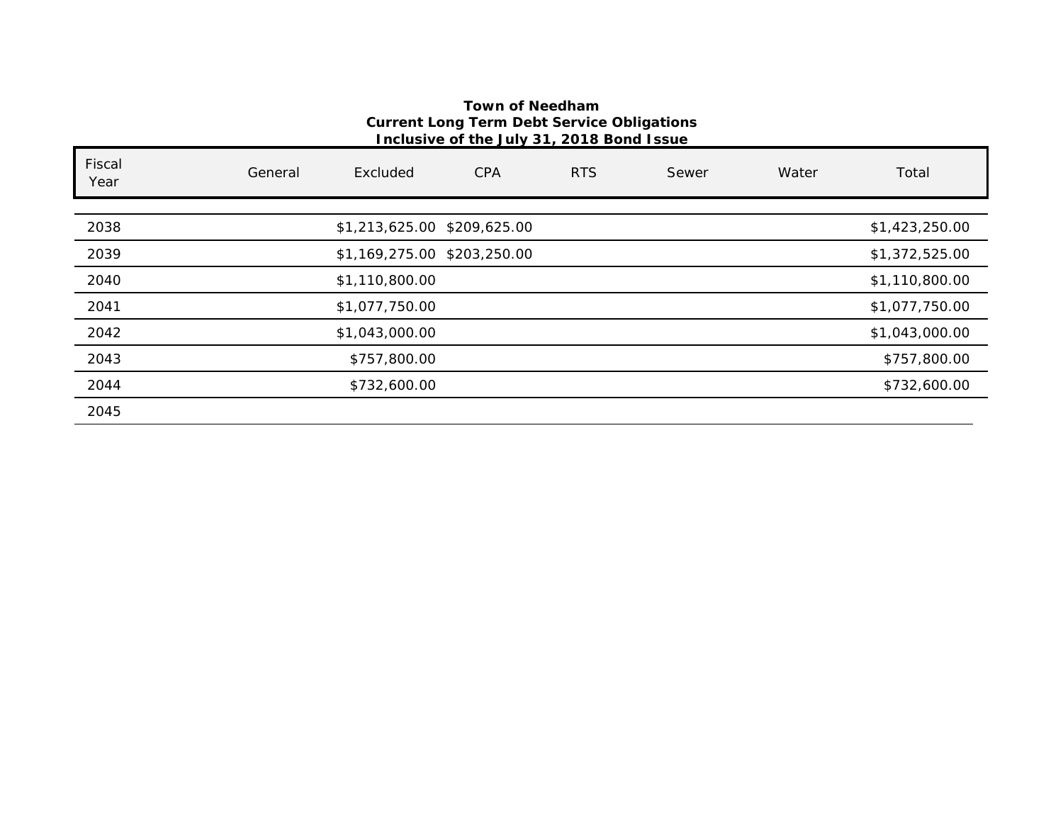**Town of Needham**
**Current Long Term Debt Service Obligations**
**Inclusive of the July 31, 2018 Bond Issue**

| Fiscal Year | General | Excluded | CPA | RTS | Sewer | Water | Total |
|---|---|---|---|---|---|---|---|
| 2038 | | $1,213,625.00 | $209,625.00 | | | | $1,423,250.00 |
| 2039 | | $1,169,275.00 | $203,250.00 | | | | $1,372,525.00 |
| 2040 | | $1,110,800.00 | | | | | $1,110,800.00 |
| 2041 | | $1,077,750.00 | | | | | $1,077,750.00 |
| 2042 | | $1,043,000.00 | | | | | $1,043,000.00 |
| 2043 | | $757,800.00 | | | | | $757,800.00 |
| 2044 | | $732,600.00 | | | | | $732,600.00 |
| 2045 | | | | | | | |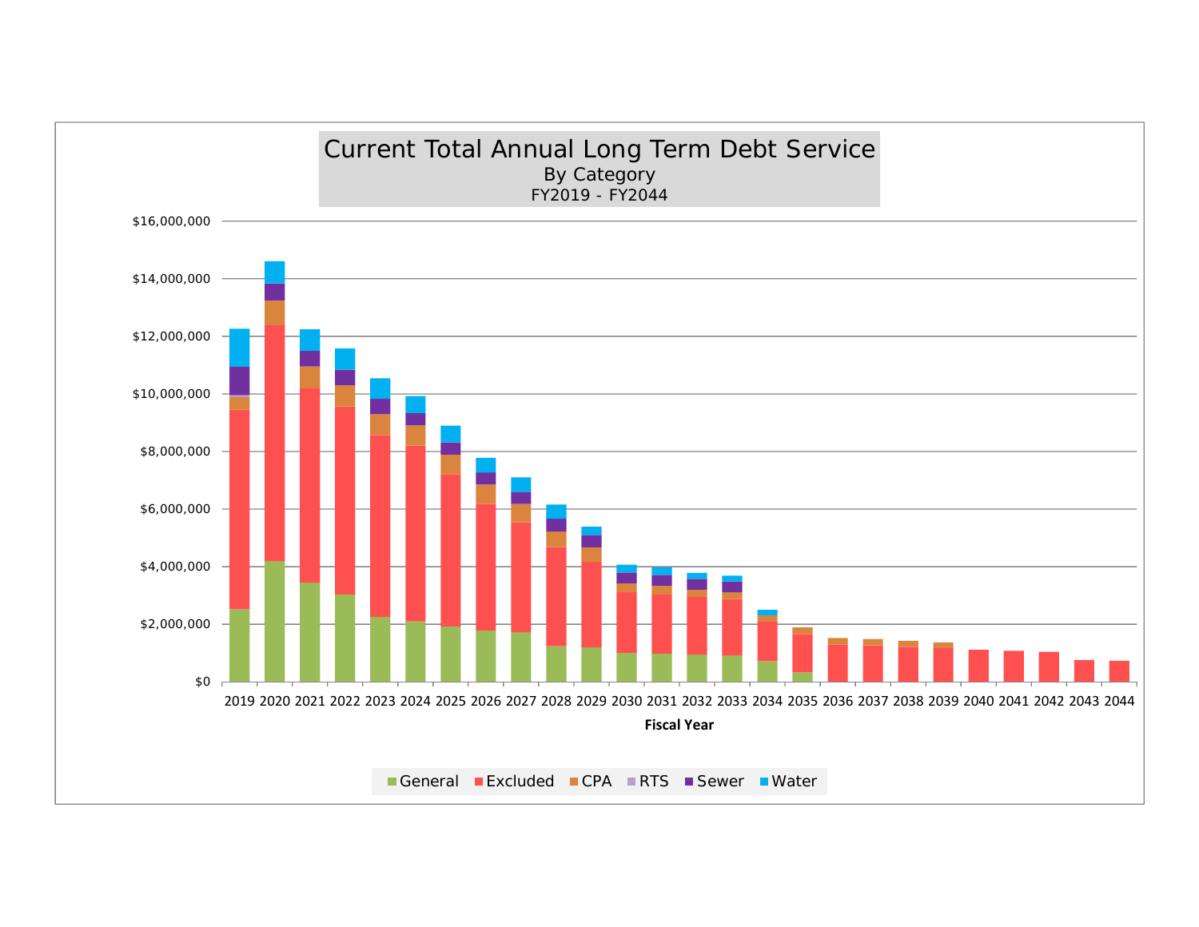Current Total Annual Long Term Debt Service

By Category

FY2019 - FY2044

$16,000,000

$14,000,000

$12,000,000

$10,000,000

$8,000,000

$6,000,000

$4,000,000

$2,000,000

$0

2019 2020 2021 2022 2023 2024 2025 2026 2027 2028 2029 2030 2031 2032 2033 2034 2035 2036 2037 2038 2039 2040 2041 2042 2043 2044

Fiscal Year

General Excluded CPA RTS Sewer Water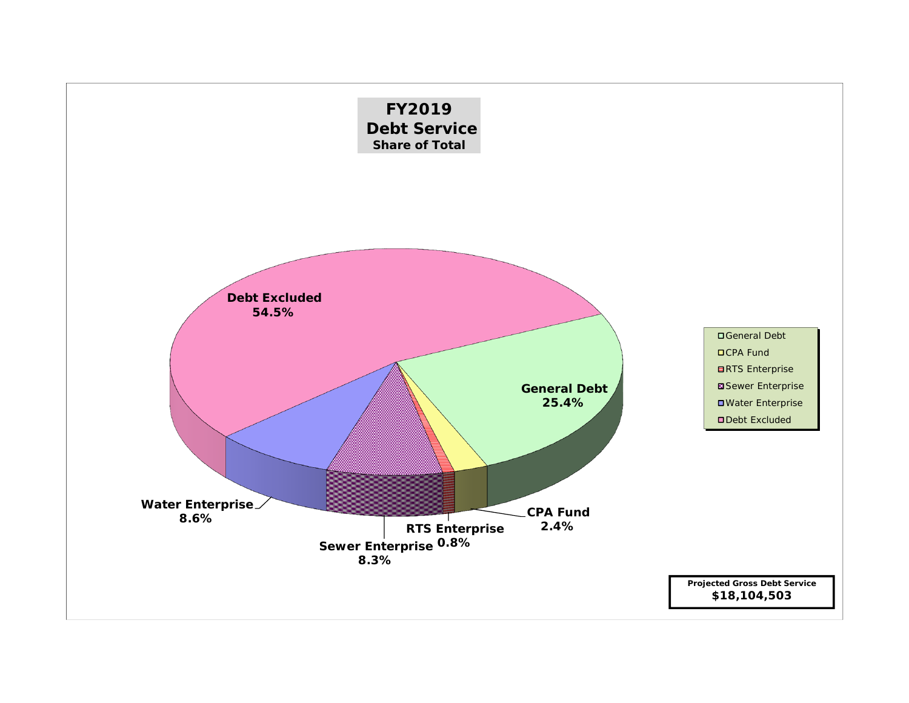# FY2019 Debt Service
## Share of Total

Debt Excluded
54.5%

General Debt
25.4%

Water Enterprise
8.6%

Sewer Enterprise
8.3%

RTS Enterprise
0.8%

CPA Fund
2.4%

General Debt
CPA Fund
RTS Enterprise
Sewer Enterprise
Water Enterprise
Debt Excluded

**Projected Gross Debt Service**
**$18,104,503**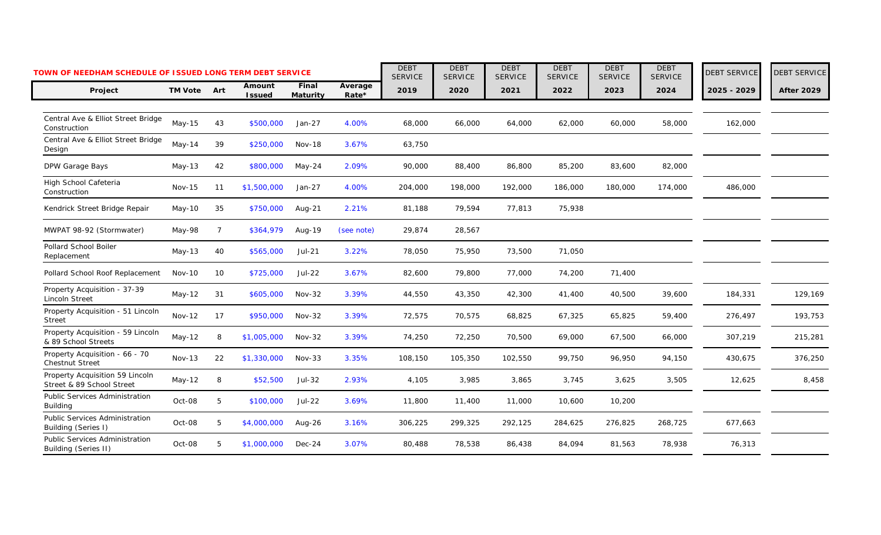**TOWN OF NEEDHAM SCHEDULE OF ISSUED LONG TERM DEBT SERVICE**

| Project | TM Vote | Art | Amount Issued | Final Maturity | Average Rate* | DEBT SERVICE 2019 | DEBT SERVICE 2020 | DEBT SERVICE 2021 | DEBT SERVICE 2022 | DEBT SERVICE 2023 | DEBT SERVICE 2024 | DEBT SERVICE 2025 - 2029 | DEBT SERVICE After 2029 |
|---|---|---|---|---|---|---|---|---|---|---|---|---|---|
| Central Ave & Elliot Street Bridge Construction | May-15 | 43 | $500,000 | Jan-27 | 4.00% | 68,000 | 66,000 | 64,000 | 62,000 | 60,000 | 58,000 | 162,000 | |
| Central Ave & Elliot Street Bridge Design | May-14 | 39 | $250,000 | Nov-18 | 3.67% | 63,750 | | | | | | | |
| DPW Garage Bays | May-13 | 42 | $800,000 | May-24 | 2.09% | 90,000 | 88,400 | 86,800 | 85,200 | 83,600 | 82,000 | | |
| High School Cafeteria Construction | Nov-15 | 11 | $1,500,000 | Jan-27 | 4.00% | 204,000 | 198,000 | 192,000 | 186,000 | 180,000 | 174,000 | 486,000 | |
| Kendrick Street Bridge Repair | May-10 | 35 | $750,000 | Aug-21 | 2.21% | 81,188 | 79,594 | 77,813 | 75,938 | | | | |
| MWPAT 98-92 (Stormwater) | May-98 | 7 | $364,979 | Aug-19 | (see note) | 29,874 | 28,567 | | | | | | |
| Pollard School Boiler Replacement | May-13 | 40 | $565,000 | Jul-21 | 3.22% | 78,050 | 75,950 | 73,500 | 71,050 | | | | |
| Pollard School Roof Replacement | Nov-10 | 10 | $725,000 | Jul-22 | 3.67% | 82,600 | 79,800 | 77,000 | 74,200 | 71,400 | | | |
| Property Acquisition - 37-39 Lincoln Street | May-12 | 31 | $605,000 | Nov-32 | 3.39% | 44,550 | 43,350 | 42,300 | 41,400 | 40,500 | 39,600 | 184,331 | 129,169 |
| Property Acquisition - 51 Lincoln Street | Nov-12 | 17 | $950,000 | Nov-32 | 3.39% | 72,575 | 70,575 | 68,825 | 67,325 | 65,825 | 59,400 | 276,497 | 193,753 |
| Property Acquisition - 59 Lincoln & 89 School Streets | May-12 | 8 | $1,005,000 | Nov-32 | 3.39% | 74,250 | 72,250 | 70,500 | 69,000 | 67,500 | 66,000 | 307,219 | 215,281 |
| Property Acquisition - 66 - 70 Chestnut Street | Nov-13 | 22 | $1,330,000 | Nov-33 | 3.35% | 108,150 | 105,350 | 102,550 | 99,750 | 96,950 | 94,150 | 430,675 | 376,250 |
| Property Acquisition 59 Lincoln Street & 89 School Street | May-12 | 8 | $52,500 | Jul-32 | 2.93% | 4,105 | 3,985 | 3,865 | 3,745 | 3,625 | 3,505 | 12,625 | 8,458 |
| Public Services Administration Building | Oct-08 | 5 | $100,000 | Jul-22 | 3.69% | 11,800 | 11,400 | 11,000 | 10,600 | 10,200 | | | |
| Public Services Administration Building (Series I) | Oct-08 | 5 | $4,000,000 | Aug-26 | 3.16% | 306,225 | 299,325 | 292,125 | 284,625 | 276,825 | 268,725 | 677,663 | |
| Public Services Administration Building (Series II) | Oct-08 | 5 | $1,000,000 | Dec-24 | 3.07% | 80,488 | 78,538 | 86,438 | 84,094 | 81,563 | 78,938 | 76,313 | |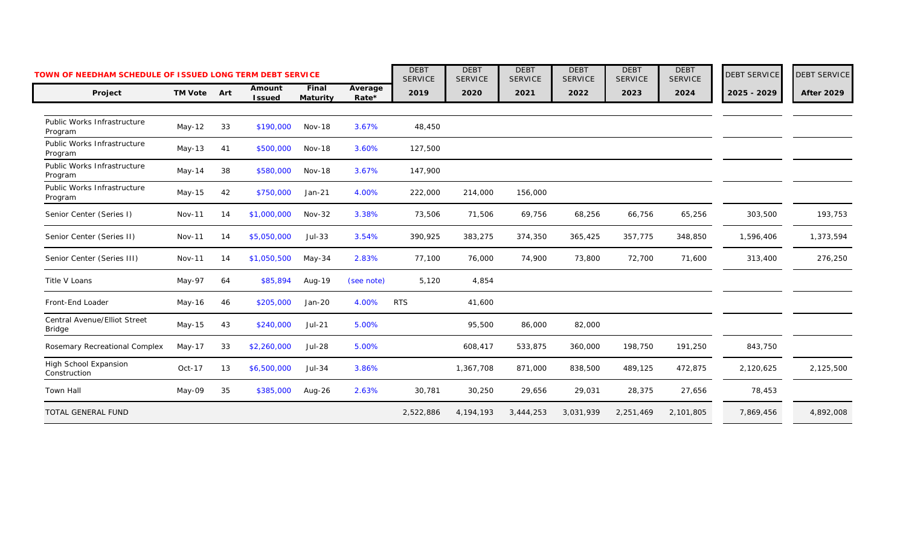**TOWN OF NEEDHAM SCHEDULE OF ISSUED LONG TERM DEBT SERVICE**

| Project | TM Vote | Art | Amount Issued | Final Maturity | Average Rate* | DEBT SERVICE 2019 | DEBT SERVICE 2020 | DEBT SERVICE 2021 | DEBT SERVICE 2022 | DEBT SERVICE 2023 | DEBT SERVICE 2024 | DEBT SERVICE 2025 - 2029 | DEBT SERVICE After 2029 |
|---|---|---|---|---|---|---|---|---|---|---|---|---|---|
| Public Works Infrastructure Program | May-12 | 33 | $190,000 | Nov-18 | 3.67% | 48,450 | | | | | | | |
| Public Works Infrastructure Program | May-13 | 41 | $500,000 | Nov-18 | 3.60% | 127,500 | | | | | | | |
| Public Works Infrastructure Program | May-14 | 38 | $580,000 | Nov-18 | 3.67% | 147,900 | | | | | | | |
| Public Works Infrastructure Program | May-15 | 42 | $750,000 | Jan-21 | 4.00% | 222,000 | 214,000 | 156,000 | | | | | |
| Senior Center (Series I) | Nov-11 | 14 | $1,000,000 | Nov-32 | 3.38% | 73,506 | 71,506 | 69,756 | 68,256 | 66,756 | 65,256 | 303,500 | 193,753 |
| Senior Center (Series II) | Nov-11 | 14 | $5,050,000 | Jul-33 | 3.54% | 390,925 | 383,275 | 374,350 | 365,425 | 357,775 | 348,850 | 1,596,406 | 1,373,594 |
| Senior Center (Series III) | Nov-11 | 14 | $1,050,500 | May-34 | 2.83% | 77,100 | 76,000 | 74,900 | 73,800 | 72,700 | 71,600 | 313,400 | 276,250 |
| Title V Loans | May-97 | 64 | $85,894 | Aug-19 | (see note) | 5,120 | 4,854 | | | | | | |
| Front-End Loader | May-16 | 46 | $205,000 | Jan-20 | 4.00% | RTS | 41,600 | | | | | | |
| Central Avenue/Elliot Street Bridge | May-15 | 43 | $240,000 | Jul-21 | 5.00% | | 95,500 | 86,000 | 82,000 | | | | |
| Rosemary Recreational Complex | May-17 | 33 | $2,260,000 | Jul-28 | 5.00% | | 608,417 | 533,875 | 360,000 | 198,750 | 191,250 | 843,750 | |
| High School Expansion Construction | Oct-17 | 13 | $6,500,000 | Jul-34 | 3.86% | | 1,367,708 | 871,000 | 838,500 | 489,125 | 472,875 | 2,120,625 | 2,125,500 |
| Town Hall | May-09 | 35 | $385,000 | Aug-26 | 2.63% | 30,781 | 30,250 | 29,656 | 29,031 | 28,375 | 27,656 | 78,453 | |
| TOTAL GENERAL FUND | | | | | | 2,522,886 | 4,194,193 | 3,444,253 | 3,031,939 | 2,251,469 | 2,101,805 | 7,869,456 | 4,892,008 |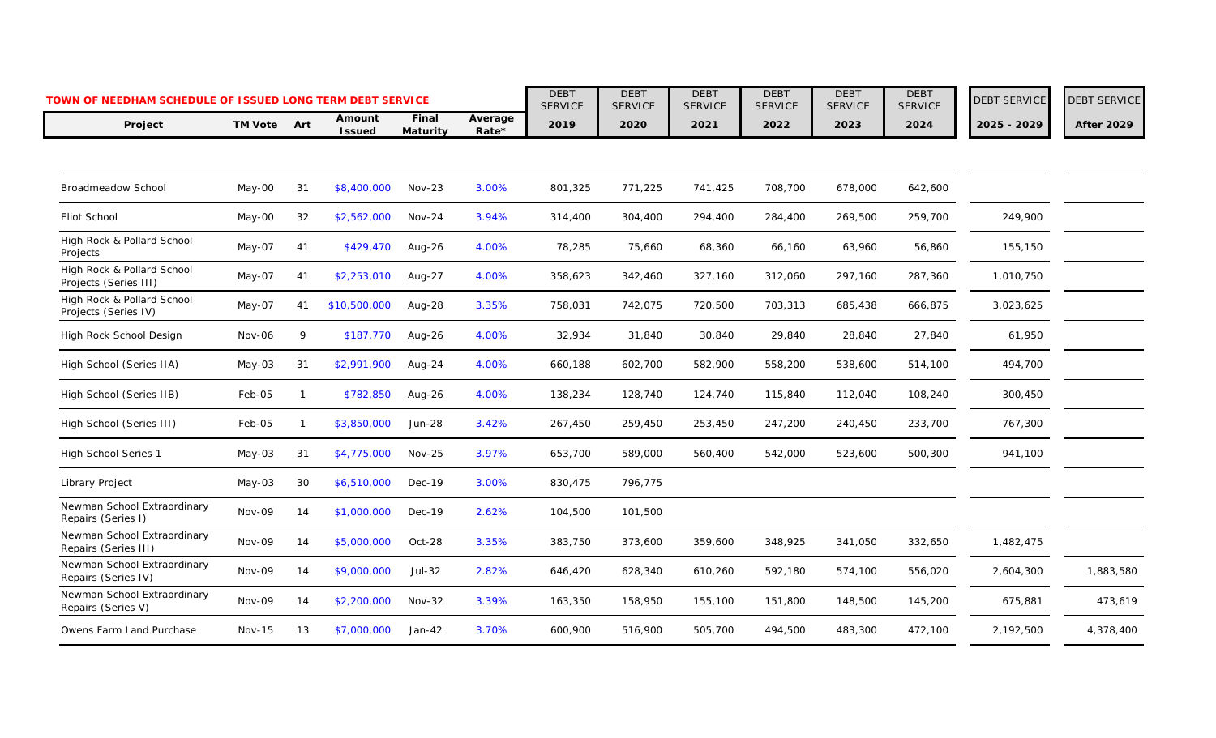| TOWN OF NEEDHAM SCHEDULE OF ISSUED LONG TERM DEBT SERVICE | | | | | | DEBT SERVICE | DEBT SERVICE | DEBT SERVICE | DEBT SERVICE | DEBT SERVICE | DEBT SERVICE | DEBT SERVICE | DEBT SERVICE |
|---|---|---|---|---|---|---|---|---|---|---|---|---|---|
| **Project** | **TM Vote** | **Art** | **Amount Issued** | **Final Maturity** | **Average Rate*** | **2019** | **2020** | **2021** | **2022** | **2023** | **2024** | **2025 - 2029** | **After 2029** |
| Broadmeadow School | May-00 | 31 | $8,400,000 | Nov-23 | 3.00% | 801,325 | 771,225 | 741,425 | 708,700 | 678,000 | 642,600 | | |
| Eliot School | May-00 | 32 | $2,562,000 | Nov-24 | 3.94% | 314,400 | 304,400 | 294,400 | 284,400 | 269,500 | 259,700 | 249,900 | |
| High Rock & Pollard School Projects | May-07 | 41 | $429,470 | Aug-26 | 4.00% | 78,285 | 75,660 | 68,360 | 66,160 | 63,960 | 56,860 | 155,150 | |
| High Rock & Pollard School Projects (Series III) | May-07 | 41 | $2,253,010 | Aug-27 | 4.00% | 358,623 | 342,460 | 327,160 | 312,060 | 297,160 | 287,360 | 1,010,750 | |
| High Rock & Pollard School Projects (Series IV) | May-07 | 41 | $10,500,000 | Aug-28 | 3.35% | 758,031 | 742,075 | 720,500 | 703,313 | 685,438 | 666,875 | 3,023,625 | |
| High Rock School Design | Nov-06 | 9 | $187,770 | Aug-26 | 4.00% | 32,934 | 31,840 | 30,840 | 29,840 | 28,840 | 27,840 | 61,950 | |
| High School (Series IIA) | May-03 | 31 | $2,991,900 | Aug-24 | 4.00% | 660,188 | 602,700 | 582,900 | 558,200 | 538,600 | 514,100 | 494,700 | |
| High School (Series IIB) | Feb-05 | 1 | $782,850 | Aug-26 | 4.00% | 138,234 | 128,740 | 124,740 | 115,840 | 112,040 | 108,240 | 300,450 | |
| High School (Series III) | Feb-05 | 1 | $3,850,000 | Jun-28 | 3.42% | 267,450 | 259,450 | 253,450 | 247,200 | 240,450 | 233,700 | 767,300 | |
| High School Series 1 | May-03 | 31 | $4,775,000 | Nov-25 | 3.97% | 653,700 | 589,000 | 560,400 | 542,000 | 523,600 | 500,300 | 941,100 | |
| Library Project | May-03 | 30 | $6,510,000 | Dec-19 | 3.00% | 830,475 | 796,775 | | | | | | |
| Newman School Extraordinary Repairs (Series I) | Nov-09 | 14 | $1,000,000 | Dec-19 | 2.62% | 104,500 | 101,500 | | | | | | |
| Newman School Extraordinary Repairs (Series III) | Nov-09 | 14 | $5,000,000 | Oct-28 | 3.35% | 383,750 | 373,600 | 359,600 | 348,925 | 341,050 | 332,650 | 1,482,475 | |
| Newman School Extraordinary Repairs (Series IV) | Nov-09 | 14 | $9,000,000 | Jul-32 | 2.82% | 646,420 | 628,340 | 610,260 | 592,180 | 574,100 | 556,020 | 2,604,300 | 1,883,580 |
| Newman School Extraordinary Repairs (Series V) | Nov-09 | 14 | $2,200,000 | Nov-32 | 3.39% | 163,350 | 158,950 | 155,100 | 151,800 | 148,500 | 145,200 | 675,881 | 473,619 |
| Owens Farm Land Purchase | Nov-15 | 13 | $7,000,000 | Jan-42 | 3.70% | 600,900 | 516,900 | 505,700 | 494,500 | 483,300 | 472,100 | 2,192,500 | 4,378,400 |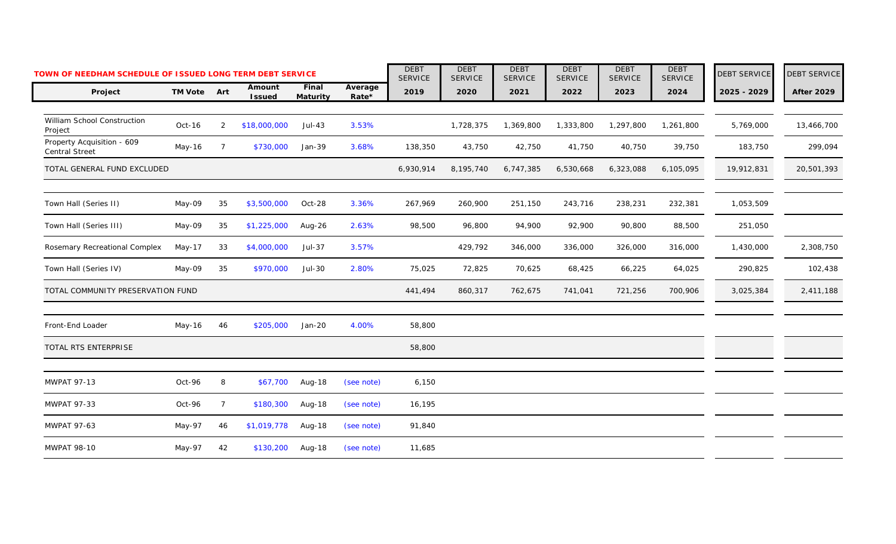**TOWN OF NEEDHAM SCHEDULE OF ISSUED LONG TERM DEBT SERVICE**

| Project | TM Vote | Art | Amount Issued | Final Maturity | Average Rate* | DEBT SERVICE 2019 | DEBT SERVICE 2020 | DEBT SERVICE 2021 | DEBT SERVICE 2022 | DEBT SERVICE 2023 | DEBT SERVICE 2024 | DEBT SERVICE 2025 - 2029 | DEBT SERVICE After 2029 |
|---|---|---|---|---|---|---|---|---|---|---|---|---|---|
| William School Construction Project | Oct-16 | 2 | $18,000,000 | Jul-43 | 3.53% | | 1,728,375 | 1,369,800 | 1,333,800 | 1,297,800 | 1,261,800 | 5,769,000 | 13,466,700 |
| Property Acquisition - 609 Central Street | May-16 | 7 | $730,000 | Jan-39 | 3.68% | 138,350 | 43,750 | 42,750 | 41,750 | 40,750 | 39,750 | 183,750 | 299,094 |
| TOTAL GENERAL FUND EXCLUDED | | | | | | 6,930,914 | 8,195,740 | 6,747,385 | 6,530,668 | 6,323,088 | 6,105,095 | 19,912,831 | 20,501,393 |
| | | | | | | | | | | | | | |
| Town Hall (Series II) | May-09 | 35 | $3,500,000 | Oct-28 | 3.36% | 267,969 | 260,900 | 251,150 | 243,716 | 238,231 | 232,381 | 1,053,509 | |
| Town Hall (Series III) | May-09 | 35 | $1,225,000 | Aug-26 | 2.63% | 98,500 | 96,800 | 94,900 | 92,900 | 90,800 | 88,500 | 251,050 | |
| Rosemary Recreational Complex | May-17 | 33 | $4,000,000 | Jul-37 | 3.57% | | 429,792 | 346,000 | 336,000 | 326,000 | 316,000 | 1,430,000 | 2,308,750 |
| Town Hall (Series IV) | May-09 | 35 | $970,000 | Jul-30 | 2.80% | 75,025 | 72,825 | 70,625 | 68,425 | 66,225 | 64,025 | 290,825 | 102,438 |
| TOTAL COMMUNITY PRESERVATION FUND | | | | | | 441,494 | 860,317 | 762,675 | 741,041 | 721,256 | 700,906 | 3,025,384 | 2,411,188 |
| | | | | | | | | | | | | | |
| Front-End Loader | May-16 | 46 | $205,000 | Jan-20 | 4.00% | 58,800 | | | | | | | |
| TOTAL RTS ENTERPRISE | | | | | | 58,800 | | | | | | | |
| | | | | | | | | | | | | | |
| MWPAT 97-13 | Oct-96 | 8 | $67,700 | Aug-18 | (see note) | 6,150 | | | | | | | |
| MWPAT 97-33 | Oct-96 | 7 | $180,300 | Aug-18 | (see note) | 16,195 | | | | | | | |
| MWPAT 97-63 | May-97 | 46 | $1,019,778 | Aug-18 | (see note) | 91,840 | | | | | | | |
| MWPAT 98-10 | May-97 | 42 | $130,200 | Aug-18 | (see note) | 11,685 | | | | | | | |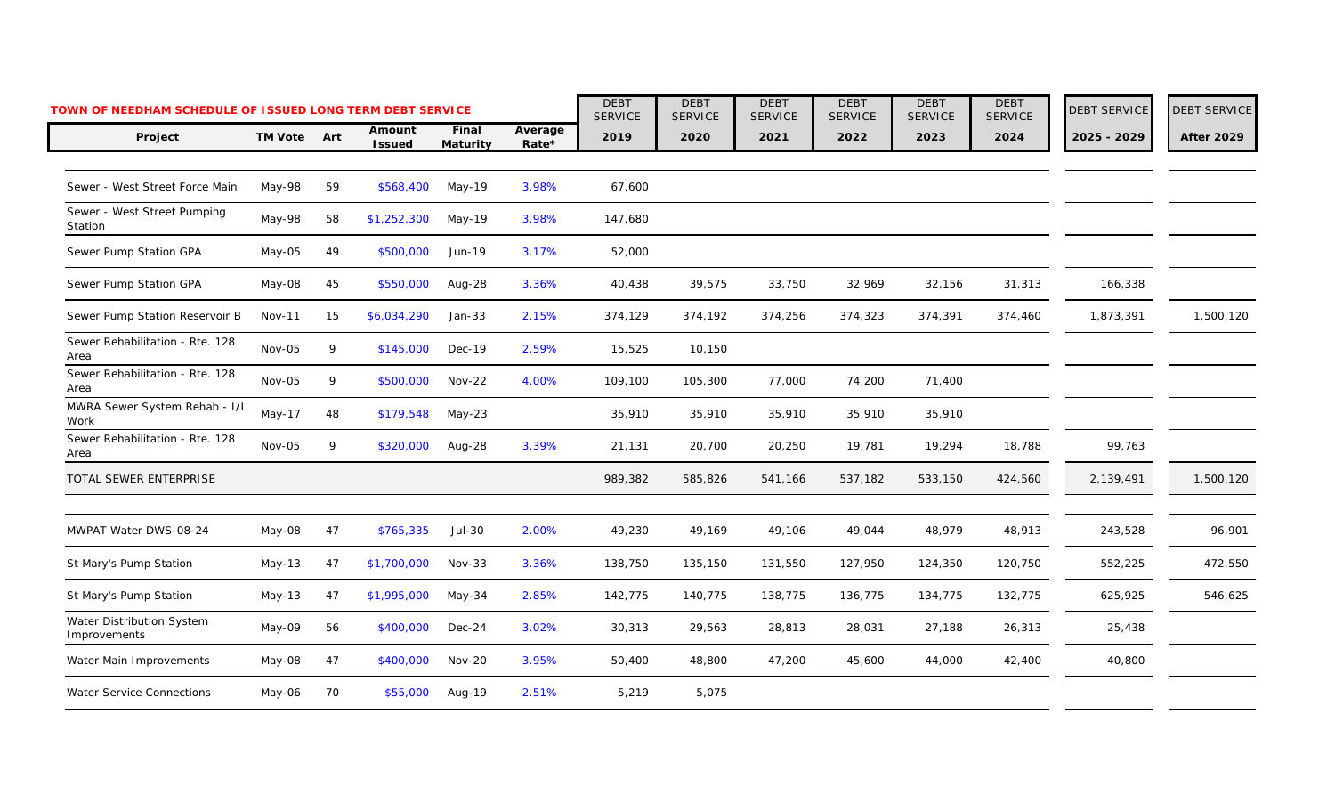**TOWN OF NEEDHAM SCHEDULE OF ISSUED LONG TERM DEBT SERVICE**

| Project | TM Vote | Art | Amount Issued | Final Maturity | Average Rate* | DEBT SERVICE 2019 | DEBT SERVICE 2020 | DEBT SERVICE 2021 | DEBT SERVICE 2022 | DEBT SERVICE 2023 | DEBT SERVICE 2024 | DEBT SERVICE 2025 - 2029 | DEBT SERVICE After 2029 |
|---|---|---|---|---|---|---|---|---|---|---|---|---|---|
| Sewer - West Street Force Main | May-98 | 59 | $568,400 | May-19 | 3.98% | 67,600 | | | | | | | |
| Sewer - West Street Pumping Station | May-98 | 58 | $1,252,300 | May-19 | 3.98% | 147,680 | | | | | | | |
| Sewer Pump Station GPA | May-05 | 49 | $500,000 | Jun-19 | 3.17% | 52,000 | | | | | | | |
| Sewer Pump Station GPA | May-08 | 45 | $550,000 | Aug-28 | 3.36% | 40,438 | 39,575 | 33,750 | 32,969 | 32,156 | 31,313 | 166,338 | |
| Sewer Pump Station Reservoir B | Nov-11 | 15 | $6,034,290 | Jan-33 | 2.15% | 374,129 | 374,192 | 374,256 | 374,323 | 374,391 | 374,460 | 1,873,391 | 1,500,120 |
| Sewer Rehabilitation - Rte. 128 Area | Nov-05 | 9 | $145,000 | Dec-19 | 2.59% | 15,525 | 10,150 | | | | | | |
| Sewer Rehabilitation - Rte. 128 Area | Nov-05 | 9 | $500,000 | Nov-22 | 4.00% | 109,100 | 105,300 | 77,000 | 74,200 | 71,400 | | | |
| MWRA Sewer System Rehab - I/I Work | May-17 | 48 | $179,548 | May-23 | | 35,910 | 35,910 | 35,910 | 35,910 | 35,910 | | | |
| Sewer Rehabilitation - Rte. 128 Area | Nov-05 | 9 | $320,000 | Aug-28 | 3.39% | 21,131 | 20,700 | 20,250 | 19,781 | 19,294 | 18,788 | 99,763 | |
| TOTAL SEWER ENTERPRISE | | | | | | 989,382 | 585,826 | 541,166 | 537,182 | 533,150 | 424,560 | 2,139,491 | 1,500,120 |
| MWPAT Water DWS-08-24 | May-08 | 47 | $765,335 | Jul-30 | 2.00% | 49,230 | 49,169 | 49,106 | 49,044 | 48,979 | 48,913 | 243,528 | 96,901 |
| St Mary's Pump Station | May-13 | 47 | $1,700,000 | Nov-33 | 3.36% | 138,750 | 135,150 | 131,550 | 127,950 | 124,350 | 120,750 | 552,225 | 472,550 |
| St Mary's Pump Station | May-13 | 47 | $1,995,000 | May-34 | 2.85% | 142,775 | 140,775 | 138,775 | 136,775 | 134,775 | 132,775 | 625,925 | 546,625 |
| Water Distribution System Improvements | May-09 | 56 | $400,000 | Dec-24 | 3.02% | 30,313 | 29,563 | 28,813 | 28,031 | 27,188 | 26,313 | 25,438 | |
| Water Main Improvements | May-08 | 47 | $400,000 | Nov-20 | 3.95% | 50,400 | 48,800 | 47,200 | 45,600 | 44,000 | 42,400 | 40,800 | |
| Water Service Connections | May-06 | 70 | $55,000 | Aug-19 | 2.51% | 5,219 | 5,075 | | | | | | |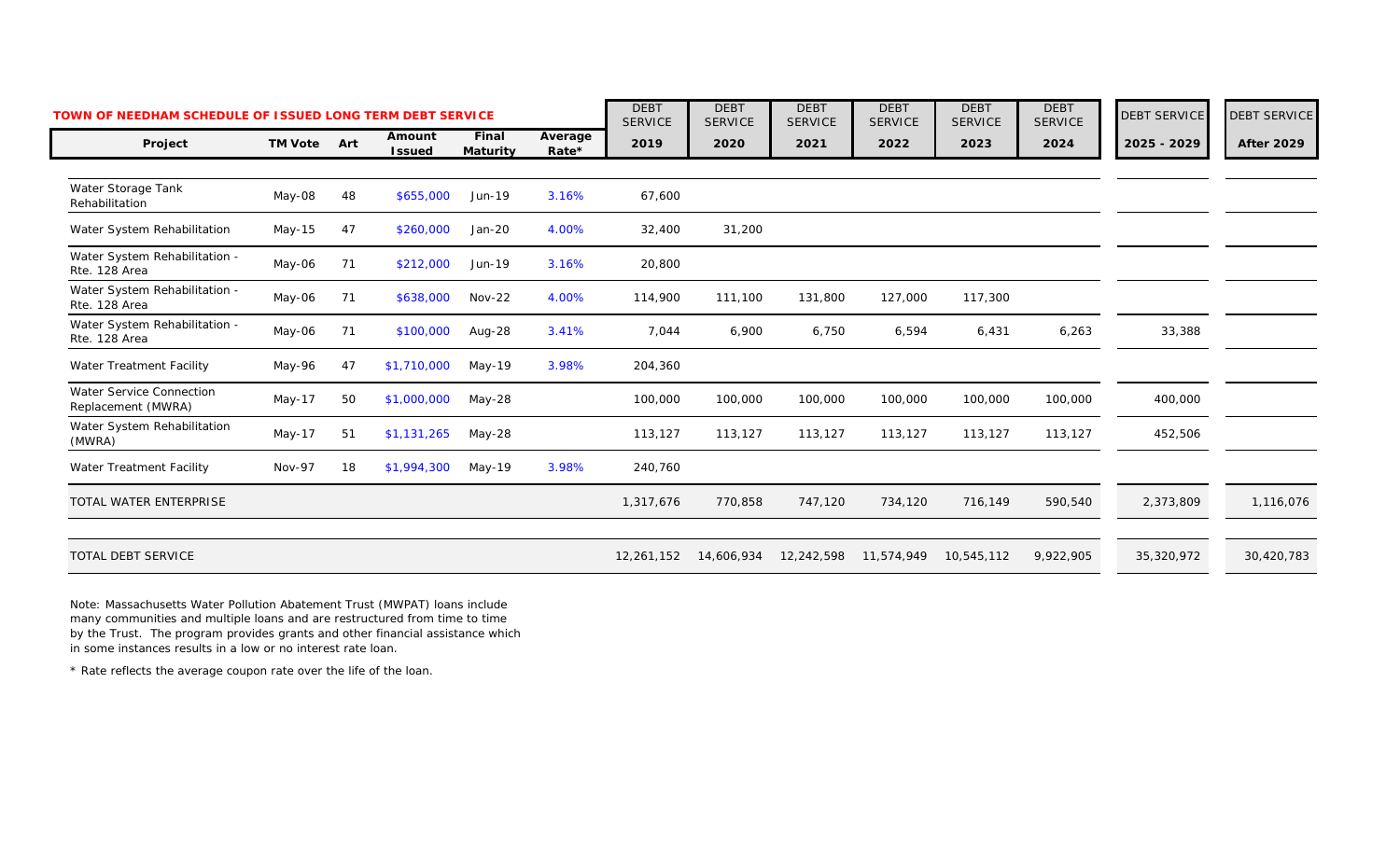| TOWN OF NEEDHAM SCHEDULE OF ISSUED LONG TERM DEBT SERVICE | | | | | | DEBT SERVICE | DEBT SERVICE | DEBT SERVICE | DEBT SERVICE | DEBT SERVICE | DEBT SERVICE | DEBT SERVICE | DEBT SERVICE |
|---|---|---|---|---|---|---|---|---|---|---|---|---|---|
| **Project** | **TM Vote** | **Art** | **Amount Issued** | **Final Maturity** | **Average Rate*** | **2019** | **2020** | **2021** | **2022** | **2023** | **2024** | **2025 - 2029** | **After 2029** |
| Water Storage Tank Rehabilitation | May-08 | 48 | $655,000 | Jun-19 | 3.16% | 67,600 | | | | | | | |
| Water System Rehabilitation | May-15 | 47 | $260,000 | Jan-20 | 4.00% | 32,400 | 31,200 | | | | | | |
| Water System Rehabilitation - Rte. 128 Area | May-06 | 71 | $212,000 | Jun-19 | 3.16% | 20,800 | | | | | | | |
| Water System Rehabilitation - Rte. 128 Area | May-06 | 71 | $638,000 | Nov-22 | 4.00% | 114,900 | 111,100 | 131,800 | 127,000 | 117,300 | | | |
| Water System Rehabilitation - Rte. 128 Area | May-06 | 71 | $100,000 | Aug-28 | 3.41% | 7,044 | 6,900 | 6,750 | 6,594 | 6,431 | 6,263 | 33,388 | |
| Water Treatment Facility | May-96 | 47 | $1,710,000 | May-19 | 3.98% | 204,360 | | | | | | | |
| Water Service Connection Replacement (MWRA) | May-17 | 50 | $1,000,000 | May-28 | | 100,000 | 100,000 | 100,000 | 100,000 | 100,000 | 100,000 | 400,000 | |
| Water System Rehabilitation (MWRA) | May-17 | 51 | $1,131,265 | May-28 | | 113,127 | 113,127 | 113,127 | 113,127 | 113,127 | 113,127 | 452,506 | |
| Water Treatment Facility | Nov-97 | 18 | $1,994,300 | May-19 | 3.98% | 240,760 | | | | | | | |
| TOTAL WATER ENTERPRISE | | | | | | 1,317,676 | 770,858 | 747,120 | 734,120 | 716,149 | 590,540 | 2,373,809 | 1,116,076 |
| TOTAL DEBT SERVICE | | | | | | 12,261,152 | 14,606,934 | 12,242,598 | 11,574,949 | 10,545,112 | 9,922,905 | 35,320,972 | 30,420,783 |

Note: Massachusetts Water Pollution Abatement Trust (MWPAT) loans include many communities and multiple loans and are restructured from time to time by the Trust. The program provides grants and other financial assistance which in some instances results in a low or no interest rate loan.

* Rate reflects the average coupon rate over the life of the loan.